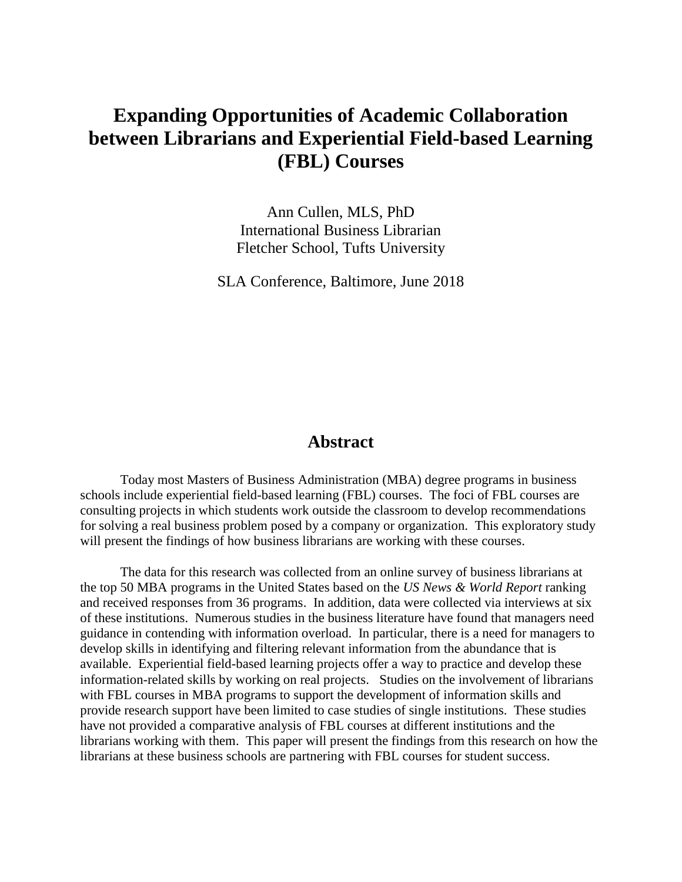# Expanding Opportunities of Academic Collaboration between Librarians and Experiential Field-based Learning (FBL) Courses

Ann Cullen, MLS, PhD
International Business Librarian
Fletcher School, Tufts University

SLA Conference, Baltimore, June 2018

## Abstract

Today most Masters of Business Administration (MBA) degree programs in business schools include experiential field-based learning (FBL) courses. The foci of FBL courses are consulting projects in which students work outside the classroom to develop recommendations for solving a real business problem posed by a company or organization. This exploratory study will present the findings of how business librarians are working with these courses.

The data for this research was collected from an online survey of business librarians at the top 50 MBA programs in the United States based on the *US News & World Report* ranking and received responses from 36 programs. In addition, data were collected via interviews at six of these institutions. Numerous studies in the business literature have found that managers need guidance in contending with information overload. In particular, there is a need for managers to develop skills in identifying and filtering relevant information from the abundance that is available. Experiential field-based learning projects offer a way to practice and develop these information-related skills by working on real projects. Studies on the involvement of librarians with FBL courses in MBA programs to support the development of information skills and provide research support have been limited to case studies of single institutions. These studies have not provided a comparative analysis of FBL courses at different institutions and the librarians working with them. This paper will present the findings from this research on how the librarians at these business schools are partnering with FBL courses for student success.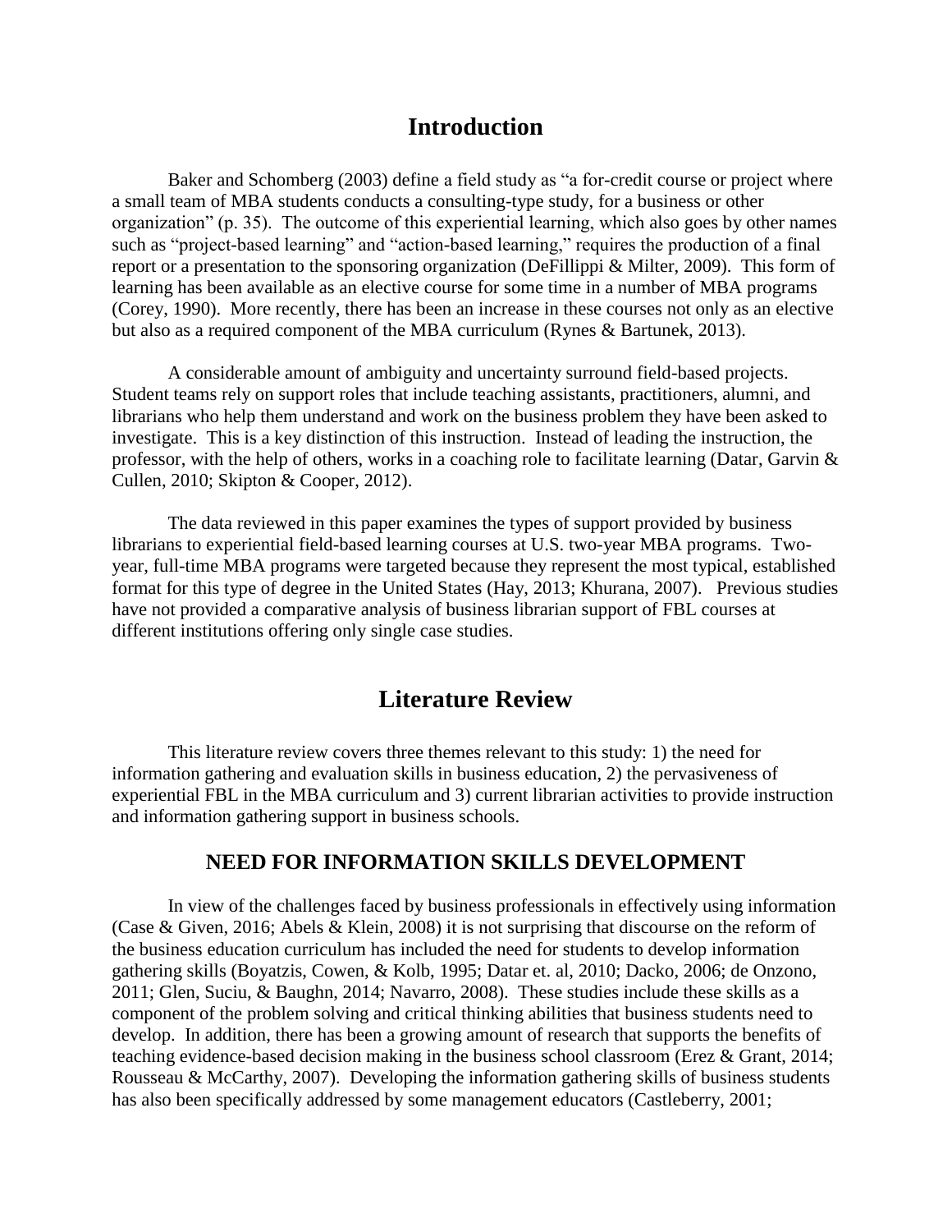# Introduction

Baker and Schomberg (2003) define a field study as "a for-credit course or project where a small team of MBA students conducts a consulting-type study, for a business or other organization" (p. 35). The outcome of this experiential learning, which also goes by other names such as "project-based learning" and "action-based learning," requires the production of a final report or a presentation to the sponsoring organization (DeFillippi & Milter, 2009). This form of learning has been available as an elective course for some time in a number of MBA programs (Corey, 1990). More recently, there has been an increase in these courses not only as an elective but also as a required component of the MBA curriculum (Rynes & Bartunek, 2013).

A considerable amount of ambiguity and uncertainty surround field-based projects. Student teams rely on support roles that include teaching assistants, practitioners, alumni, and librarians who help them understand and work on the business problem they have been asked to investigate. This is a key distinction of this instruction. Instead of leading the instruction, the professor, with the help of others, works in a coaching role to facilitate learning (Datar, Garvin & Cullen, 2010; Skipton & Cooper, 2012).

The data reviewed in this paper examines the types of support provided by business librarians to experiential field-based learning courses at U.S. two-year MBA programs. Two-year, full-time MBA programs were targeted because they represent the most typical, established format for this type of degree in the United States (Hay, 2013; Khurana, 2007). Previous studies have not provided a comparative analysis of business librarian support of FBL courses at different institutions offering only single case studies.

# Literature Review

This literature review covers three themes relevant to this study: 1) the need for information gathering and evaluation skills in business education, 2) the pervasiveness of experiential FBL in the MBA curriculum and 3) current librarian activities to provide instruction and information gathering support in business schools.

## NEED FOR INFORMATION SKILLS DEVELOPMENT

In view of the challenges faced by business professionals in effectively using information (Case & Given, 2016; Abels & Klein, 2008) it is not surprising that discourse on the reform of the business education curriculum has included the need for students to develop information gathering skills (Boyatzis, Cowen, & Kolb, 1995; Datar et. al, 2010; Dacko, 2006; de Onzono, 2011; Glen, Suciu, & Baughn, 2014; Navarro, 2008). These studies include these skills as a component of the problem solving and critical thinking abilities that business students need to develop. In addition, there has been a growing amount of research that supports the benefits of teaching evidence-based decision making in the business school classroom (Erez & Grant, 2014; Rousseau & McCarthy, 2007). Developing the information gathering skills of business students has also been specifically addressed by some management educators (Castleberry, 2001;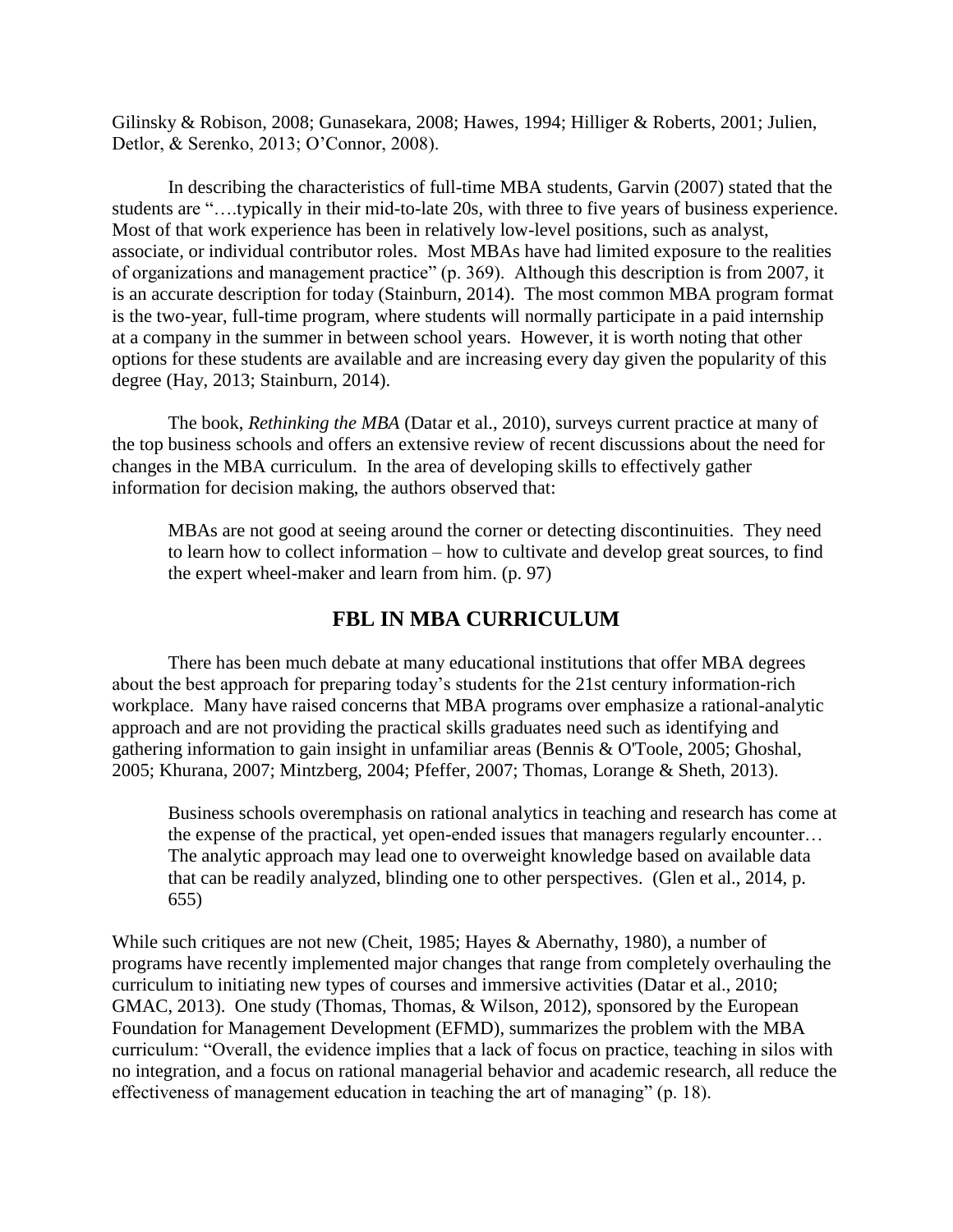Gilinsky & Robison, 2008; Gunasekara, 2008; Hawes, 1994; Hilliger & Roberts, 2001; Julien, Detlor, & Serenko, 2013; O'Connor, 2008).

In describing the characteristics of full-time MBA students, Garvin (2007) stated that the students are "….typically in their mid-to-late 20s, with three to five years of business experience. Most of that work experience has been in relatively low-level positions, such as analyst, associate, or individual contributor roles. Most MBAs have had limited exposure to the realities of organizations and management practice" (p. 369). Although this description is from 2007, it is an accurate description for today (Stainburn, 2014). The most common MBA program format is the two-year, full-time program, where students will normally participate in a paid internship at a company in the summer in between school years. However, it is worth noting that other options for these students are available and are increasing every day given the popularity of this degree (Hay, 2013; Stainburn, 2014).

The book, *Rethinking the MBA* (Datar et al., 2010), surveys current practice at many of the top business schools and offers an extensive review of recent discussions about the need for changes in the MBA curriculum. In the area of developing skills to effectively gather information for decision making, the authors observed that:

> MBAs are not good at seeing around the corner or detecting discontinuities. They need to learn how to collect information – how to cultivate and develop great sources, to find the expert wheel-maker and learn from him. (p. 97)

## FBL IN MBA CURRICULUM

There has been much debate at many educational institutions that offer MBA degrees about the best approach for preparing today's students for the 21st century information-rich workplace. Many have raised concerns that MBA programs over emphasize a rational-analytic approach and are not providing the practical skills graduates need such as identifying and gathering information to gain insight in unfamiliar areas (Bennis & O'Toole, 2005; Ghoshal, 2005; Khurana, 2007; Mintzberg, 2004; Pfeffer, 2007; Thomas, Lorange & Sheth, 2013).

> Business schools overemphasis on rational analytics in teaching and research has come at the expense of the practical, yet open-ended issues that managers regularly encounter… The analytic approach may lead one to overweight knowledge based on available data that can be readily analyzed, blinding one to other perspectives. (Glen et al., 2014, p. 655)

While such critiques are not new (Cheit, 1985; Hayes & Abernathy, 1980), a number of programs have recently implemented major changes that range from completely overhauling the curriculum to initiating new types of courses and immersive activities (Datar et al., 2010; GMAC, 2013). One study (Thomas, Thomas, & Wilson, 2012), sponsored by the European Foundation for Management Development (EFMD), summarizes the problem with the MBA curriculum: "Overall, the evidence implies that a lack of focus on practice, teaching in silos with no integration, and a focus on rational managerial behavior and academic research, all reduce the effectiveness of management education in teaching the art of managing" (p. 18).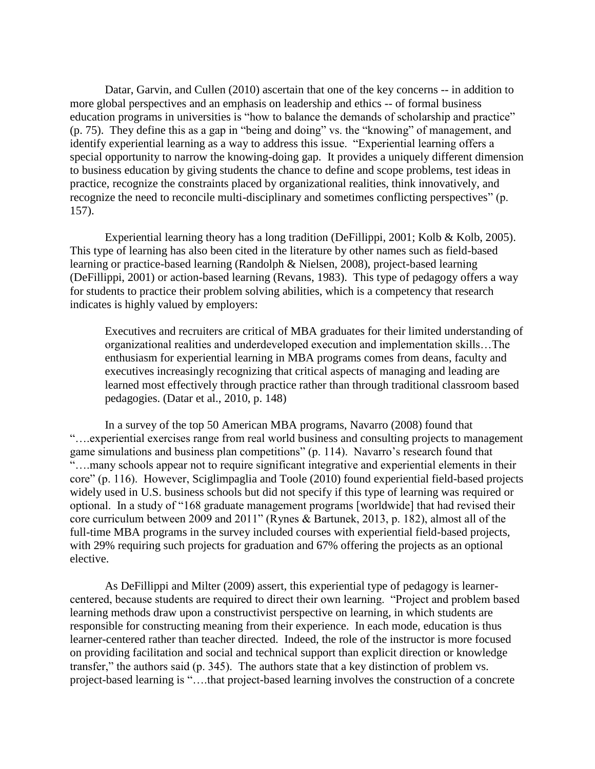Datar, Garvin, and Cullen (2010) ascertain that one of the key concerns -- in addition to more global perspectives and an emphasis on leadership and ethics -- of formal business education programs in universities is "how to balance the demands of scholarship and practice" (p. 75). They define this as a gap in "being and doing" vs. the "knowing" of management, and identify experiential learning as a way to address this issue. "Experiential learning offers a special opportunity to narrow the knowing-doing gap. It provides a uniquely different dimension to business education by giving students the chance to define and scope problems, test ideas in practice, recognize the constraints placed by organizational realities, think innovatively, and recognize the need to reconcile multi-disciplinary and sometimes conflicting perspectives" (p. 157).

Experiential learning theory has a long tradition (DeFillippi, 2001; Kolb & Kolb, 2005). This type of learning has also been cited in the literature by other names such as field-based learning or practice-based learning (Randolph & Nielsen, 2008), project-based learning (DeFillippi, 2001) or action-based learning (Revans, 1983). This type of pedagogy offers a way for students to practice their problem solving abilities, which is a competency that research indicates is highly valued by employers:

> Executives and recruiters are critical of MBA graduates for their limited understanding of organizational realities and underdeveloped execution and implementation skills…The enthusiasm for experiential learning in MBA programs comes from deans, faculty and executives increasingly recognizing that critical aspects of managing and leading are learned most effectively through practice rather than through traditional classroom based pedagogies. (Datar et al., 2010, p. 148)

In a survey of the top 50 American MBA programs, Navarro (2008) found that "….experiential exercises range from real world business and consulting projects to management game simulations and business plan competitions" (p. 114). Navarro's research found that "….many schools appear not to require significant integrative and experiential elements in their core" (p. 116). However, Sciglimpaglia and Toole (2010) found experiential field-based projects widely used in U.S. business schools but did not specify if this type of learning was required or optional. In a study of "168 graduate management programs [worldwide] that had revised their core curriculum between 2009 and 2011" (Rynes & Bartunek, 2013, p. 182), almost all of the full-time MBA programs in the survey included courses with experiential field-based projects, with 29% requiring such projects for graduation and 67% offering the projects as an optional elective.

As DeFillippi and Milter (2009) assert, this experiential type of pedagogy is learner-centered, because students are required to direct their own learning. "Project and problem based learning methods draw upon a constructivist perspective on learning, in which students are responsible for constructing meaning from their experience. In each mode, education is thus learner-centered rather than teacher directed. Indeed, the role of the instructor is more focused on providing facilitation and social and technical support than explicit direction or knowledge transfer," the authors said (p. 345). The authors state that a key distinction of problem vs. project-based learning is "….that project-based learning involves the construction of a concrete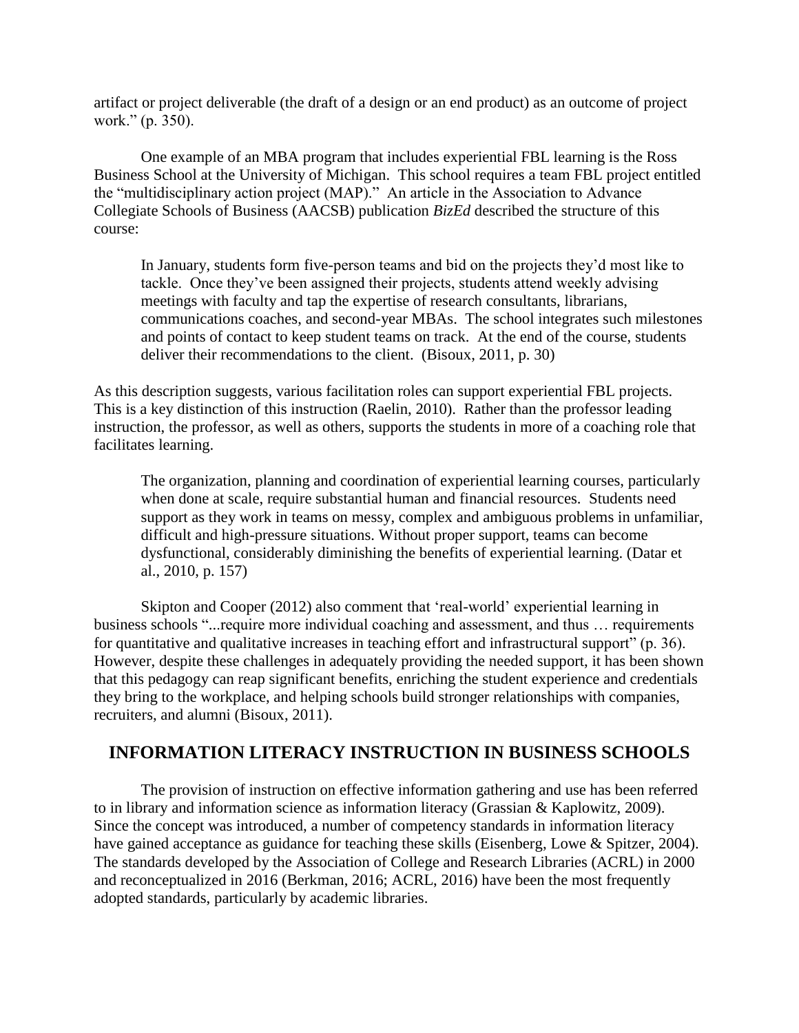artifact or project deliverable (the draft of a design or an end product) as an outcome of project work." (p. 350).

One example of an MBA program that includes experiential FBL learning is the Ross Business School at the University of Michigan. This school requires a team FBL project entitled the "multidisciplinary action project (MAP)." An article in the Association to Advance Collegiate Schools of Business (AACSB) publication *BizEd* described the structure of this course:

> In January, students form five-person teams and bid on the projects they'd most like to tackle. Once they've been assigned their projects, students attend weekly advising meetings with faculty and tap the expertise of research consultants, librarians, communications coaches, and second-year MBAs. The school integrates such milestones and points of contact to keep student teams on track. At the end of the course, students deliver their recommendations to the client. (Bisoux, 2011, p. 30)

As this description suggests, various facilitation roles can support experiential FBL projects. This is a key distinction of this instruction (Raelin, 2010). Rather than the professor leading instruction, the professor, as well as others, supports the students in more of a coaching role that facilitates learning.

> The organization, planning and coordination of experiential learning courses, particularly when done at scale, require substantial human and financial resources. Students need support as they work in teams on messy, complex and ambiguous problems in unfamiliar, difficult and high-pressure situations. Without proper support, teams can become dysfunctional, considerably diminishing the benefits of experiential learning. (Datar et al., 2010, p. 157)

Skipton and Cooper (2012) also comment that 'real-world' experiential learning in business schools "...require more individual coaching and assessment, and thus … requirements for quantitative and qualitative increases in teaching effort and infrastructural support" (p. 36). However, despite these challenges in adequately providing the needed support, it has been shown that this pedagogy can reap significant benefits, enriching the student experience and credentials they bring to the workplace, and helping schools build stronger relationships with companies, recruiters, and alumni (Bisoux, 2011).

## INFORMATION LITERACY INSTRUCTION IN BUSINESS SCHOOLS

The provision of instruction on effective information gathering and use has been referred to in library and information science as information literacy (Grassian & Kaplowitz, 2009). Since the concept was introduced, a number of competency standards in information literacy have gained acceptance as guidance for teaching these skills (Eisenberg, Lowe & Spitzer, 2004). The standards developed by the Association of College and Research Libraries (ACRL) in 2000 and reconceptualized in 2016 (Berkman, 2016; ACRL, 2016) have been the most frequently adopted standards, particularly by academic libraries.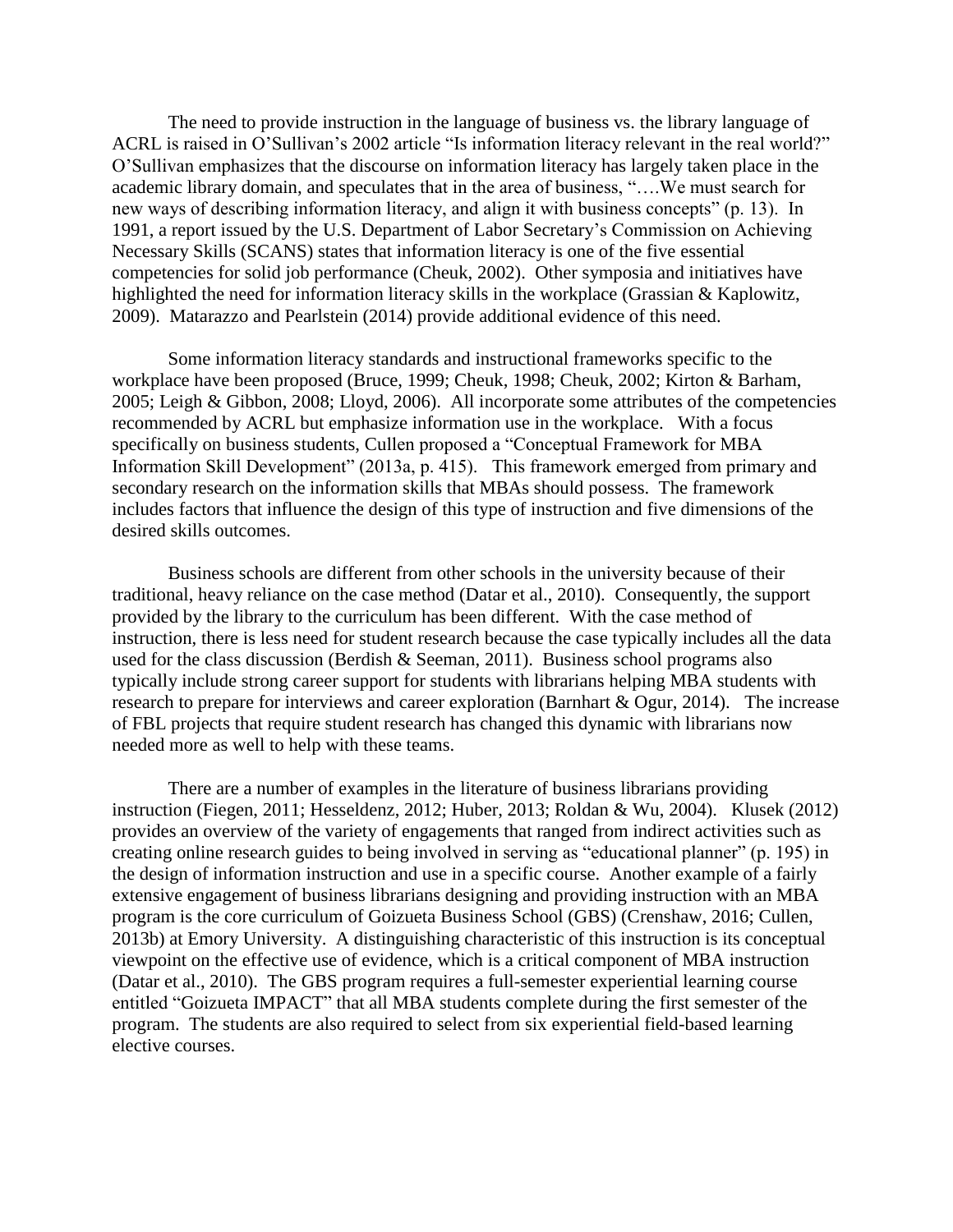The need to provide instruction in the language of business vs. the library language of ACRL is raised in O'Sullivan's 2002 article "Is information literacy relevant in the real world?" O'Sullivan emphasizes that the discourse on information literacy has largely taken place in the academic library domain, and speculates that in the area of business, "….We must search for new ways of describing information literacy, and align it with business concepts" (p. 13). In 1991, a report issued by the U.S. Department of Labor Secretary's Commission on Achieving Necessary Skills (SCANS) states that information literacy is one of the five essential competencies for solid job performance (Cheuk, 2002). Other symposia and initiatives have highlighted the need for information literacy skills in the workplace (Grassian & Kaplowitz, 2009). Matarazzo and Pearlstein (2014) provide additional evidence of this need.

Some information literacy standards and instructional frameworks specific to the workplace have been proposed (Bruce, 1999; Cheuk, 1998; Cheuk, 2002; Kirton & Barham, 2005; Leigh & Gibbon, 2008; Lloyd, 2006). All incorporate some attributes of the competencies recommended by ACRL but emphasize information use in the workplace. With a focus specifically on business students, Cullen proposed a "Conceptual Framework for MBA Information Skill Development" (2013a, p. 415). This framework emerged from primary and secondary research on the information skills that MBAs should possess. The framework includes factors that influence the design of this type of instruction and five dimensions of the desired skills outcomes.

Business schools are different from other schools in the university because of their traditional, heavy reliance on the case method (Datar et al., 2010). Consequently, the support provided by the library to the curriculum has been different. With the case method of instruction, there is less need for student research because the case typically includes all the data used for the class discussion (Berdish & Seeman, 2011). Business school programs also typically include strong career support for students with librarians helping MBA students with research to prepare for interviews and career exploration (Barnhart & Ogur, 2014). The increase of FBL projects that require student research has changed this dynamic with librarians now needed more as well to help with these teams.

There are a number of examples in the literature of business librarians providing instruction (Fiegen, 2011; Hesseldenz, 2012; Huber, 2013; Roldan & Wu, 2004). Klusek (2012) provides an overview of the variety of engagements that ranged from indirect activities such as creating online research guides to being involved in serving as "educational planner" (p. 195) in the design of information instruction and use in a specific course. Another example of a fairly extensive engagement of business librarians designing and providing instruction with an MBA program is the core curriculum of Goizueta Business School (GBS) (Crenshaw, 2016; Cullen, 2013b) at Emory University. A distinguishing characteristic of this instruction is its conceptual viewpoint on the effective use of evidence, which is a critical component of MBA instruction (Datar et al., 2010). The GBS program requires a full-semester experiential learning course entitled "Goizueta IMPACT" that all MBA students complete during the first semester of the program. The students are also required to select from six experiential field-based learning elective courses.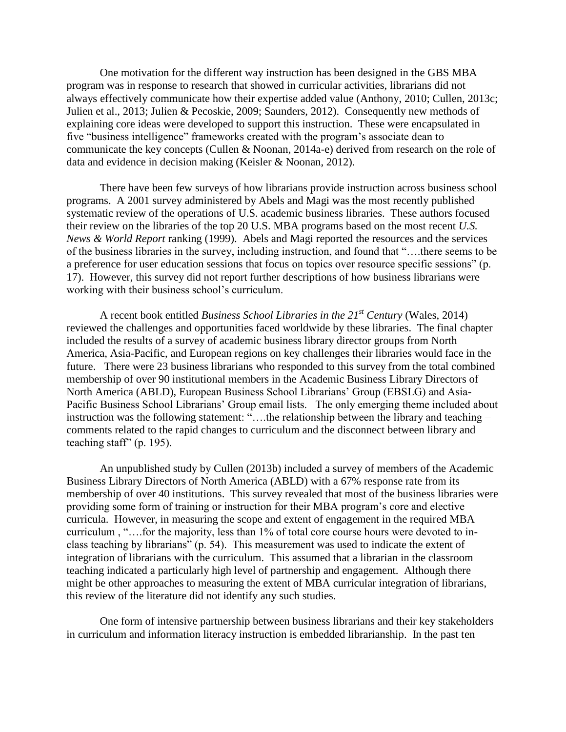One motivation for the different way instruction has been designed in the GBS MBA program was in response to research that showed in curricular activities, librarians did not always effectively communicate how their expertise added value (Anthony, 2010; Cullen, 2013c; Julien et al., 2013; Julien & Pecoskie, 2009; Saunders, 2012). Consequently new methods of explaining core ideas were developed to support this instruction. These were encapsulated in five "business intelligence" frameworks created with the program's associate dean to communicate the key concepts (Cullen & Noonan, 2014a-e) derived from research on the role of data and evidence in decision making (Keisler & Noonan, 2012).

There have been few surveys of how librarians provide instruction across business school programs. A 2001 survey administered by Abels and Magi was the most recently published systematic review of the operations of U.S. academic business libraries. These authors focused their review on the libraries of the top 20 U.S. MBA programs based on the most recent *U.S. News & World Report* ranking (1999). Abels and Magi reported the resources and the services of the business libraries in the survey, including instruction, and found that "….there seems to be a preference for user education sessions that focus on topics over resource specific sessions" (p. 17). However, this survey did not report further descriptions of how business librarians were working with their business school's curriculum.

A recent book entitled *Business School Libraries in the 21st Century* (Wales, 2014) reviewed the challenges and opportunities faced worldwide by these libraries. The final chapter included the results of a survey of academic business library director groups from North America, Asia-Pacific, and European regions on key challenges their libraries would face in the future. There were 23 business librarians who responded to this survey from the total combined membership of over 90 institutional members in the Academic Business Library Directors of North America (ABLD), European Business School Librarians' Group (EBSLG) and Asia-Pacific Business School Librarians' Group email lists. The only emerging theme included about instruction was the following statement: "….the relationship between the library and teaching – comments related to the rapid changes to curriculum and the disconnect between library and teaching staff" (p. 195).

An unpublished study by Cullen (2013b) included a survey of members of the Academic Business Library Directors of North America (ABLD) with a 67% response rate from its membership of over 40 institutions. This survey revealed that most of the business libraries were providing some form of training or instruction for their MBA program's core and elective curricula. However, in measuring the scope and extent of engagement in the required MBA curriculum , "….for the majority, less than 1% of total core course hours were devoted to in-class teaching by librarians" (p. 54). This measurement was used to indicate the extent of integration of librarians with the curriculum. This assumed that a librarian in the classroom teaching indicated a particularly high level of partnership and engagement. Although there might be other approaches to measuring the extent of MBA curricular integration of librarians, this review of the literature did not identify any such studies.

One form of intensive partnership between business librarians and their key stakeholders in curriculum and information literacy instruction is embedded librarianship. In the past ten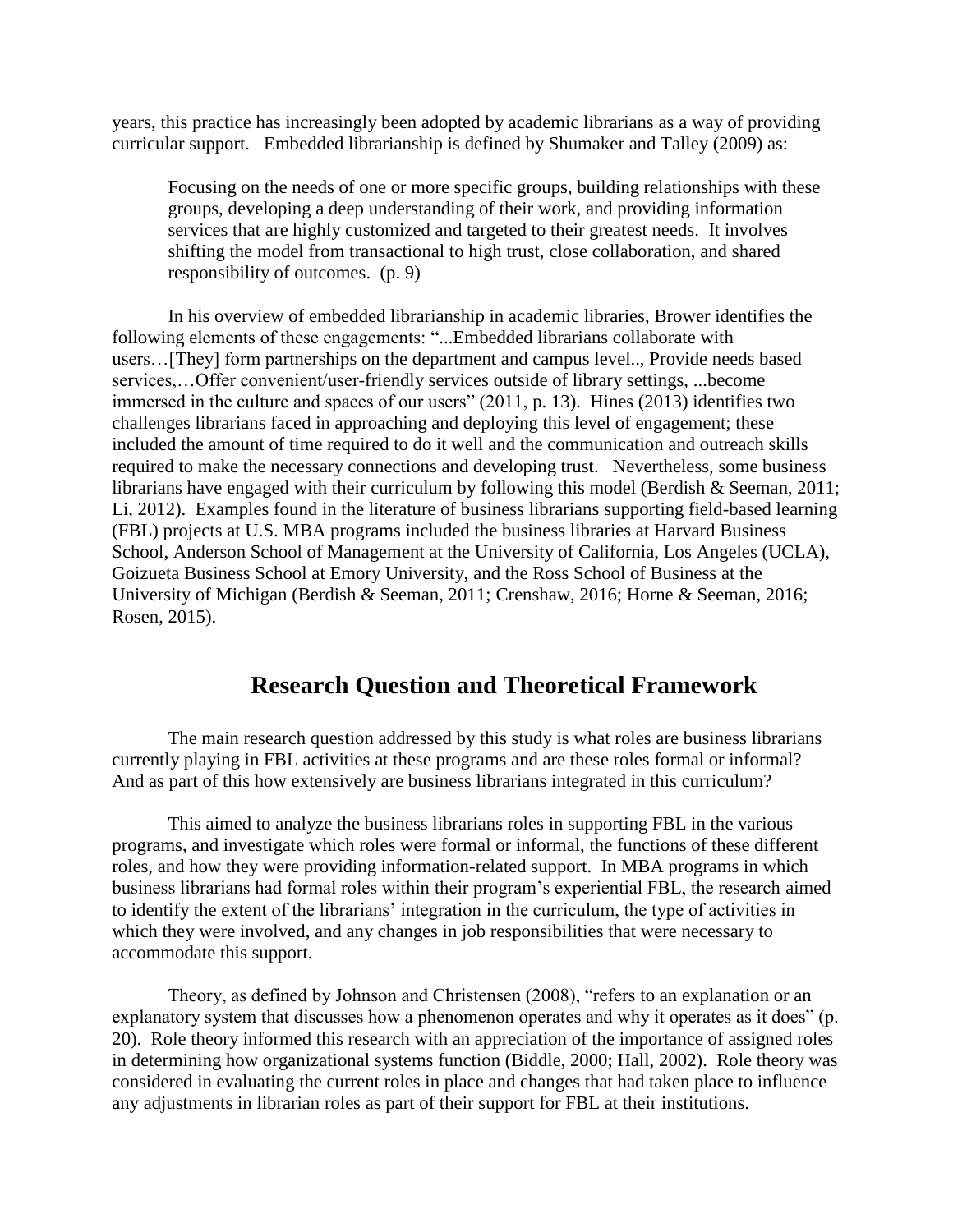years, this practice has increasingly been adopted by academic librarians as a way of providing curricular support. Embedded librarianship is defined by Shumaker and Talley (2009) as:

> Focusing on the needs of one or more specific groups, building relationships with these groups, developing a deep understanding of their work, and providing information services that are highly customized and targeted to their greatest needs. It involves shifting the model from transactional to high trust, close collaboration, and shared responsibility of outcomes. (p. 9)

In his overview of embedded librarianship in academic libraries, Brower identifies the following elements of these engagements: "...Embedded librarians collaborate with users…[They] form partnerships on the department and campus level.., Provide needs based services,…Offer convenient/user-friendly services outside of library settings, ...become immersed in the culture and spaces of our users" (2011, p. 13). Hines (2013) identifies two challenges librarians faced in approaching and deploying this level of engagement; these included the amount of time required to do it well and the communication and outreach skills required to make the necessary connections and developing trust. Nevertheless, some business librarians have engaged with their curriculum by following this model (Berdish & Seeman, 2011; Li, 2012). Examples found in the literature of business librarians supporting field-based learning (FBL) projects at U.S. MBA programs included the business libraries at Harvard Business School, Anderson School of Management at the University of California, Los Angeles (UCLA), Goizueta Business School at Emory University, and the Ross School of Business at the University of Michigan (Berdish & Seeman, 2011; Crenshaw, 2016; Horne & Seeman, 2016; Rosen, 2015).

## Research Question and Theoretical Framework

The main research question addressed by this study is what roles are business librarians currently playing in FBL activities at these programs and are these roles formal or informal? And as part of this how extensively are business librarians integrated in this curriculum?

This aimed to analyze the business librarians roles in supporting FBL in the various programs, and investigate which roles were formal or informal, the functions of these different roles, and how they were providing information-related support. In MBA programs in which business librarians had formal roles within their program's experiential FBL, the research aimed to identify the extent of the librarians' integration in the curriculum, the type of activities in which they were involved, and any changes in job responsibilities that were necessary to accommodate this support.

Theory, as defined by Johnson and Christensen (2008), "refers to an explanation or an explanatory system that discusses how a phenomenon operates and why it operates as it does" (p. 20). Role theory informed this research with an appreciation of the importance of assigned roles in determining how organizational systems function (Biddle, 2000; Hall, 2002). Role theory was considered in evaluating the current roles in place and changes that had taken place to influence any adjustments in librarian roles as part of their support for FBL at their institutions.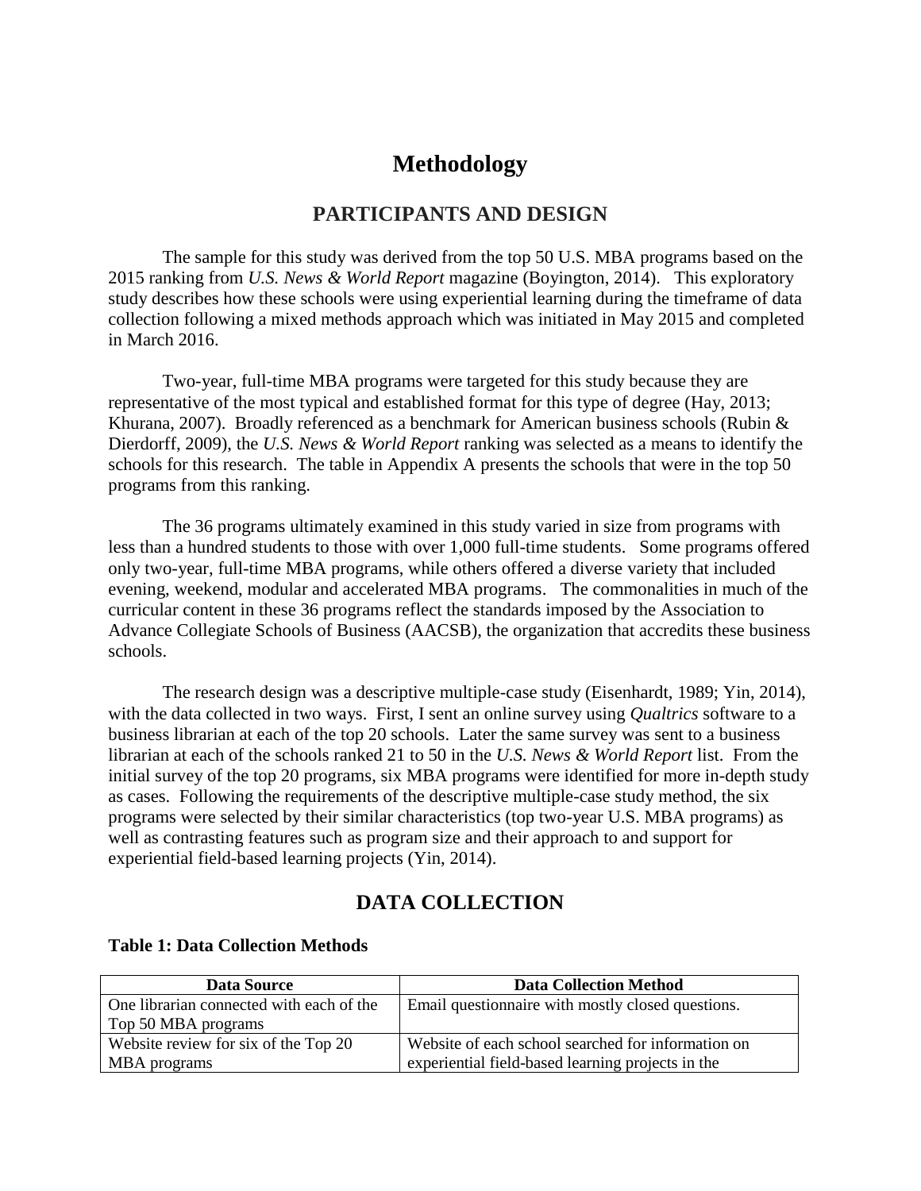# Methodology

## PARTICIPANTS AND DESIGN

The sample for this study was derived from the top 50 U.S. MBA programs based on the 2015 ranking from *U.S. News & World Report* magazine (Boyington, 2014). This exploratory study describes how these schools were using experiential learning during the timeframe of data collection following a mixed methods approach which was initiated in May 2015 and completed in March 2016.

Two-year, full-time MBA programs were targeted for this study because they are representative of the most typical and established format for this type of degree (Hay, 2013; Khurana, 2007). Broadly referenced as a benchmark for American business schools (Rubin & Dierdorff, 2009), the *U.S. News & World Report* ranking was selected as a means to identify the schools for this research. The table in Appendix A presents the schools that were in the top 50 programs from this ranking.

The 36 programs ultimately examined in this study varied in size from programs with less than a hundred students to those with over 1,000 full-time students. Some programs offered only two-year, full-time MBA programs, while others offered a diverse variety that included evening, weekend, modular and accelerated MBA programs. The commonalities in much of the curricular content in these 36 programs reflect the standards imposed by the Association to Advance Collegiate Schools of Business (AACSB), the organization that accredits these business schools.

The research design was a descriptive multiple-case study (Eisenhardt, 1989; Yin, 2014), with the data collected in two ways. First, I sent an online survey using *Qualtrics* software to a business librarian at each of the top 20 schools. Later the same survey was sent to a business librarian at each of the schools ranked 21 to 50 in the *U.S. News & World Report* list. From the initial survey of the top 20 programs, six MBA programs were identified for more in-depth study as cases. Following the requirements of the descriptive multiple-case study method, the six programs were selected by their similar characteristics (top two-year U.S. MBA programs) as well as contrasting features such as program size and their approach to and support for experiential field-based learning projects (Yin, 2014).

## DATA COLLECTION

**Table 1: Data Collection Methods**

| Data Source | Data Collection Method |
|---|---|
| One librarian connected with each of the Top 50 MBA programs | Email questionnaire with mostly closed questions. |
| Website review for six of the Top 20 MBA programs | Website of each school searched for information on experiential field-based learning projects in the |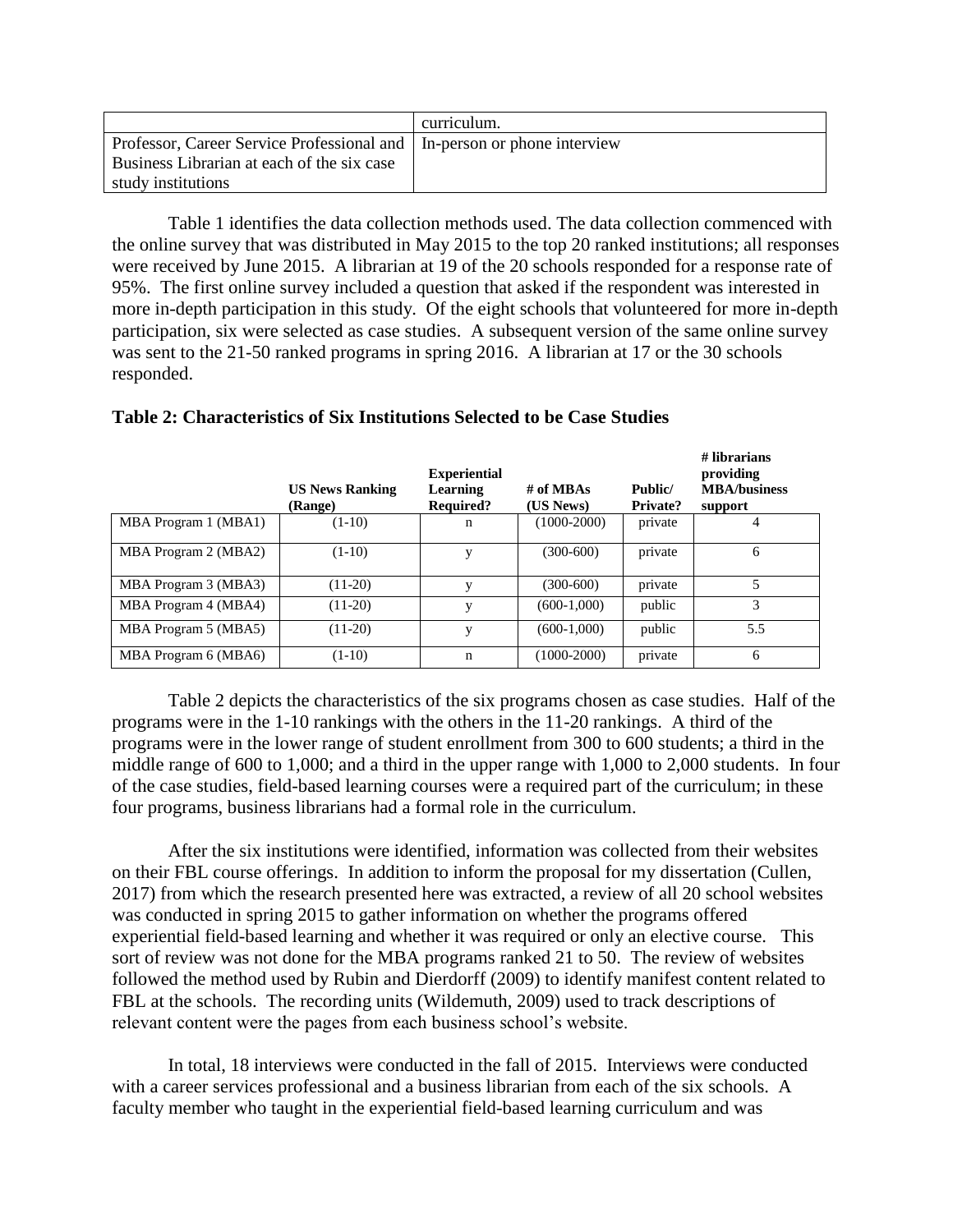| | curriculum. |
|---|---|
| Professor, Career Service Professional and Business Librarian at each of the six case study institutions | In-person or phone interview |

Table 1 identifies the data collection methods used. The data collection commenced with the online survey that was distributed in May 2015 to the top 20 ranked institutions; all responses were received by June 2015. A librarian at 19 of the 20 schools responded for a response rate of 95%. The first online survey included a question that asked if the respondent was interested in more in-depth participation in this study. Of the eight schools that volunteered for more in-depth participation, six were selected as case studies. A subsequent version of the same online survey was sent to the 21-50 ranked programs in spring 2016. A librarian at 17 or the 30 schools responded.

**Table 2: Characteristics of Six Institutions Selected to be Case Studies**

| | US News Ranking (Range) | Experiential Learning Required? | # of MBAs (US News) | Public/ Private? | # librarians providing MBA/business support |
|---|---|---|---|---|---|
| MBA Program 1 (MBA1) | (1-10) | n | (1000-2000) | private | 4 |
| MBA Program 2 (MBA2) | (1-10) | y | (300-600) | private | 6 |
| MBA Program 3 (MBA3) | (11-20) | y | (300-600) | private | 5 |
| MBA Program 4 (MBA4) | (11-20) | y | (600-1,000) | public | 3 |
| MBA Program 5 (MBA5) | (11-20) | y | (600-1,000) | public | 5.5 |
| MBA Program 6 (MBA6) | (1-10) | n | (1000-2000) | private | 6 |

Table 2 depicts the characteristics of the six programs chosen as case studies. Half of the programs were in the 1-10 rankings with the others in the 11-20 rankings. A third of the programs were in the lower range of student enrollment from 300 to 600 students; a third in the middle range of 600 to 1,000; and a third in the upper range with 1,000 to 2,000 students. In four of the case studies, field-based learning courses were a required part of the curriculum; in these four programs, business librarians had a formal role in the curriculum.

After the six institutions were identified, information was collected from their websites on their FBL course offerings. In addition to inform the proposal for my dissertation (Cullen, 2017) from which the research presented here was extracted, a review of all 20 school websites was conducted in spring 2015 to gather information on whether the programs offered experiential field-based learning and whether it was required or only an elective course. This sort of review was not done for the MBA programs ranked 21 to 50. The review of websites followed the method used by Rubin and Dierdorff (2009) to identify manifest content related to FBL at the schools. The recording units (Wildemuth, 2009) used to track descriptions of relevant content were the pages from each business school's website.

In total, 18 interviews were conducted in the fall of 2015. Interviews were conducted with a career services professional and a business librarian from each of the six schools. A faculty member who taught in the experiential field-based learning curriculum and was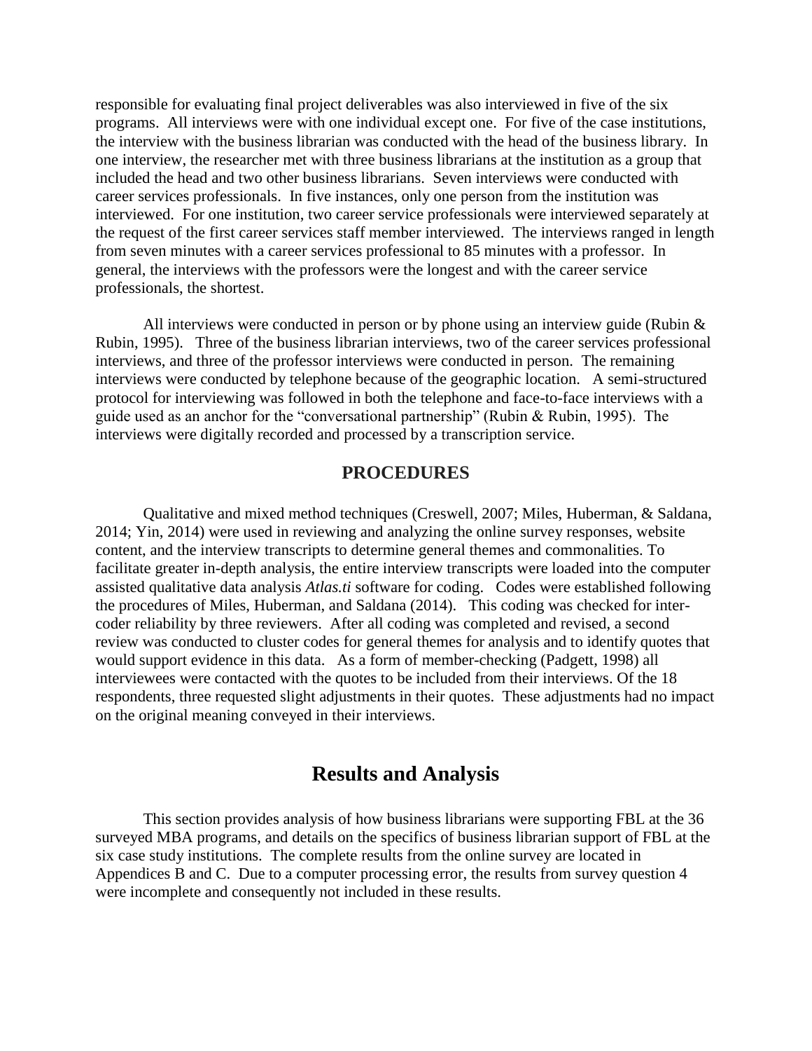responsible for evaluating final project deliverables was also interviewed in five of the six programs. All interviews were with one individual except one. For five of the case institutions, the interview with the business librarian was conducted with the head of the business library. In one interview, the researcher met with three business librarians at the institution as a group that included the head and two other business librarians. Seven interviews were conducted with career services professionals. In five instances, only one person from the institution was interviewed. For one institution, two career service professionals were interviewed separately at the request of the first career services staff member interviewed. The interviews ranged in length from seven minutes with a career services professional to 85 minutes with a professor. In general, the interviews with the professors were the longest and with the career service professionals, the shortest.

All interviews were conducted in person or by phone using an interview guide (Rubin & Rubin, 1995). Three of the business librarian interviews, two of the career services professional interviews, and three of the professor interviews were conducted in person. The remaining interviews were conducted by telephone because of the geographic location. A semi-structured protocol for interviewing was followed in both the telephone and face-to-face interviews with a guide used as an anchor for the "conversational partnership" (Rubin & Rubin, 1995). The interviews were digitally recorded and processed by a transcription service.

### PROCEDURES

Qualitative and mixed method techniques (Creswell, 2007; Miles, Huberman, & Saldana, 2014; Yin, 2014) were used in reviewing and analyzing the online survey responses, website content, and the interview transcripts to determine general themes and commonalities. To facilitate greater in-depth analysis, the entire interview transcripts were loaded into the computer assisted qualitative data analysis *Atlas.ti* software for coding. Codes were established following the procedures of Miles, Huberman, and Saldana (2014). This coding was checked for inter-coder reliability by three reviewers. After all coding was completed and revised, a second review was conducted to cluster codes for general themes for analysis and to identify quotes that would support evidence in this data. As a form of member-checking (Padgett, 1998) all interviewees were contacted with the quotes to be included from their interviews. Of the 18 respondents, three requested slight adjustments in their quotes. These adjustments had no impact on the original meaning conveyed in their interviews.

## Results and Analysis

This section provides analysis of how business librarians were supporting FBL at the 36 surveyed MBA programs, and details on the specifics of business librarian support of FBL at the six case study institutions. The complete results from the online survey are located in Appendices B and C. Due to a computer processing error, the results from survey question 4 were incomplete and consequently not included in these results.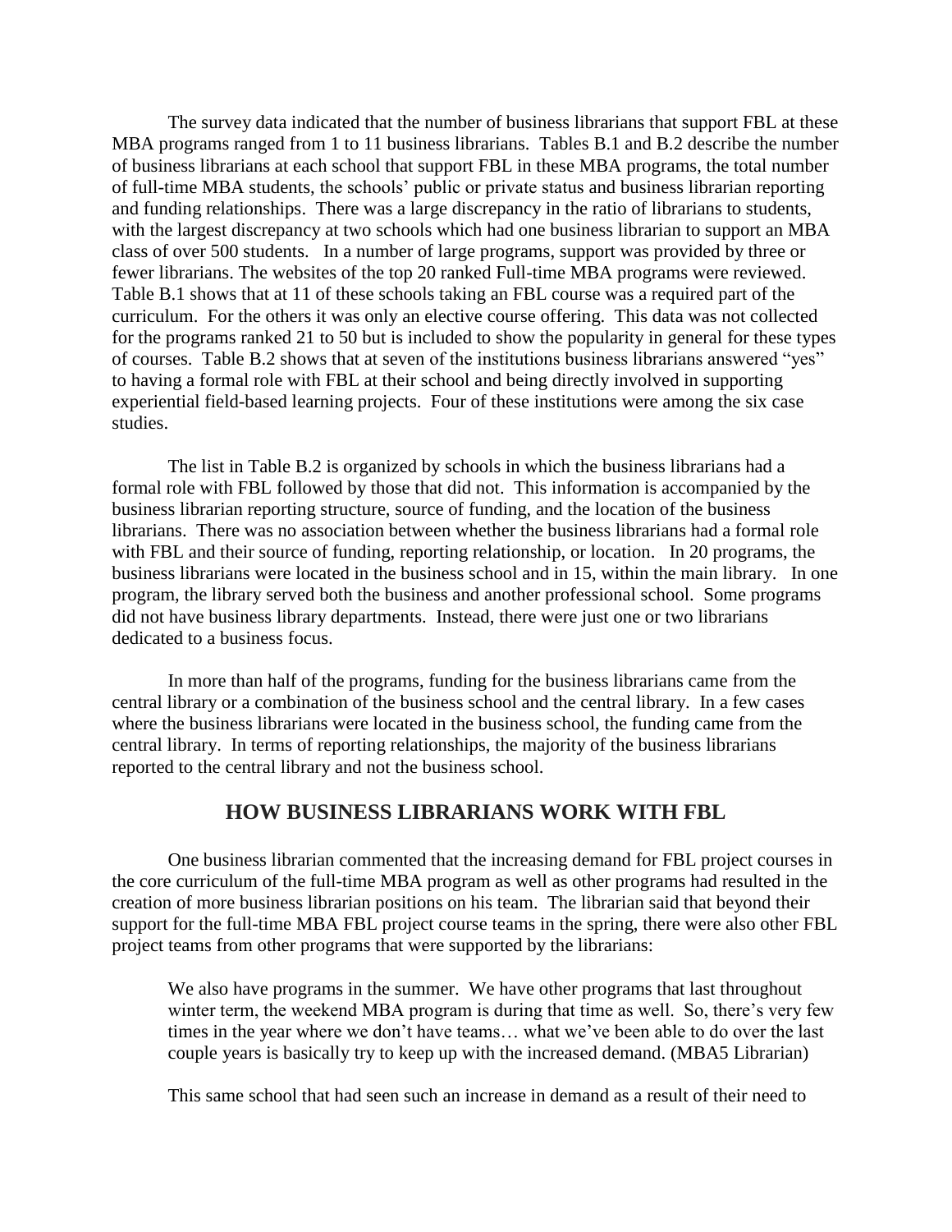The survey data indicated that the number of business librarians that support FBL at these MBA programs ranged from 1 to 11 business librarians. Tables B.1 and B.2 describe the number of business librarians at each school that support FBL in these MBA programs, the total number of full-time MBA students, the schools' public or private status and business librarian reporting and funding relationships. There was a large discrepancy in the ratio of librarians to students, with the largest discrepancy at two schools which had one business librarian to support an MBA class of over 500 students. In a number of large programs, support was provided by three or fewer librarians. The websites of the top 20 ranked Full-time MBA programs were reviewed. Table B.1 shows that at 11 of these schools taking an FBL course was a required part of the curriculum. For the others it was only an elective course offering. This data was not collected for the programs ranked 21 to 50 but is included to show the popularity in general for these types of courses. Table B.2 shows that at seven of the institutions business librarians answered "yes" to having a formal role with FBL at their school and being directly involved in supporting experiential field-based learning projects. Four of these institutions were among the six case studies.

The list in Table B.2 is organized by schools in which the business librarians had a formal role with FBL followed by those that did not. This information is accompanied by the business librarian reporting structure, source of funding, and the location of the business librarians. There was no association between whether the business librarians had a formal role with FBL and their source of funding, reporting relationship, or location. In 20 programs, the business librarians were located in the business school and in 15, within the main library. In one program, the library served both the business and another professional school. Some programs did not have business library departments. Instead, there were just one or two librarians dedicated to a business focus.

In more than half of the programs, funding for the business librarians came from the central library or a combination of the business school and the central library. In a few cases where the business librarians were located in the business school, the funding came from the central library. In terms of reporting relationships, the majority of the business librarians reported to the central library and not the business school.

## HOW BUSINESS LIBRARIANS WORK WITH FBL

One business librarian commented that the increasing demand for FBL project courses in the core curriculum of the full-time MBA program as well as other programs had resulted in the creation of more business librarian positions on his team. The librarian said that beyond their support for the full-time MBA FBL project course teams in the spring, there were also other FBL project teams from other programs that were supported by the librarians:

> We also have programs in the summer. We have other programs that last throughout winter term, the weekend MBA program is during that time as well. So, there's very few times in the year where we don't have teams… what we've been able to do over the last couple years is basically try to keep up with the increased demand. (MBA5 Librarian)

This same school that had seen such an increase in demand as a result of their need to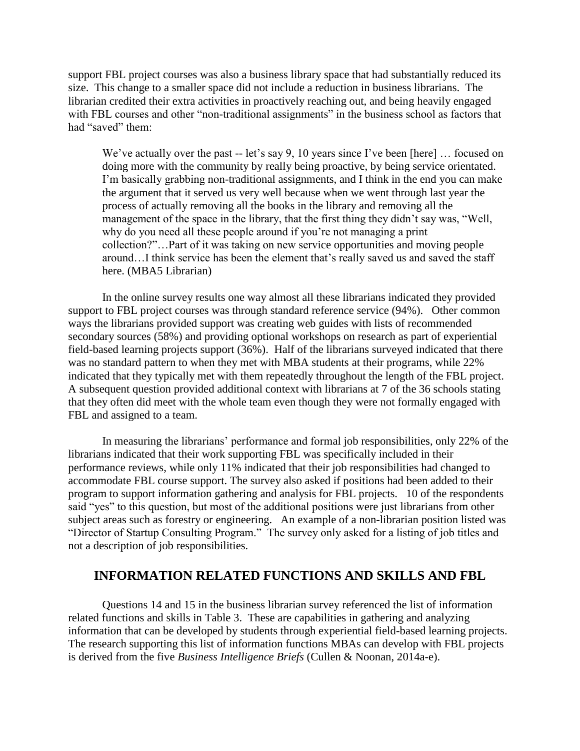support FBL project courses was also a business library space that had substantially reduced its size. This change to a smaller space did not include a reduction in business librarians. The librarian credited their extra activities in proactively reaching out, and being heavily engaged with FBL courses and other "non-traditional assignments" in the business school as factors that had "saved" them:

> We've actually over the past -- let's say 9, 10 years since I've been [here] … focused on doing more with the community by really being proactive, by being service orientated. I'm basically grabbing non-traditional assignments, and I think in the end you can make the argument that it served us very well because when we went through last year the process of actually removing all the books in the library and removing all the management of the space in the library, that the first thing they didn't say was, "Well, why do you need all these people around if you're not managing a print collection?"…Part of it was taking on new service opportunities and moving people around…I think service has been the element that's really saved us and saved the staff here. (MBA5 Librarian)

In the online survey results one way almost all these librarians indicated they provided support to FBL project courses was through standard reference service (94%). Other common ways the librarians provided support was creating web guides with lists of recommended secondary sources (58%) and providing optional workshops on research as part of experiential field-based learning projects support (36%). Half of the librarians surveyed indicated that there was no standard pattern to when they met with MBA students at their programs, while 22% indicated that they typically met with them repeatedly throughout the length of the FBL project. A subsequent question provided additional context with librarians at 7 of the 36 schools stating that they often did meet with the whole team even though they were not formally engaged with FBL and assigned to a team.

In measuring the librarians' performance and formal job responsibilities, only 22% of the librarians indicated that their work supporting FBL was specifically included in their performance reviews, while only 11% indicated that their job responsibilities had changed to accommodate FBL course support. The survey also asked if positions had been added to their program to support information gathering and analysis for FBL projects. 10 of the respondents said "yes" to this question, but most of the additional positions were just librarians from other subject areas such as forestry or engineering. An example of a non-librarian position listed was "Director of Startup Consulting Program." The survey only asked for a listing of job titles and not a description of job responsibilities.

## INFORMATION RELATED FUNCTIONS AND SKILLS AND FBL

Questions 14 and 15 in the business librarian survey referenced the list of information related functions and skills in Table 3. These are capabilities in gathering and analyzing information that can be developed by students through experiential field-based learning projects. The research supporting this list of information functions MBAs can develop with FBL projects is derived from the five *Business Intelligence Briefs* (Cullen & Noonan, 2014a-e).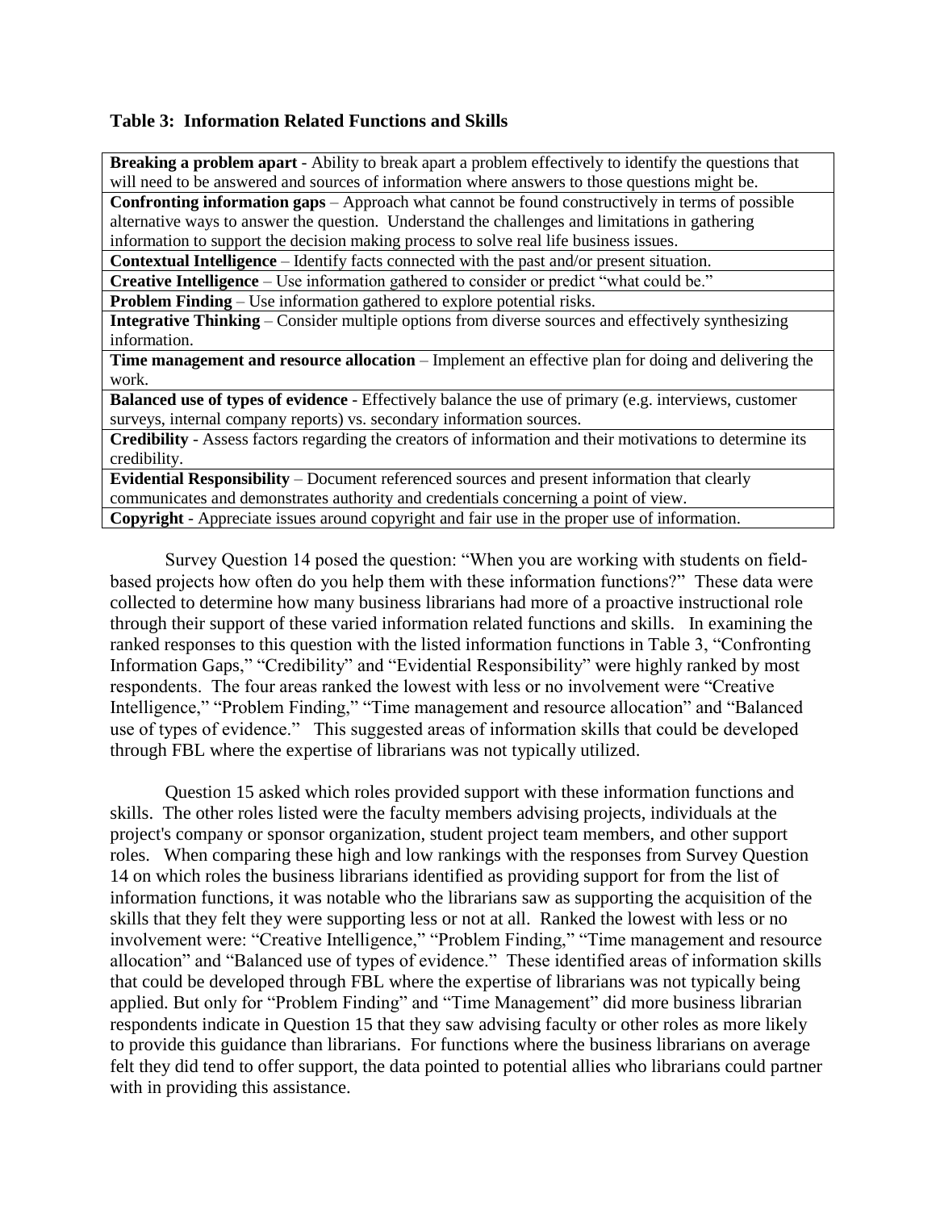**Table 3: Information Related Functions and Skills**

| |
|---|
| **Breaking a problem apart** - Ability to break apart a problem effectively to identify the questions that will need to be answered and sources of information where answers to those questions might be. |
| **Confronting information gaps** – Approach what cannot be found constructively in terms of possible alternative ways to answer the question. Understand the challenges and limitations in gathering information to support the decision making process to solve real life business issues. |
| **Contextual Intelligence** – Identify facts connected with the past and/or present situation. |
| **Creative Intelligence** – Use information gathered to consider or predict "what could be." |
| **Problem Finding** – Use information gathered to explore potential risks. |
| **Integrative Thinking** – Consider multiple options from diverse sources and effectively synthesizing information. |
| **Time management and resource allocation** – Implement an effective plan for doing and delivering the work. |
| **Balanced use of types of evidence** - Effectively balance the use of primary (e.g. interviews, customer surveys, internal company reports) vs. secondary information sources. |
| **Credibility** - Assess factors regarding the creators of information and their motivations to determine its credibility. |
| **Evidential Responsibility** – Document referenced sources and present information that clearly communicates and demonstrates authority and credentials concerning a point of view. |
| **Copyright** - Appreciate issues around copyright and fair use in the proper use of information. |

Survey Question 14 posed the question: "When you are working with students on field-based projects how often do you help them with these information functions?" These data were collected to determine how many business librarians had more of a proactive instructional role through their support of these varied information related functions and skills. In examining the ranked responses to this question with the listed information functions in Table 3, "Confronting Information Gaps," "Credibility" and "Evidential Responsibility" were highly ranked by most respondents. The four areas ranked the lowest with less or no involvement were "Creative Intelligence," "Problem Finding," "Time management and resource allocation" and "Balanced use of types of evidence." This suggested areas of information skills that could be developed through FBL where the expertise of librarians was not typically utilized.

Question 15 asked which roles provided support with these information functions and skills. The other roles listed were the faculty members advising projects, individuals at the project's company or sponsor organization, student project team members, and other support roles. When comparing these high and low rankings with the responses from Survey Question 14 on which roles the business librarians identified as providing support for from the list of information functions, it was notable who the librarians saw as supporting the acquisition of the skills that they felt they were supporting less or not at all. Ranked the lowest with less or no involvement were: "Creative Intelligence," "Problem Finding," "Time management and resource allocation" and "Balanced use of types of evidence." These identified areas of information skills that could be developed through FBL where the expertise of librarians was not typically being applied. But only for "Problem Finding" and "Time Management" did more business librarian respondents indicate in Question 15 that they saw advising faculty or other roles as more likely to provide this guidance than librarians. For functions where the business librarians on average felt they did tend to offer support, the data pointed to potential allies who librarians could partner with in providing this assistance.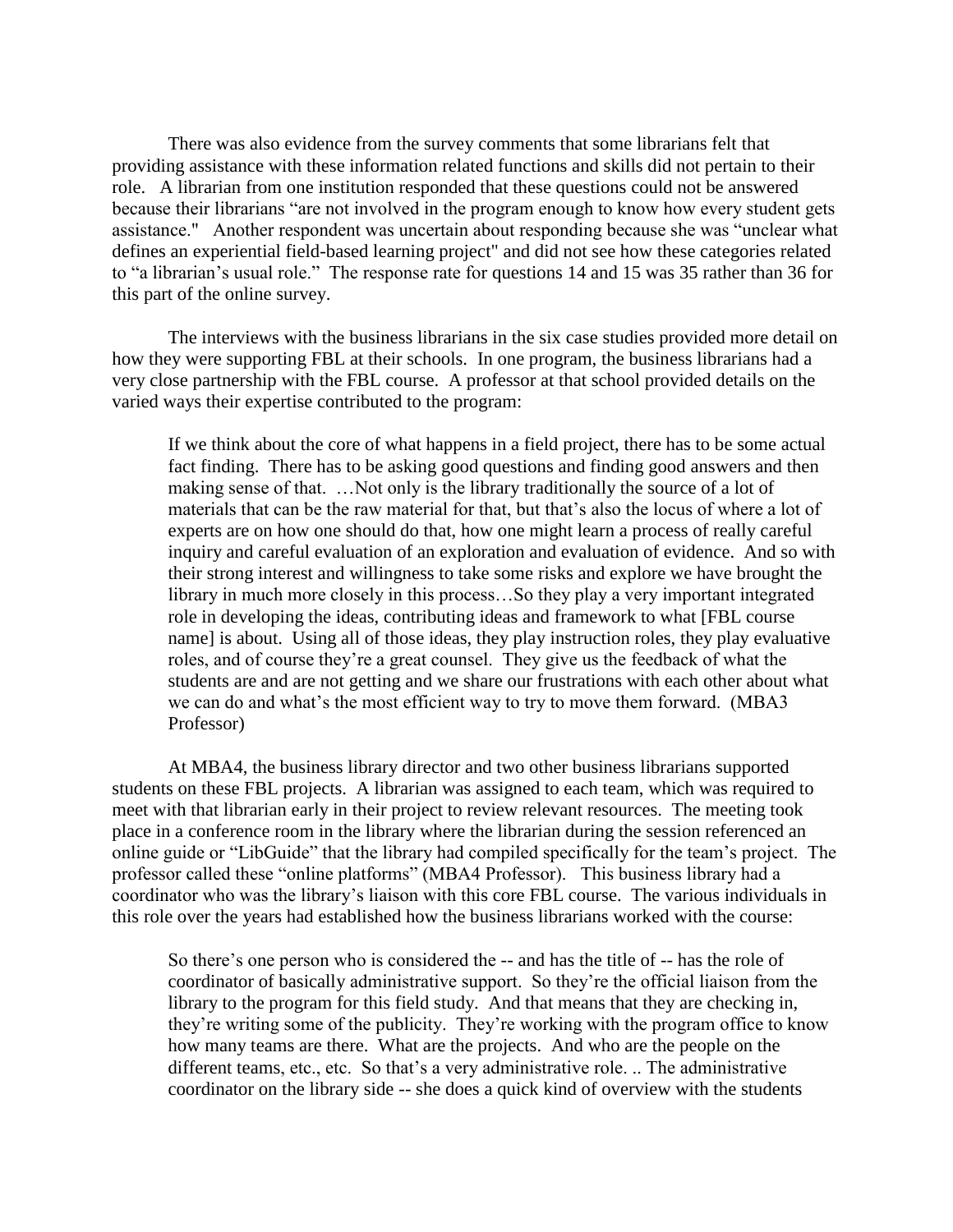There was also evidence from the survey comments that some librarians felt that providing assistance with these information related functions and skills did not pertain to their role. A librarian from one institution responded that these questions could not be answered because their librarians "are not involved in the program enough to know how every student gets assistance." Another respondent was uncertain about responding because she was "unclear what defines an experiential field-based learning project" and did not see how these categories related to "a librarian's usual role." The response rate for questions 14 and 15 was 35 rather than 36 for this part of the online survey.

The interviews with the business librarians in the six case studies provided more detail on how they were supporting FBL at their schools. In one program, the business librarians had a very close partnership with the FBL course. A professor at that school provided details on the varied ways their expertise contributed to the program:

> If we think about the core of what happens in a field project, there has to be some actual fact finding. There has to be asking good questions and finding good answers and then making sense of that. …Not only is the library traditionally the source of a lot of materials that can be the raw material for that, but that's also the locus of where a lot of experts are on how one should do that, how one might learn a process of really careful inquiry and careful evaluation of an exploration and evaluation of evidence. And so with their strong interest and willingness to take some risks and explore we have brought the library in much more closely in this process…So they play a very important integrated role in developing the ideas, contributing ideas and framework to what [FBL course name] is about. Using all of those ideas, they play instruction roles, they play evaluative roles, and of course they're a great counsel. They give us the feedback of what the students are and are not getting and we share our frustrations with each other about what we can do and what's the most efficient way to try to move them forward. (MBA3 Professor)

At MBA4, the business library director and two other business librarians supported students on these FBL projects. A librarian was assigned to each team, which was required to meet with that librarian early in their project to review relevant resources. The meeting took place in a conference room in the library where the librarian during the session referenced an online guide or "LibGuide" that the library had compiled specifically for the team's project. The professor called these "online platforms" (MBA4 Professor). This business library had a coordinator who was the library's liaison with this core FBL course. The various individuals in this role over the years had established how the business librarians worked with the course:

> So there's one person who is considered the -- and has the title of -- has the role of coordinator of basically administrative support. So they're the official liaison from the library to the program for this field study. And that means that they are checking in, they're writing some of the publicity. They're working with the program office to know how many teams are there. What are the projects. And who are the people on the different teams, etc., etc. So that's a very administrative role. .. The administrative coordinator on the library side -- she does a quick kind of overview with the students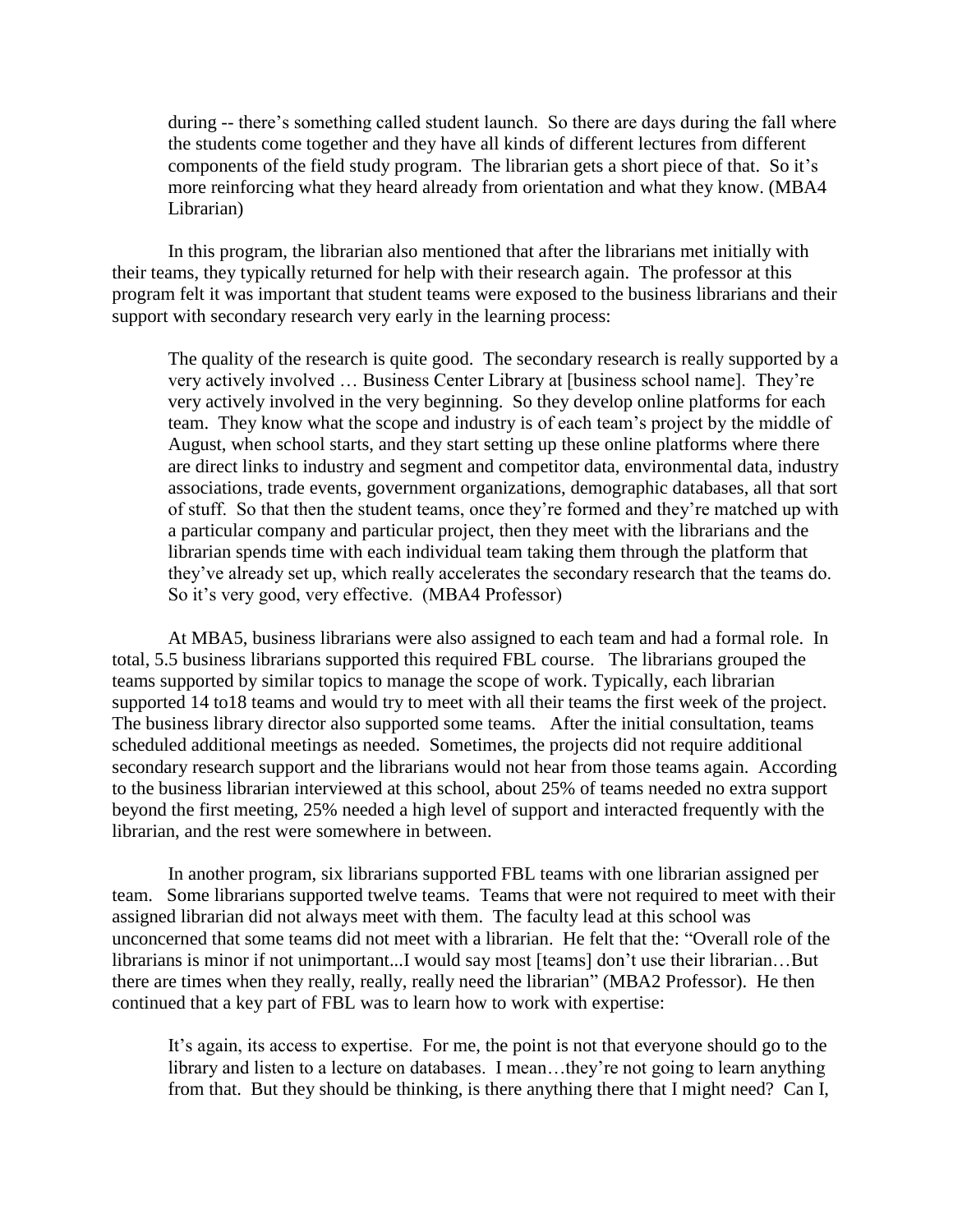> during -- there's something called student launch. So there are days during the fall where the students come together and they have all kinds of different lectures from different components of the field study program. The librarian gets a short piece of that. So it's more reinforcing what they heard already from orientation and what they know. (MBA4 Librarian)

In this program, the librarian also mentioned that after the librarians met initially with their teams, they typically returned for help with their research again. The professor at this program felt it was important that student teams were exposed to the business librarians and their support with secondary research very early in the learning process:

> The quality of the research is quite good. The secondary research is really supported by a very actively involved … Business Center Library at [business school name]. They're very actively involved in the very beginning. So they develop online platforms for each team. They know what the scope and industry is of each team's project by the middle of August, when school starts, and they start setting up these online platforms where there are direct links to industry and segment and competitor data, environmental data, industry associations, trade events, government organizations, demographic databases, all that sort of stuff. So that then the student teams, once they're formed and they're matched up with a particular company and particular project, then they meet with the librarians and the librarian spends time with each individual team taking them through the platform that they've already set up, which really accelerates the secondary research that the teams do. So it's very good, very effective. (MBA4 Professor)

At MBA5, business librarians were also assigned to each team and had a formal role. In total, 5.5 business librarians supported this required FBL course. The librarians grouped the teams supported by similar topics to manage the scope of work. Typically, each librarian supported 14 to18 teams and would try to meet with all their teams the first week of the project. The business library director also supported some teams. After the initial consultation, teams scheduled additional meetings as needed. Sometimes, the projects did not require additional secondary research support and the librarians would not hear from those teams again. According to the business librarian interviewed at this school, about 25% of teams needed no extra support beyond the first meeting, 25% needed a high level of support and interacted frequently with the librarian, and the rest were somewhere in between.

In another program, six librarians supported FBL teams with one librarian assigned per team. Some librarians supported twelve teams. Teams that were not required to meet with their assigned librarian did not always meet with them. The faculty lead at this school was unconcerned that some teams did not meet with a librarian. He felt that the: "Overall role of the librarians is minor if not unimportant...I would say most [teams] don't use their librarian…But there are times when they really, really, really need the librarian" (MBA2 Professor). He then continued that a key part of FBL was to learn how to work with expertise:

> It's again, its access to expertise. For me, the point is not that everyone should go to the library and listen to a lecture on databases. I mean…they're not going to learn anything from that. But they should be thinking, is there anything there that I might need? Can I,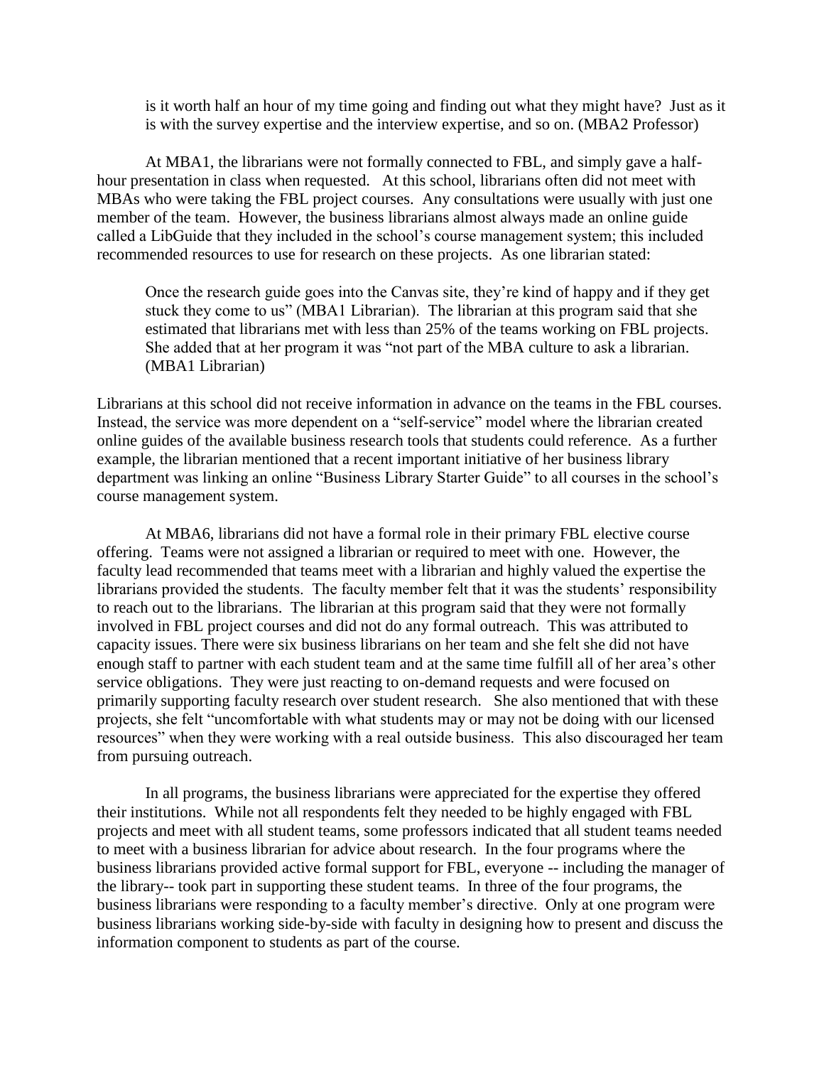> is it worth half an hour of my time going and finding out what they might have? Just as it is with the survey expertise and the interview expertise, and so on. (MBA2 Professor)

At MBA1, the librarians were not formally connected to FBL, and simply gave a half-hour presentation in class when requested. At this school, librarians often did not meet with MBAs who were taking the FBL project courses. Any consultations were usually with just one member of the team. However, the business librarians almost always made an online guide called a LibGuide that they included in the school's course management system; this included recommended resources to use for research on these projects. As one librarian stated:

> Once the research guide goes into the Canvas site, they're kind of happy and if they get stuck they come to us" (MBA1 Librarian). The librarian at this program said that she estimated that librarians met with less than 25% of the teams working on FBL projects. She added that at her program it was "not part of the MBA culture to ask a librarian. (MBA1 Librarian)

Librarians at this school did not receive information in advance on the teams in the FBL courses. Instead, the service was more dependent on a "self-service" model where the librarian created online guides of the available business research tools that students could reference. As a further example, the librarian mentioned that a recent important initiative of her business library department was linking an online "Business Library Starter Guide" to all courses in the school's course management system.

At MBA6, librarians did not have a formal role in their primary FBL elective course offering. Teams were not assigned a librarian or required to meet with one. However, the faculty lead recommended that teams meet with a librarian and highly valued the expertise the librarians provided the students. The faculty member felt that it was the students' responsibility to reach out to the librarians. The librarian at this program said that they were not formally involved in FBL project courses and did not do any formal outreach. This was attributed to capacity issues. There were six business librarians on her team and she felt she did not have enough staff to partner with each student team and at the same time fulfill all of her area's other service obligations. They were just reacting to on-demand requests and were focused on primarily supporting faculty research over student research. She also mentioned that with these projects, she felt "uncomfortable with what students may or may not be doing with our licensed resources" when they were working with a real outside business. This also discouraged her team from pursuing outreach.

In all programs, the business librarians were appreciated for the expertise they offered their institutions. While not all respondents felt they needed to be highly engaged with FBL projects and meet with all student teams, some professors indicated that all student teams needed to meet with a business librarian for advice about research. In the four programs where the business librarians provided active formal support for FBL, everyone -- including the manager of the library-- took part in supporting these student teams. In three of the four programs, the business librarians were responding to a faculty member's directive. Only at one program were business librarians working side-by-side with faculty in designing how to present and discuss the information component to students as part of the course.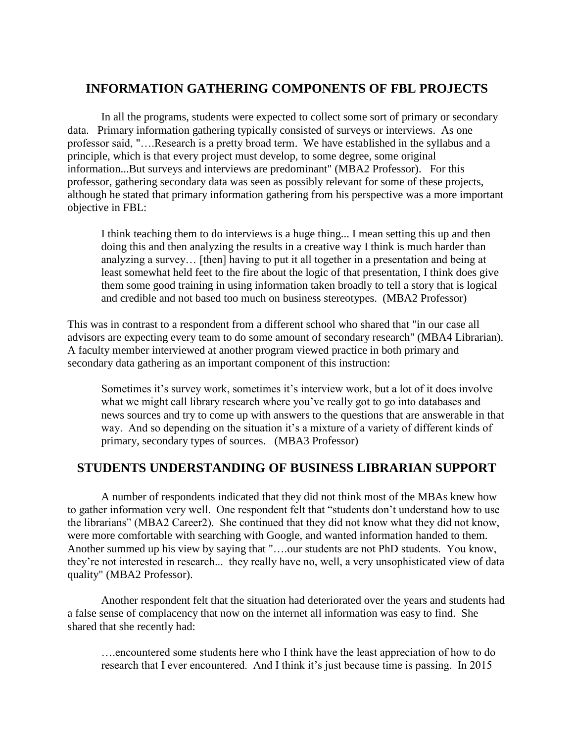## INFORMATION GATHERING COMPONENTS OF FBL PROJECTS

In all the programs, students were expected to collect some sort of primary or secondary data. Primary information gathering typically consisted of surveys or interviews. As one professor said, "….Research is a pretty broad term. We have established in the syllabus and a principle, which is that every project must develop, to some degree, some original information...But surveys and interviews are predominant" (MBA2 Professor). For this professor, gathering secondary data was seen as possibly relevant for some of these projects, although he stated that primary information gathering from his perspective was a more important objective in FBL:

> I think teaching them to do interviews is a huge thing... I mean setting this up and then doing this and then analyzing the results in a creative way I think is much harder than analyzing a survey… [then] having to put it all together in a presentation and being at least somewhat held feet to the fire about the logic of that presentation, I think does give them some good training in using information taken broadly to tell a story that is logical and credible and not based too much on business stereotypes. (MBA2 Professor)

This was in contrast to a respondent from a different school who shared that "in our case all advisors are expecting every team to do some amount of secondary research" (MBA4 Librarian). A faculty member interviewed at another program viewed practice in both primary and secondary data gathering as an important component of this instruction:

> Sometimes it's survey work, sometimes it's interview work, but a lot of it does involve what we might call library research where you've really got to go into databases and news sources and try to come up with answers to the questions that are answerable in that way. And so depending on the situation it's a mixture of a variety of different kinds of primary, secondary types of sources. (MBA3 Professor)

## STUDENTS UNDERSTANDING OF BUSINESS LIBRARIAN SUPPORT

A number of respondents indicated that they did not think most of the MBAs knew how to gather information very well. One respondent felt that "students don't understand how to use the librarians" (MBA2 Career2). She continued that they did not know what they did not know, were more comfortable with searching with Google, and wanted information handed to them. Another summed up his view by saying that "….our students are not PhD students. You know, they're not interested in research... they really have no, well, a very unsophisticated view of data quality" (MBA2 Professor).

Another respondent felt that the situation had deteriorated over the years and students had a false sense of complacency that now on the internet all information was easy to find. She shared that she recently had:

> ….encountered some students here who I think have the least appreciation of how to do research that I ever encountered. And I think it's just because time is passing. In 2015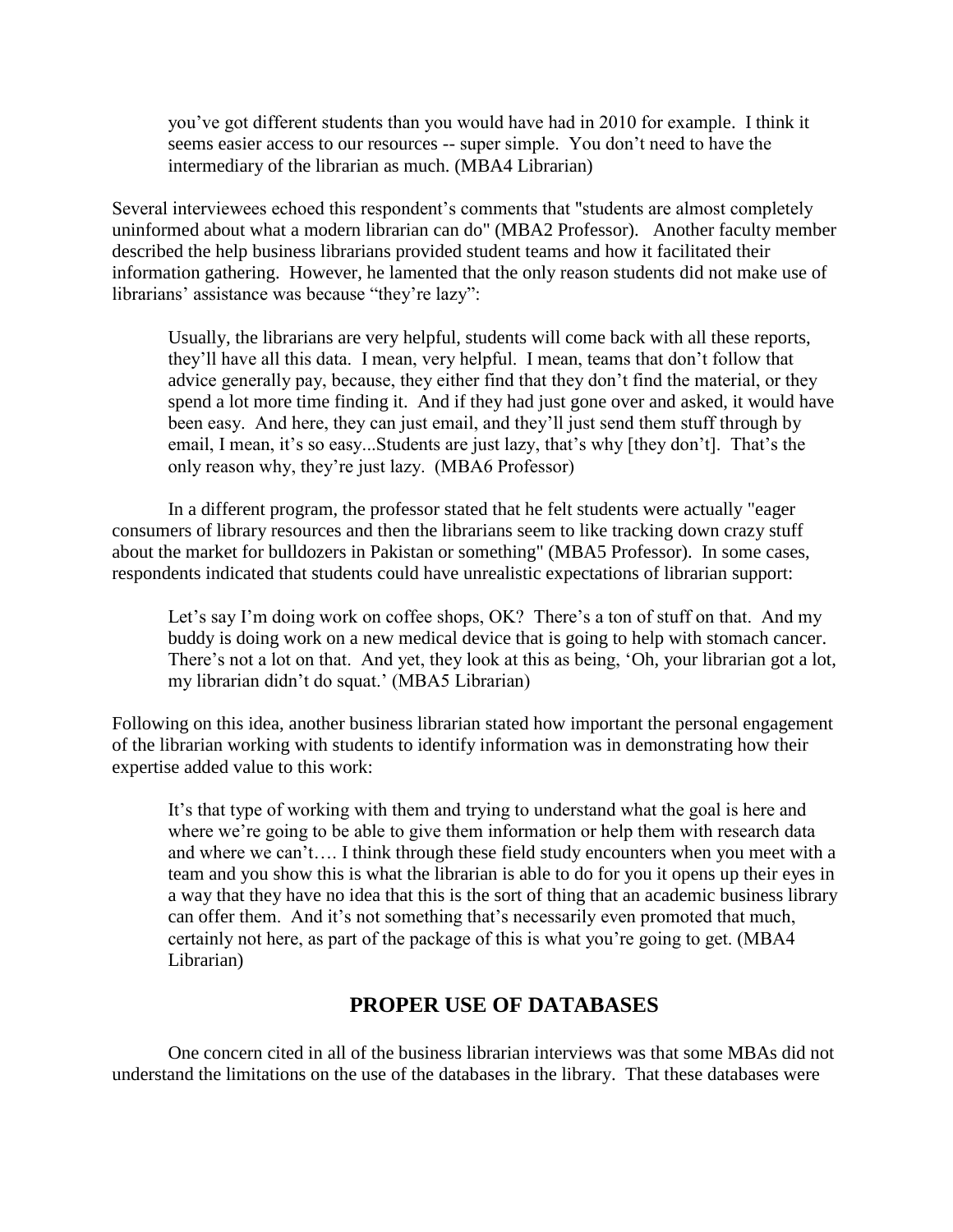> you've got different students than you would have had in 2010 for example. I think it seems easier access to our resources -- super simple. You don't need to have the intermediary of the librarian as much. (MBA4 Librarian)

Several interviewees echoed this respondent's comments that "students are almost completely uninformed about what a modern librarian can do" (MBA2 Professor). Another faculty member described the help business librarians provided student teams and how it facilitated their information gathering. However, he lamented that the only reason students did not make use of librarians' assistance was because "they're lazy":

> Usually, the librarians are very helpful, students will come back with all these reports, they'll have all this data. I mean, very helpful. I mean, teams that don't follow that advice generally pay, because, they either find that they don't find the material, or they spend a lot more time finding it. And if they had just gone over and asked, it would have been easy. And here, they can just email, and they'll just send them stuff through by email, I mean, it's so easy...Students are just lazy, that's why [they don't]. That's the only reason why, they're just lazy. (MBA6 Professor)

In a different program, the professor stated that he felt students were actually "eager consumers of library resources and then the librarians seem to like tracking down crazy stuff about the market for bulldozers in Pakistan or something" (MBA5 Professor). In some cases, respondents indicated that students could have unrealistic expectations of librarian support:

> Let's say I'm doing work on coffee shops, OK? There's a ton of stuff on that. And my buddy is doing work on a new medical device that is going to help with stomach cancer. There's not a lot on that. And yet, they look at this as being, 'Oh, your librarian got a lot, my librarian didn't do squat.' (MBA5 Librarian)

Following on this idea, another business librarian stated how important the personal engagement of the librarian working with students to identify information was in demonstrating how their expertise added value to this work:

> It's that type of working with them and trying to understand what the goal is here and where we're going to be able to give them information or help them with research data and where we can't…. I think through these field study encounters when you meet with a team and you show this is what the librarian is able to do for you it opens up their eyes in a way that they have no idea that this is the sort of thing that an academic business library can offer them. And it's not something that's necessarily even promoted that much, certainly not here, as part of the package of this is what you're going to get. (MBA4 Librarian)

## PROPER USE OF DATABASES

One concern cited in all of the business librarian interviews was that some MBAs did not understand the limitations on the use of the databases in the library. That these databases were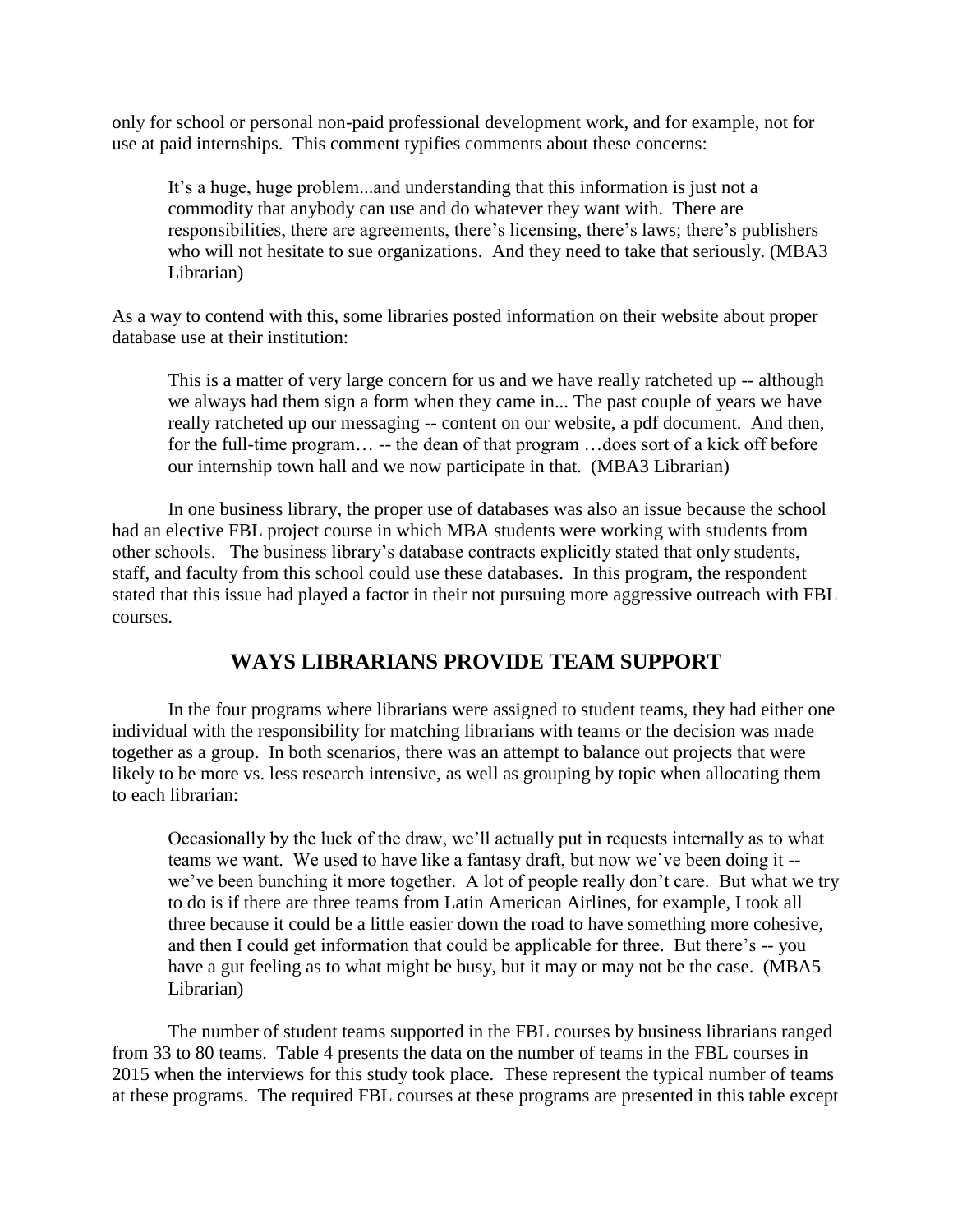only for school or personal non-paid professional development work, and for example, not for use at paid internships. This comment typifies comments about these concerns:

> It's a huge, huge problem...and understanding that this information is just not a commodity that anybody can use and do whatever they want with. There are responsibilities, there are agreements, there's licensing, there's laws; there's publishers who will not hesitate to sue organizations. And they need to take that seriously. (MBA3 Librarian)

As a way to contend with this, some libraries posted information on their website about proper database use at their institution:

> This is a matter of very large concern for us and we have really ratcheted up -- although we always had them sign a form when they came in... The past couple of years we have really ratcheted up our messaging -- content on our website, a pdf document. And then, for the full-time program… -- the dean of that program …does sort of a kick off before our internship town hall and we now participate in that. (MBA3 Librarian)

In one business library, the proper use of databases was also an issue because the school had an elective FBL project course in which MBA students were working with students from other schools. The business library's database contracts explicitly stated that only students, staff, and faculty from this school could use these databases. In this program, the respondent stated that this issue had played a factor in their not pursuing more aggressive outreach with FBL courses.

## WAYS LIBRARIANS PROVIDE TEAM SUPPORT

In the four programs where librarians were assigned to student teams, they had either one individual with the responsibility for matching librarians with teams or the decision was made together as a group. In both scenarios, there was an attempt to balance out projects that were likely to be more vs. less research intensive, as well as grouping by topic when allocating them to each librarian:

> Occasionally by the luck of the draw, we'll actually put in requests internally as to what teams we want. We used to have like a fantasy draft, but now we've been doing it -- we've been bunching it more together. A lot of people really don't care. But what we try to do is if there are three teams from Latin American Airlines, for example, I took all three because it could be a little easier down the road to have something more cohesive, and then I could get information that could be applicable for three. But there's -- you have a gut feeling as to what might be busy, but it may or may not be the case. (MBA5 Librarian)

The number of student teams supported in the FBL courses by business librarians ranged from 33 to 80 teams. Table 4 presents the data on the number of teams in the FBL courses in 2015 when the interviews for this study took place. These represent the typical number of teams at these programs. The required FBL courses at these programs are presented in this table except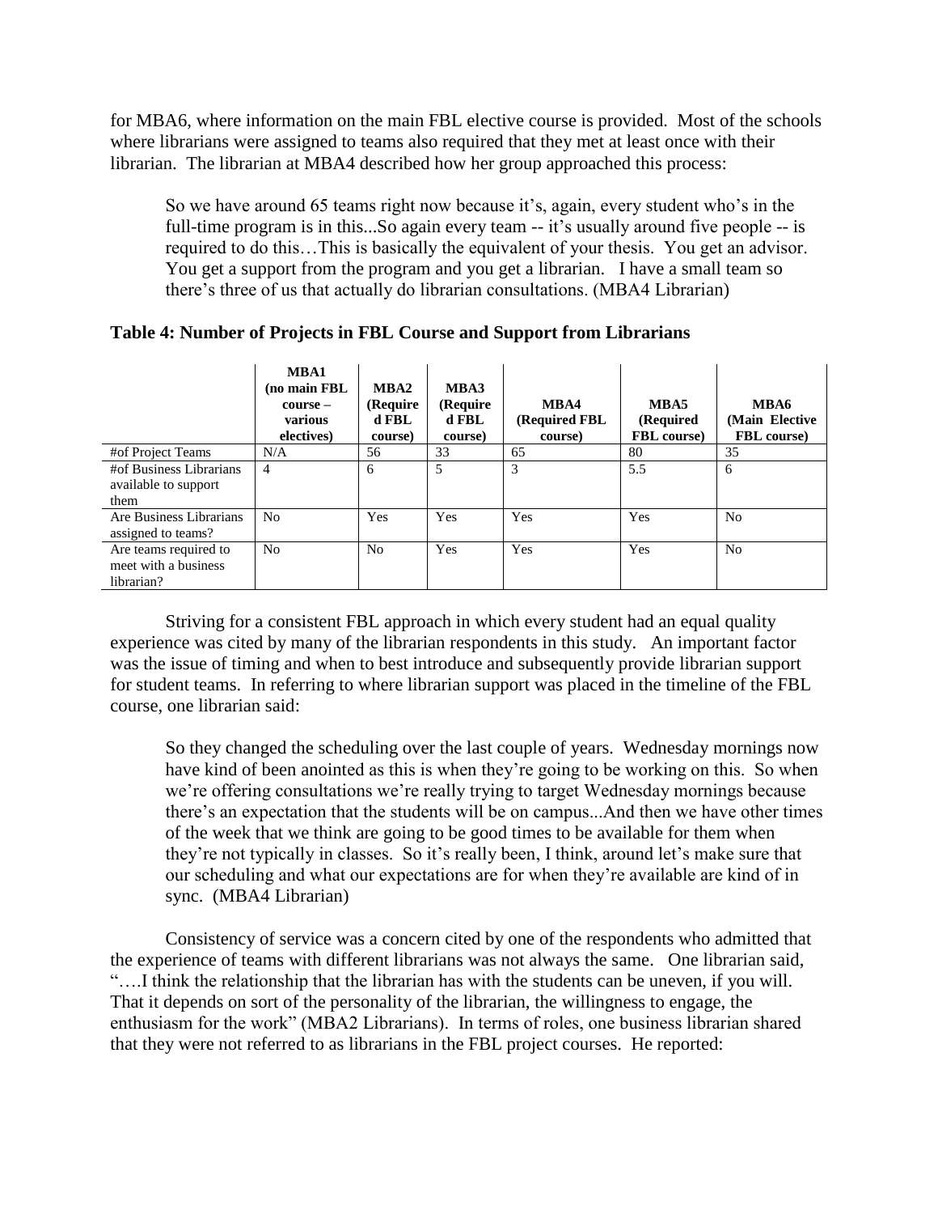for MBA6, where information on the main FBL elective course is provided. Most of the schools where librarians were assigned to teams also required that they met at least once with their librarian. The librarian at MBA4 described how her group approached this process:

> So we have around 65 teams right now because it's, again, every student who's in the full-time program is in this...So again every team -- it's usually around five people -- is required to do this…This is basically the equivalent of your thesis. You get an advisor. You get a support from the program and you get a librarian. I have a small team so there's three of us that actually do librarian consultations. (MBA4 Librarian)

**Table 4: Number of Projects in FBL Course and Support from Librarians**

| | MBA1 (no main FBL course – various electives) | MBA2 (Required FBL course) | MBA3 (Required FBL course) | MBA4 (Required FBL course) | MBA5 (Required FBL course) | MBA6 (Main Elective FBL course) |
|---|---|---|---|---|---|---|
| #of Project Teams | N/A | 56 | 33 | 65 | 80 | 35 |
| #of Business Librarians available to support them | 4 | 6 | 5 | 3 | 5.5 | 6 |
| Are Business Librarians assigned to teams? | No | Yes | Yes | Yes | Yes | No |
| Are teams required to meet with a business librarian? | No | No | Yes | Yes | Yes | No |

Striving for a consistent FBL approach in which every student had an equal quality experience was cited by many of the librarian respondents in this study. An important factor was the issue of timing and when to best introduce and subsequently provide librarian support for student teams. In referring to where librarian support was placed in the timeline of the FBL course, one librarian said:

> So they changed the scheduling over the last couple of years. Wednesday mornings now have kind of been anointed as this is when they're going to be working on this. So when we're offering consultations we're really trying to target Wednesday mornings because there's an expectation that the students will be on campus...And then we have other times of the week that we think are going to be good times to be available for them when they're not typically in classes. So it's really been, I think, around let's make sure that our scheduling and what our expectations are for when they're available are kind of in sync. (MBA4 Librarian)

Consistency of service was a concern cited by one of the respondents who admitted that the experience of teams with different librarians was not always the same. One librarian said, "….I think the relationship that the librarian has with the students can be uneven, if you will. That it depends on sort of the personality of the librarian, the willingness to engage, the enthusiasm for the work" (MBA2 Librarians). In terms of roles, one business librarian shared that they were not referred to as librarians in the FBL project courses. He reported: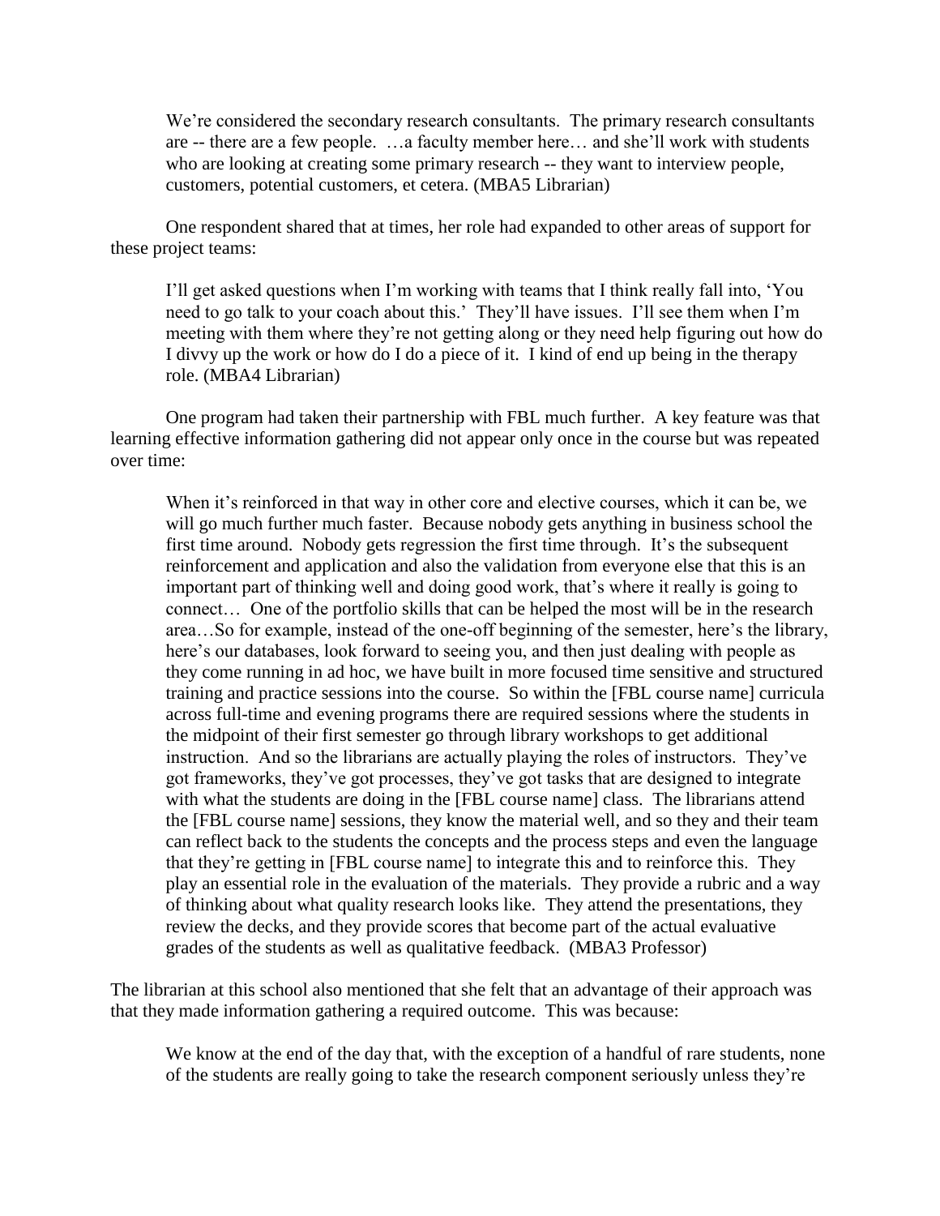> We're considered the secondary research consultants. The primary research consultants are -- there are a few people. …a faculty member here… and she'll work with students who are looking at creating some primary research -- they want to interview people, customers, potential customers, et cetera. (MBA5 Librarian)

One respondent shared that at times, her role had expanded to other areas of support for these project teams:

> I'll get asked questions when I'm working with teams that I think really fall into, 'You need to go talk to your coach about this.' They'll have issues. I'll see them when I'm meeting with them where they're not getting along or they need help figuring out how do I divvy up the work or how do I do a piece of it. I kind of end up being in the therapy role. (MBA4 Librarian)

One program had taken their partnership with FBL much further. A key feature was that learning effective information gathering did not appear only once in the course but was repeated over time:

> When it's reinforced in that way in other core and elective courses, which it can be, we will go much further much faster. Because nobody gets anything in business school the first time around. Nobody gets regression the first time through. It's the subsequent reinforcement and application and also the validation from everyone else that this is an important part of thinking well and doing good work, that's where it really is going to connect… One of the portfolio skills that can be helped the most will be in the research area…So for example, instead of the one-off beginning of the semester, here's the library, here's our databases, look forward to seeing you, and then just dealing with people as they come running in ad hoc, we have built in more focused time sensitive and structured training and practice sessions into the course. So within the [FBL course name] curricula across full-time and evening programs there are required sessions where the students in the midpoint of their first semester go through library workshops to get additional instruction. And so the librarians are actually playing the roles of instructors. They've got frameworks, they've got processes, they've got tasks that are designed to integrate with what the students are doing in the [FBL course name] class. The librarians attend the [FBL course name] sessions, they know the material well, and so they and their team can reflect back to the students the concepts and the process steps and even the language that they're getting in [FBL course name] to integrate this and to reinforce this. They play an essential role in the evaluation of the materials. They provide a rubric and a way of thinking about what quality research looks like. They attend the presentations, they review the decks, and they provide scores that become part of the actual evaluative grades of the students as well as qualitative feedback. (MBA3 Professor)

The librarian at this school also mentioned that she felt that an advantage of their approach was that they made information gathering a required outcome. This was because:

> We know at the end of the day that, with the exception of a handful of rare students, none of the students are really going to take the research component seriously unless they're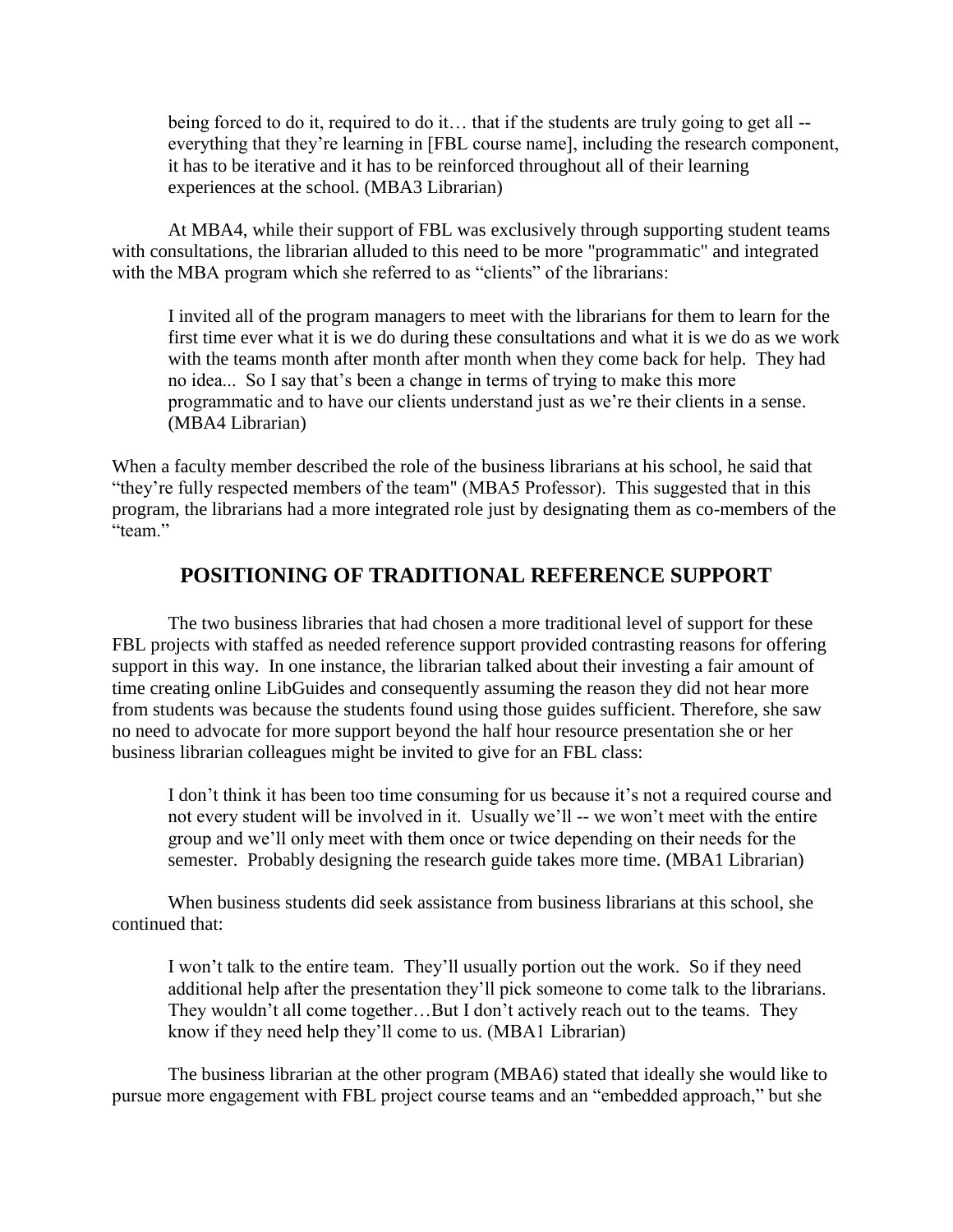> being forced to do it, required to do it… that if the students are truly going to get all -- everything that they're learning in [FBL course name], including the research component, it has to be iterative and it has to be reinforced throughout all of their learning experiences at the school. (MBA3 Librarian)

At MBA4, while their support of FBL was exclusively through supporting student teams with consultations, the librarian alluded to this need to be more "programmatic" and integrated with the MBA program which she referred to as "clients" of the librarians:

> I invited all of the program managers to meet with the librarians for them to learn for the first time ever what it is we do during these consultations and what it is we do as we work with the teams month after month after month when they come back for help. They had no idea... So I say that's been a change in terms of trying to make this more programmatic and to have our clients understand just as we're their clients in a sense. (MBA4 Librarian)

When a faculty member described the role of the business librarians at his school, he said that "they're fully respected members of the team" (MBA5 Professor). This suggested that in this program, the librarians had a more integrated role just by designating them as co-members of the "team."

## POSITIONING OF TRADITIONAL REFERENCE SUPPORT

The two business libraries that had chosen a more traditional level of support for these FBL projects with staffed as needed reference support provided contrasting reasons for offering support in this way. In one instance, the librarian talked about their investing a fair amount of time creating online LibGuides and consequently assuming the reason they did not hear more from students was because the students found using those guides sufficient. Therefore, she saw no need to advocate for more support beyond the half hour resource presentation she or her business librarian colleagues might be invited to give for an FBL class:

> I don't think it has been too time consuming for us because it's not a required course and not every student will be involved in it. Usually we'll -- we won't meet with the entire group and we'll only meet with them once or twice depending on their needs for the semester. Probably designing the research guide takes more time. (MBA1 Librarian)

When business students did seek assistance from business librarians at this school, she continued that:

> I won't talk to the entire team. They'll usually portion out the work. So if they need additional help after the presentation they'll pick someone to come talk to the librarians. They wouldn't all come together…But I don't actively reach out to the teams. They know if they need help they'll come to us. (MBA1 Librarian)

The business librarian at the other program (MBA6) stated that ideally she would like to pursue more engagement with FBL project course teams and an "embedded approach," but she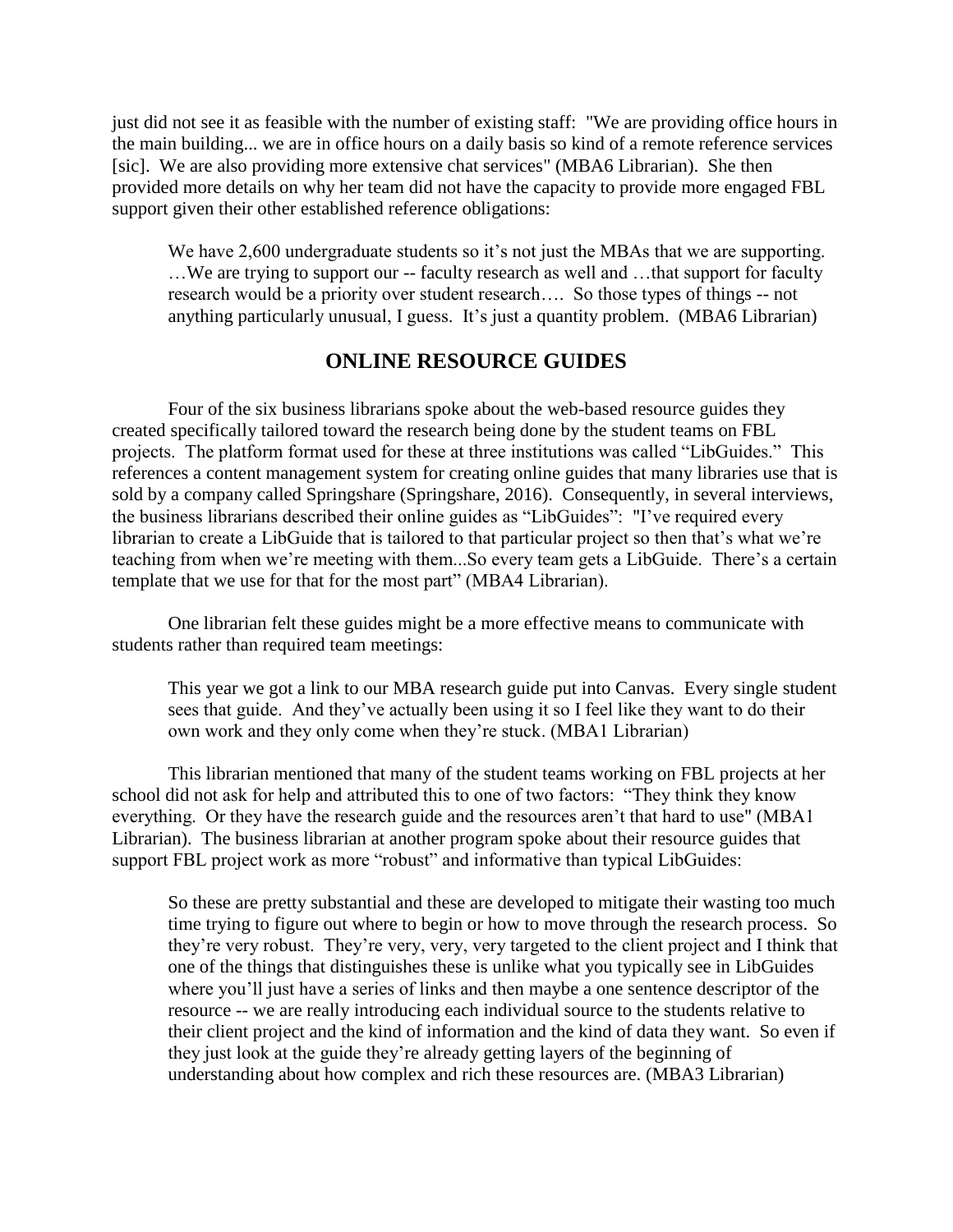just did not see it as feasible with the number of existing staff: "We are providing office hours in the main building... we are in office hours on a daily basis so kind of a remote reference services [sic]. We are also providing more extensive chat services" (MBA6 Librarian). She then provided more details on why her team did not have the capacity to provide more engaged FBL support given their other established reference obligations:

> We have 2,600 undergraduate students so it's not just the MBAs that we are supporting. …We are trying to support our -- faculty research as well and …that support for faculty research would be a priority over student research…. So those types of things -- not anything particularly unusual, I guess. It's just a quantity problem. (MBA6 Librarian)

## ONLINE RESOURCE GUIDES

Four of the six business librarians spoke about the web-based resource guides they created specifically tailored toward the research being done by the student teams on FBL projects. The platform format used for these at three institutions was called "LibGuides." This references a content management system for creating online guides that many libraries use that is sold by a company called Springshare (Springshare, 2016). Consequently, in several interviews, the business librarians described their online guides as "LibGuides": "I've required every librarian to create a LibGuide that is tailored to that particular project so then that's what we're teaching from when we're meeting with them...So every team gets a LibGuide. There's a certain template that we use for that for the most part" (MBA4 Librarian).

One librarian felt these guides might be a more effective means to communicate with students rather than required team meetings:

> This year we got a link to our MBA research guide put into Canvas. Every single student sees that guide. And they've actually been using it so I feel like they want to do their own work and they only come when they're stuck. (MBA1 Librarian)

This librarian mentioned that many of the student teams working on FBL projects at her school did not ask for help and attributed this to one of two factors: "They think they know everything. Or they have the research guide and the resources aren't that hard to use" (MBA1 Librarian). The business librarian at another program spoke about their resource guides that support FBL project work as more "robust" and informative than typical LibGuides:

> So these are pretty substantial and these are developed to mitigate their wasting too much time trying to figure out where to begin or how to move through the research process. So they're very robust. They're very, very, very targeted to the client project and I think that one of the things that distinguishes these is unlike what you typically see in LibGuides where you'll just have a series of links and then maybe a one sentence descriptor of the resource -- we are really introducing each individual source to the students relative to their client project and the kind of information and the kind of data they want. So even if they just look at the guide they're already getting layers of the beginning of understanding about how complex and rich these resources are. (MBA3 Librarian)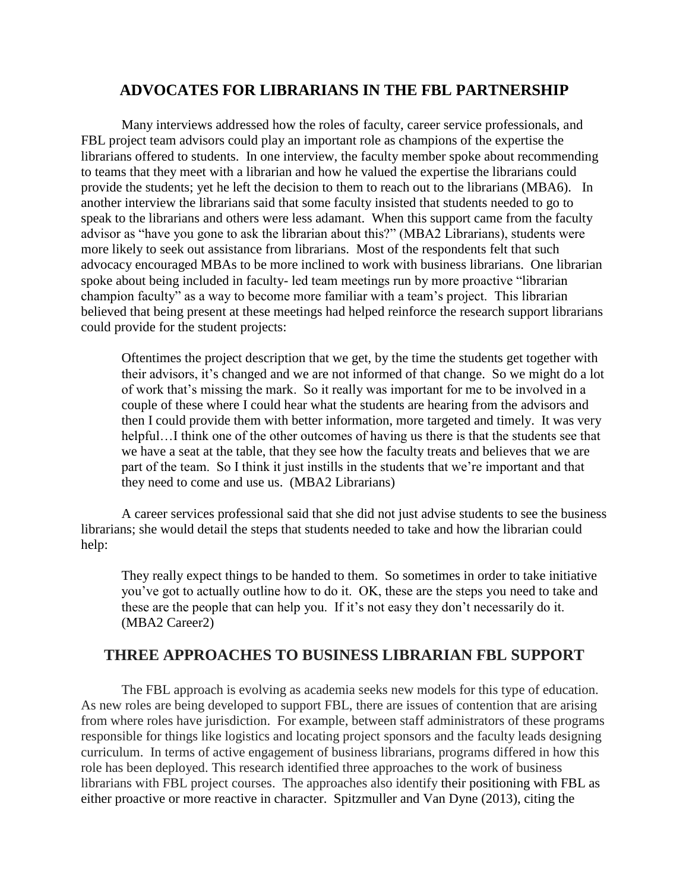## ADVOCATES FOR LIBRARIANS IN THE FBL PARTNERSHIP

Many interviews addressed how the roles of faculty, career service professionals, and FBL project team advisors could play an important role as champions of the expertise the librarians offered to students. In one interview, the faculty member spoke about recommending to teams that they meet with a librarian and how he valued the expertise the librarians could provide the students; yet he left the decision to them to reach out to the librarians (MBA6). In another interview the librarians said that some faculty insisted that students needed to go to speak to the librarians and others were less adamant. When this support came from the faculty advisor as "have you gone to ask the librarian about this?" (MBA2 Librarians), students were more likely to seek out assistance from librarians. Most of the respondents felt that such advocacy encouraged MBAs to be more inclined to work with business librarians. One librarian spoke about being included in faculty- led team meetings run by more proactive "librarian champion faculty" as a way to become more familiar with a team's project. This librarian believed that being present at these meetings had helped reinforce the research support librarians could provide for the student projects:

> Oftentimes the project description that we get, by the time the students get together with their advisors, it's changed and we are not informed of that change. So we might do a lot of work that's missing the mark. So it really was important for me to be involved in a couple of these where I could hear what the students are hearing from the advisors and then I could provide them with better information, more targeted and timely. It was very helpful…I think one of the other outcomes of having us there is that the students see that we have a seat at the table, that they see how the faculty treats and believes that we are part of the team. So I think it just instills in the students that we're important and that they need to come and use us. (MBA2 Librarians)

A career services professional said that she did not just advise students to see the business librarians; she would detail the steps that students needed to take and how the librarian could help:

> They really expect things to be handed to them. So sometimes in order to take initiative you've got to actually outline how to do it. OK, these are the steps you need to take and these are the people that can help you. If it's not easy they don't necessarily do it. (MBA2 Career2)

## THREE APPROACHES TO BUSINESS LIBRARIAN FBL SUPPORT

The FBL approach is evolving as academia seeks new models for this type of education. As new roles are being developed to support FBL, there are issues of contention that are arising from where roles have jurisdiction. For example, between staff administrators of these programs responsible for things like logistics and locating project sponsors and the faculty leads designing curriculum. In terms of active engagement of business librarians, programs differed in how this role has been deployed. This research identified three approaches to the work of business librarians with FBL project courses. The approaches also identify their positioning with FBL as either proactive or more reactive in character. Spitzmuller and Van Dyne (2013), citing the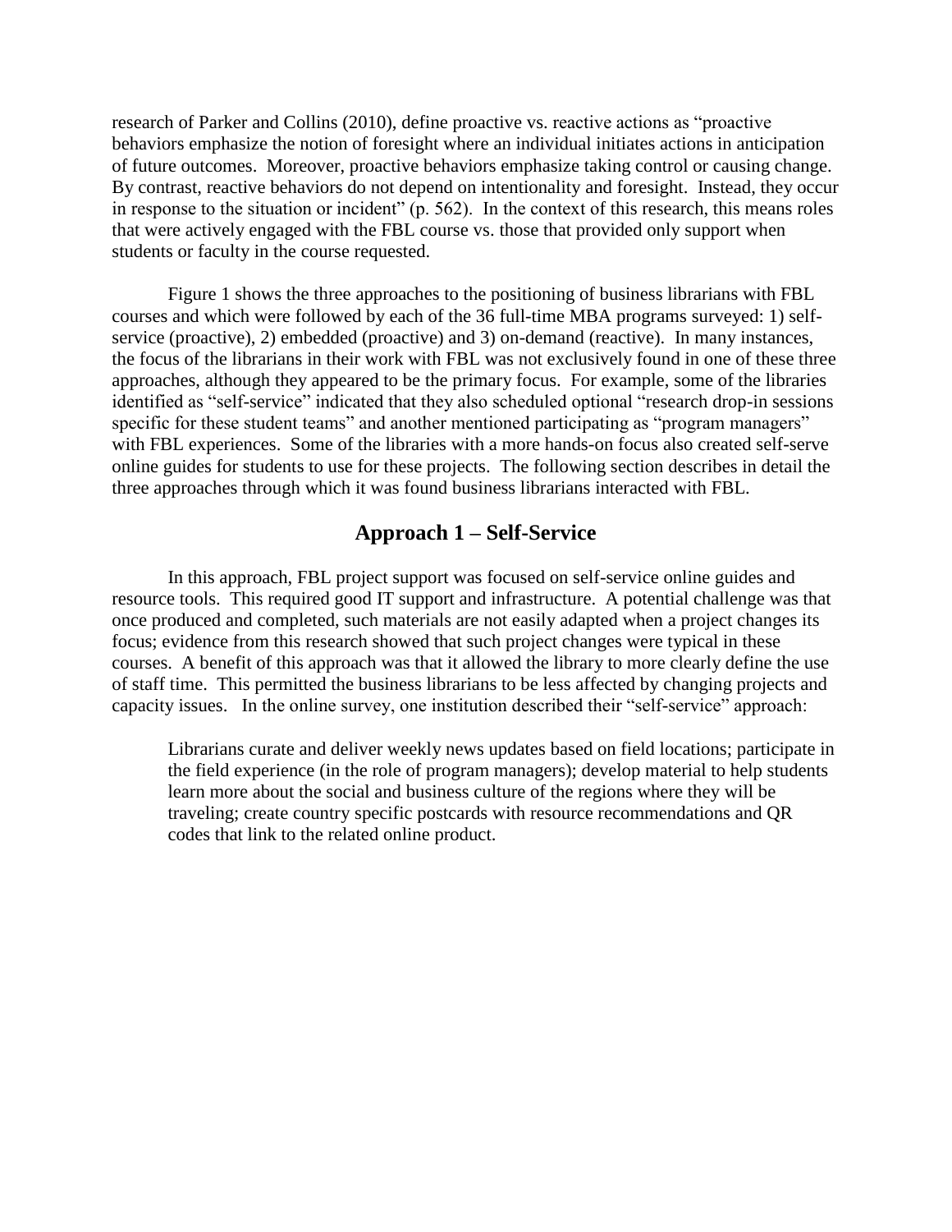research of Parker and Collins (2010), define proactive vs. reactive actions as "proactive behaviors emphasize the notion of foresight where an individual initiates actions in anticipation of future outcomes. Moreover, proactive behaviors emphasize taking control or causing change. By contrast, reactive behaviors do not depend on intentionality and foresight. Instead, they occur in response to the situation or incident" (p. 562). In the context of this research, this means roles that were actively engaged with the FBL course vs. those that provided only support when students or faculty in the course requested.

Figure 1 shows the three approaches to the positioning of business librarians with FBL courses and which were followed by each of the 36 full-time MBA programs surveyed: 1) self-service (proactive), 2) embedded (proactive) and 3) on-demand (reactive). In many instances, the focus of the librarians in their work with FBL was not exclusively found in one of these three approaches, although they appeared to be the primary focus. For example, some of the libraries identified as "self-service" indicated that they also scheduled optional "research drop-in sessions specific for these student teams" and another mentioned participating as "program managers" with FBL experiences. Some of the libraries with a more hands-on focus also created self-serve online guides for students to use for these projects. The following section describes in detail the three approaches through which it was found business librarians interacted with FBL.

## Approach 1 – Self-Service

In this approach, FBL project support was focused on self-service online guides and resource tools. This required good IT support and infrastructure. A potential challenge was that once produced and completed, such materials are not easily adapted when a project changes its focus; evidence from this research showed that such project changes were typical in these courses. A benefit of this approach was that it allowed the library to more clearly define the use of staff time. This permitted the business librarians to be less affected by changing projects and capacity issues. In the online survey, one institution described their "self-service" approach:

> Librarians curate and deliver weekly news updates based on field locations; participate in the field experience (in the role of program managers); develop material to help students learn more about the social and business culture of the regions where they will be traveling; create country specific postcards with resource recommendations and QR codes that link to the related online product.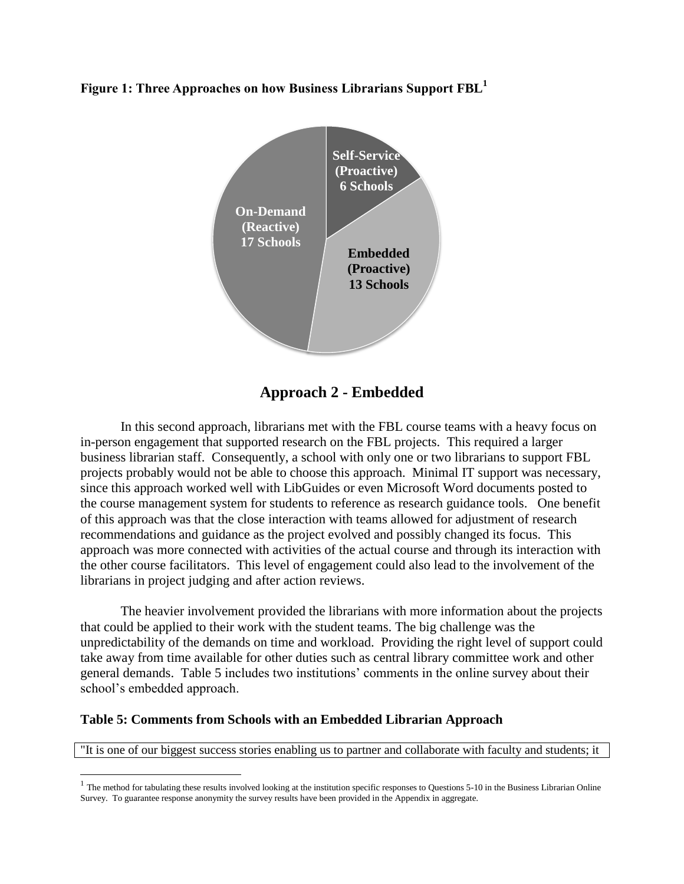**Figure 1: Three Approaches on how Business Librarians Support FBL[1]**

Self-Service (Proactive) 6 Schools

On-Demand (Reactive) 17 Schools

Embedded (Proactive) 13 Schools

## Approach 2 - Embedded

In this second approach, librarians met with the FBL course teams with a heavy focus on in-person engagement that supported research on the FBL projects. This required a larger business librarian staff. Consequently, a school with only one or two librarians to support FBL projects probably would not be able to choose this approach. Minimal IT support was necessary, since this approach worked well with LibGuides or even Microsoft Word documents posted to the course management system for students to reference as research guidance tools. One benefit of this approach was that the close interaction with teams allowed for adjustment of research recommendations and guidance as the project evolved and possibly changed its focus. This approach was more connected with activities of the actual course and through its interaction with the other course facilitators. This level of engagement could also lead to the involvement of the librarians in project judging and after action reviews.

The heavier involvement provided the librarians with more information about the projects that could be applied to their work with the student teams. The big challenge was the unpredictability of the demands on time and workload. Providing the right level of support could take away from time available for other duties such as central library committee work and other general demands. Table 5 includes two institutions' comments in the online survey about their school's embedded approach.

**Table 5: Comments from Schools with an Embedded Librarian Approach**

| "It is one of our biggest success stories enabling us to partner and collaborate with faculty and students; it |
|---|

[1] The method for tabulating these results involved looking at the institution specific responses to Questions 5-10 in the Business Librarian Online Survey. To guarantee response anonymity the survey results have been provided in the Appendix in aggregate.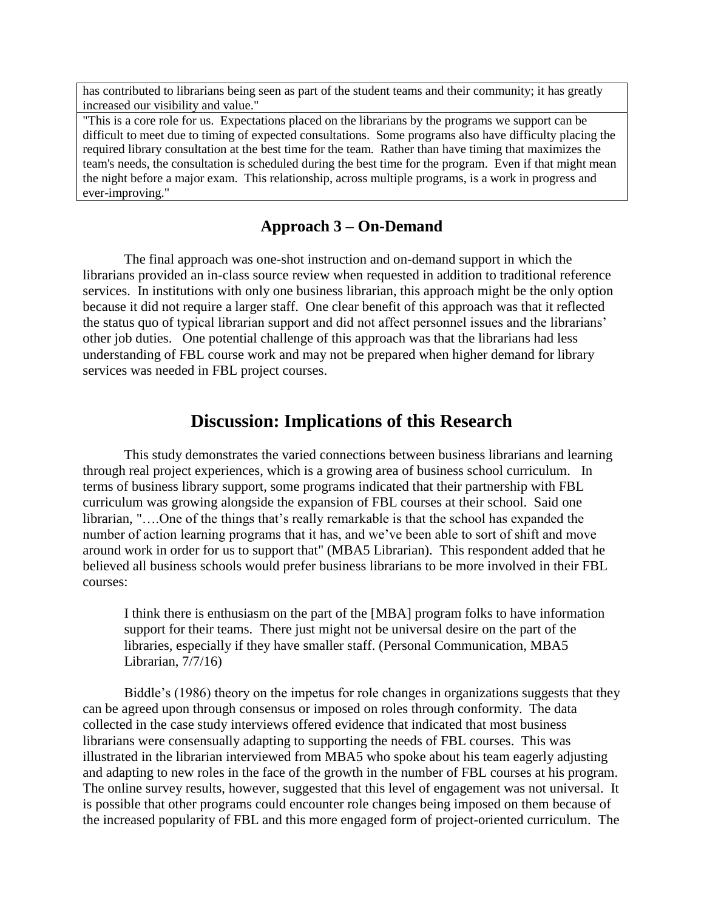| has contributed to librarians being seen as part of the student teams and their community; it has greatly increased our visibility and value." |
| --- |
| "This is a core role for us. Expectations placed on the librarians by the programs we support can be difficult to meet due to timing of expected consultations. Some programs also have difficulty placing the required library consultation at the best time for the team. Rather than have timing that maximizes the team's needs, the consultation is scheduled during the best time for the program. Even if that might mean the night before a major exam. This relationship, across multiple programs, is a work in progress and ever-improving." |

### Approach 3 – On-Demand

The final approach was one-shot instruction and on-demand support in which the librarians provided an in-class source review when requested in addition to traditional reference services. In institutions with only one business librarian, this approach might be the only option because it did not require a larger staff. One clear benefit of this approach was that it reflected the status quo of typical librarian support and did not affect personnel issues and the librarians' other job duties. One potential challenge of this approach was that the librarians had less understanding of FBL course work and may not be prepared when higher demand for library services was needed in FBL project courses.

## Discussion: Implications of this Research

This study demonstrates the varied connections between business librarians and learning through real project experiences, which is a growing area of business school curriculum. In terms of business library support, some programs indicated that their partnership with FBL curriculum was growing alongside the expansion of FBL courses at their school. Said one librarian, "….One of the things that's really remarkable is that the school has expanded the number of action learning programs that it has, and we've been able to sort of shift and move around work in order for us to support that" (MBA5 Librarian). This respondent added that he believed all business schools would prefer business librarians to be more involved in their FBL courses:

> I think there is enthusiasm on the part of the [MBA] program folks to have information support for their teams. There just might not be universal desire on the part of the libraries, especially if they have smaller staff. (Personal Communication, MBA5 Librarian, 7/7/16)

Biddle's (1986) theory on the impetus for role changes in organizations suggests that they can be agreed upon through consensus or imposed on roles through conformity. The data collected in the case study interviews offered evidence that indicated that most business librarians were consensually adapting to supporting the needs of FBL courses. This was illustrated in the librarian interviewed from MBA5 who spoke about his team eagerly adjusting and adapting to new roles in the face of the growth in the number of FBL courses at his program. The online survey results, however, suggested that this level of engagement was not universal. It is possible that other programs could encounter role changes being imposed on them because of the increased popularity of FBL and this more engaged form of project-oriented curriculum. The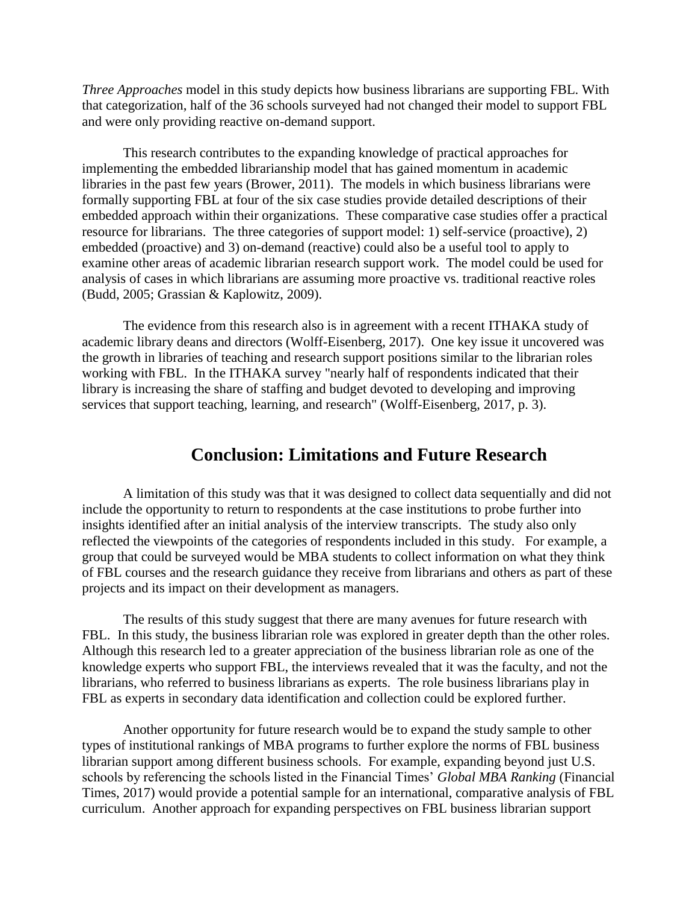*Three Approaches* model in this study depicts how business librarians are supporting FBL. With that categorization, half of the 36 schools surveyed had not changed their model to support FBL and were only providing reactive on-demand support.

This research contributes to the expanding knowledge of practical approaches for implementing the embedded librarianship model that has gained momentum in academic libraries in the past few years (Brower, 2011). The models in which business librarians were formally supporting FBL at four of the six case studies provide detailed descriptions of their embedded approach within their organizations. These comparative case studies offer a practical resource for librarians. The three categories of support model: 1) self-service (proactive), 2) embedded (proactive) and 3) on-demand (reactive) could also be a useful tool to apply to examine other areas of academic librarian research support work. The model could be used for analysis of cases in which librarians are assuming more proactive vs. traditional reactive roles (Budd, 2005; Grassian & Kaplowitz, 2009).

The evidence from this research also is in agreement with a recent ITHAKA study of academic library deans and directors (Wolff-Eisenberg, 2017). One key issue it uncovered was the growth in libraries of teaching and research support positions similar to the librarian roles working with FBL. In the ITHAKA survey "nearly half of respondents indicated that their library is increasing the share of staffing and budget devoted to developing and improving services that support teaching, learning, and research" (Wolff-Eisenberg, 2017, p. 3).

## Conclusion: Limitations and Future Research

A limitation of this study was that it was designed to collect data sequentially and did not include the opportunity to return to respondents at the case institutions to probe further into insights identified after an initial analysis of the interview transcripts. The study also only reflected the viewpoints of the categories of respondents included in this study. For example, a group that could be surveyed would be MBA students to collect information on what they think of FBL courses and the research guidance they receive from librarians and others as part of these projects and its impact on their development as managers.

The results of this study suggest that there are many avenues for future research with FBL. In this study, the business librarian role was explored in greater depth than the other roles. Although this research led to a greater appreciation of the business librarian role as one of the knowledge experts who support FBL, the interviews revealed that it was the faculty, and not the librarians, who referred to business librarians as experts. The role business librarians play in FBL as experts in secondary data identification and collection could be explored further.

Another opportunity for future research would be to expand the study sample to other types of institutional rankings of MBA programs to further explore the norms of FBL business librarian support among different business schools. For example, expanding beyond just U.S. schools by referencing the schools listed in the Financial Times' *Global MBA Ranking* (Financial Times, 2017) would provide a potential sample for an international, comparative analysis of FBL curriculum. Another approach for expanding perspectives on FBL business librarian support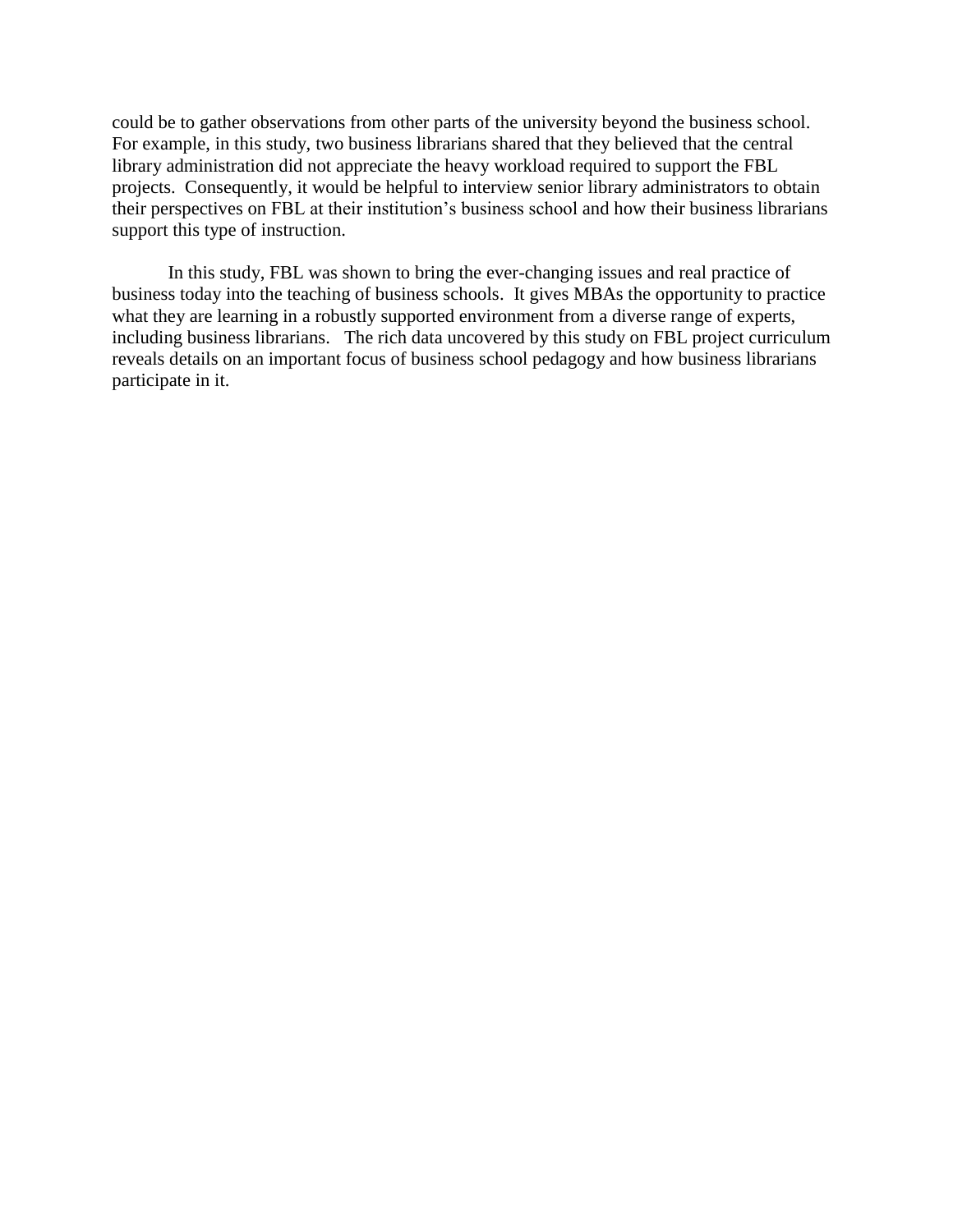could be to gather observations from other parts of the university beyond the business school. For example, in this study, two business librarians shared that they believed that the central library administration did not appreciate the heavy workload required to support the FBL projects. Consequently, it would be helpful to interview senior library administrators to obtain their perspectives on FBL at their institution's business school and how their business librarians support this type of instruction.

In this study, FBL was shown to bring the ever-changing issues and real practice of business today into the teaching of business schools. It gives MBAs the opportunity to practice what they are learning in a robustly supported environment from a diverse range of experts, including business librarians. The rich data uncovered by this study on FBL project curriculum reveals details on an important focus of business school pedagogy and how business librarians participate in it.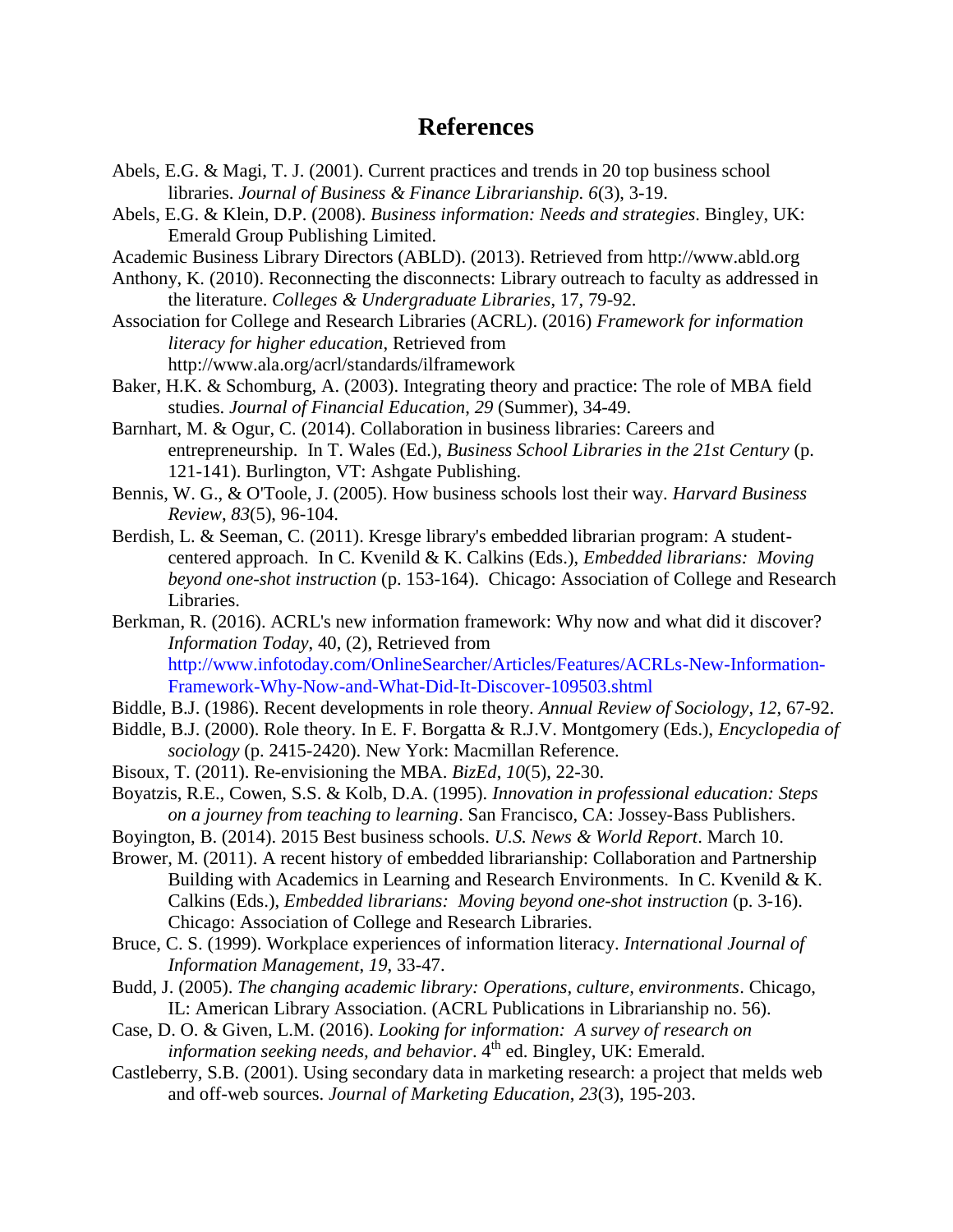# References

Abels, E.G. & Magi, T. J. (2001). Current practices and trends in 20 top business school libraries. *Journal of Business & Finance Librarianship. 6*(3), 3-19.

Abels, E.G. & Klein, D.P. (2008). *Business information: Needs and strategies*. Bingley, UK: Emerald Group Publishing Limited.

Academic Business Library Directors (ABLD). (2013). Retrieved from http://www.abld.org

Anthony, K. (2010). Reconnecting the disconnects: Library outreach to faculty as addressed in the literature. *Colleges & Undergraduate Libraries*, 17, 79-92.

Association for College and Research Libraries (ACRL). (2016) *Framework for information literacy for higher education*, Retrieved from http://www.ala.org/acrl/standards/ilframework

Baker, H.K. & Schomburg, A. (2003). Integrating theory and practice: The role of MBA field studies. *Journal of Financial Education*, *29* (Summer), 34-49.

Barnhart, M. & Ogur, C. (2014). Collaboration in business libraries: Careers and entrepreneurship. In T. Wales (Ed.), *Business School Libraries in the 21st Century* (p. 121-141). Burlington, VT: Ashgate Publishing.

Bennis, W. G., & O'Toole, J. (2005). How business schools lost their way. *Harvard Business Review*, *83*(5), 96-104.

Berdish, L. & Seeman, C. (2011). Kresge library's embedded librarian program: A student-centered approach. In C. Kvenild & K. Calkins (Eds.), *Embedded librarians: Moving beyond one-shot instruction* (p. 153-164). Chicago: Association of College and Research Libraries.

Berkman, R. (2016). ACRL's new information framework: Why now and what did it discover? *Information Today*, 40, (2), Retrieved from http://www.infotoday.com/OnlineSearcher/Articles/Features/ACRLs-New-Information-Framework-Why-Now-and-What-Did-It-Discover-109503.shtml

Biddle, B.J. (1986). Recent developments in role theory. *Annual Review of Sociology*, *12*, 67-92.

Biddle, B.J. (2000). Role theory. In E. F. Borgatta & R.J.V. Montgomery (Eds.), *Encyclopedia of sociology* (p. 2415-2420). New York: Macmillan Reference.

Bisoux, T. (2011). Re-envisioning the MBA. *BizEd*, *10*(5), 22-30.

Boyatzis, R.E., Cowen, S.S. & Kolb, D.A. (1995). *Innovation in professional education: Steps on a journey from teaching to learning*. San Francisco, CA: Jossey-Bass Publishers.

Boyington, B. (2014). 2015 Best business schools. *U.S. News & World Report*. March 10.

Brower, M. (2011). A recent history of embedded librarianship: Collaboration and Partnership Building with Academics in Learning and Research Environments. In C. Kvenild & K. Calkins (Eds.), *Embedded librarians: Moving beyond one-shot instruction* (p. 3-16). Chicago: Association of College and Research Libraries.

Bruce, C. S. (1999). Workplace experiences of information literacy. *International Journal of Information Management*, *19*, 33-47.

Budd, J. (2005). *The changing academic library: Operations, culture, environments*. Chicago, IL: American Library Association. (ACRL Publications in Librarianship no. 56).

Case, D. O. & Given, L.M. (2016). *Looking for information: A survey of research on information seeking needs, and behavior*. 4th ed. Bingley, UK: Emerald.

Castleberry, S.B. (2001). Using secondary data in marketing research: a project that melds web and off-web sources. *Journal of Marketing Education*, *23*(3), 195-203.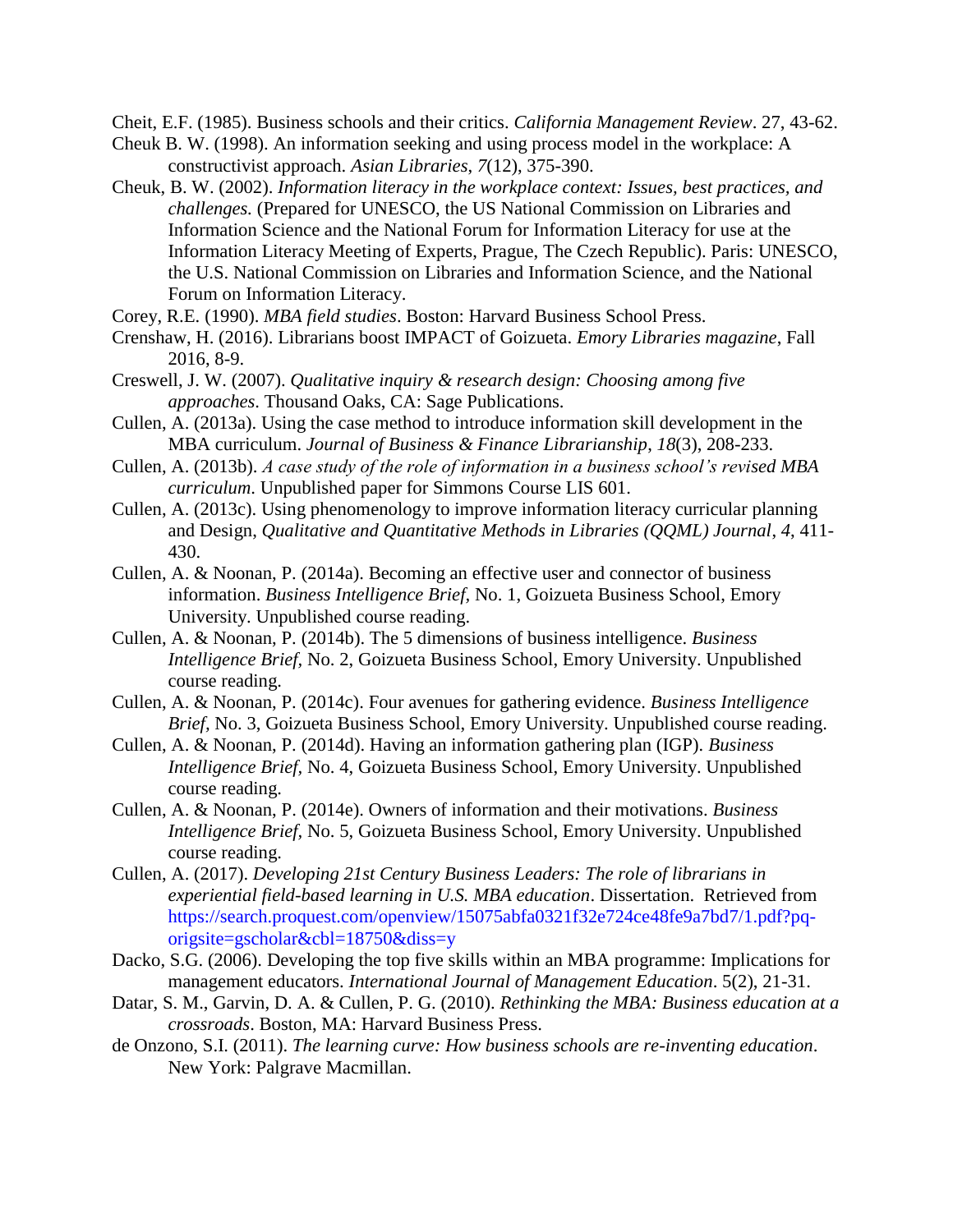Cheit, E.F. (1985). Business schools and their critics. *California Management Review*. 27, 43-62.

Cheuk B. W. (1998). An information seeking and using process model in the workplace: A constructivist approach. *Asian Libraries*, *7*(12), 375-390.

Cheuk, B. W. (2002). *Information literacy in the workplace context: Issues, best practices, and challenges.* (Prepared for UNESCO, the US National Commission on Libraries and Information Science and the National Forum for Information Literacy for use at the Information Literacy Meeting of Experts, Prague, The Czech Republic). Paris: UNESCO, the U.S. National Commission on Libraries and Information Science, and the National Forum on Information Literacy.

Corey, R.E. (1990). *MBA field studies*. Boston: Harvard Business School Press.

Crenshaw, H. (2016). Librarians boost IMPACT of Goizueta. *Emory Libraries magazine*, Fall 2016, 8-9.

Creswell, J. W. (2007). *Qualitative inquiry & research design: Choosing among five approaches*. Thousand Oaks, CA: Sage Publications.

Cullen, A. (2013a). Using the case method to introduce information skill development in the MBA curriculum. *Journal of Business & Finance Librarianship*, *18*(3), 208-233.

Cullen, A. (2013b). *A case study of the role of information in a business school's revised MBA curriculum*. Unpublished paper for Simmons Course LIS 601.

Cullen, A. (2013c). Using phenomenology to improve information literacy curricular planning and Design, *Qualitative and Quantitative Methods in Libraries (QQML) Journal*, *4*, 411-430.

Cullen, A. & Noonan, P. (2014a). Becoming an effective user and connector of business information. *Business Intelligence Brief,* No. 1, Goizueta Business School, Emory University. Unpublished course reading.

Cullen, A. & Noonan, P. (2014b). The 5 dimensions of business intelligence. *Business Intelligence Brief,* No. 2, Goizueta Business School, Emory University. Unpublished course reading.

Cullen, A. & Noonan, P. (2014c). Four avenues for gathering evidence. *Business Intelligence Brief,* No. 3, Goizueta Business School, Emory University. Unpublished course reading.

Cullen, A. & Noonan, P. (2014d). Having an information gathering plan (IGP). *Business Intelligence Brief,* No. 4, Goizueta Business School, Emory University. Unpublished course reading.

Cullen, A. & Noonan, P. (2014e). Owners of information and their motivations. *Business Intelligence Brief,* No. 5, Goizueta Business School, Emory University. Unpublished course reading.

Cullen, A. (2017). *Developing 21st Century Business Leaders: The role of librarians in experiential field-based learning in U.S. MBA education*. Dissertation. Retrieved from https://search.proquest.com/openview/15075abfa0321f32e724ce48fe9a7bd7/1.pdf?pq-origsite=gscholar&cbl=18750&diss=y

Dacko, S.G. (2006). Developing the top five skills within an MBA programme: Implications for management educators. *International Journal of Management Education*. 5(2), 21-31.

Datar, S. M., Garvin, D. A. & Cullen, P. G. (2010). *Rethinking the MBA: Business education at a crossroads*. Boston, MA: Harvard Business Press.

de Onzono, S.I. (2011). *The learning curve: How business schools are re-inventing education*. New York: Palgrave Macmillan.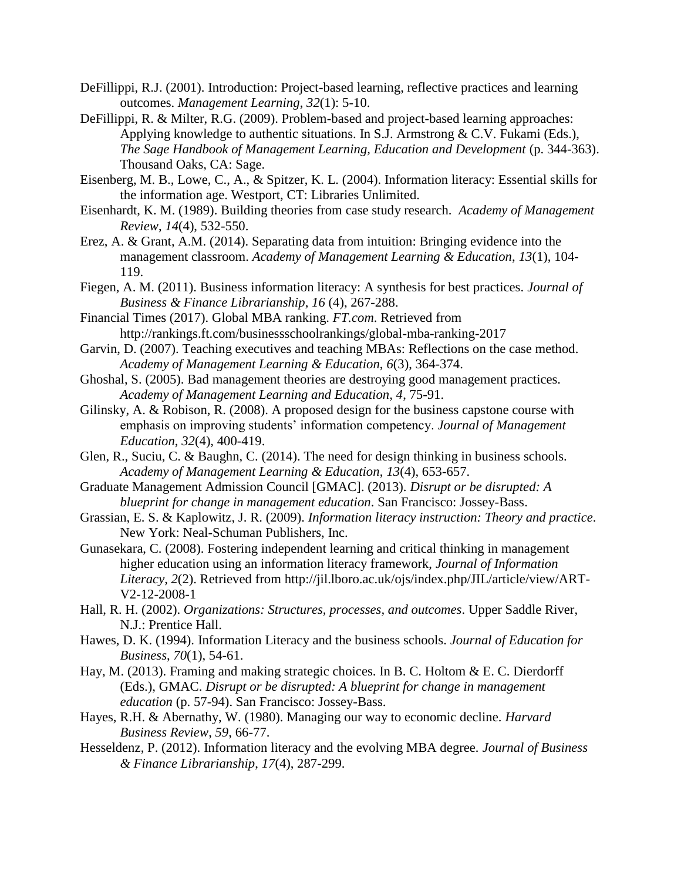DeFillippi, R.J. (2001). Introduction: Project-based learning, reflective practices and learning outcomes. *Management Learning, 32*(1): 5-10.

DeFillippi, R. & Milter, R.G. (2009). Problem-based and project-based learning approaches: Applying knowledge to authentic situations. In S.J. Armstrong & C.V. Fukami (Eds.), *The Sage Handbook of Management Learning, Education and Development* (p. 344-363). Thousand Oaks, CA: Sage.

Eisenberg, M. B., Lowe, C., A., & Spitzer, K. L. (2004). Information literacy: Essential skills for the information age. Westport, CT: Libraries Unlimited.

Eisenhardt, K. M. (1989). Building theories from case study research. *Academy of Management Review*, *14*(4), 532-550.

Erez, A. & Grant, A.M. (2014). Separating data from intuition: Bringing evidence into the management classroom. *Academy of Management Learning & Education*, *13*(1), 104-119.

Fiegen, A. M. (2011). Business information literacy: A synthesis for best practices. *Journal of Business & Finance Librarianship*, *16* (4), 267-288.

Financial Times (2017). Global MBA ranking. *FT.com*. Retrieved from http://rankings.ft.com/businessschoolrankings/global-mba-ranking-2017

Garvin, D. (2007). Teaching executives and teaching MBAs: Reflections on the case method. *Academy of Management Learning & Education*, *6*(3), 364-374.

Ghoshal, S. (2005). Bad management theories are destroying good management practices. *Academy of Management Learning and Education, 4*, 75-91.

Gilinsky, A. & Robison, R. (2008). A proposed design for the business capstone course with emphasis on improving students' information competency. *Journal of Management Education*, *32*(4), 400-419.

Glen, R., Suciu, C. & Baughn, C. (2014). The need for design thinking in business schools. *Academy of Management Learning & Education*, *13*(4), 653-657.

Graduate Management Admission Council [GMAC]. (2013). *Disrupt or be disrupted: A blueprint for change in management education*. San Francisco: Jossey-Bass.

Grassian, E. S. & Kaplowitz, J. R. (2009). *Information literacy instruction: Theory and practice*. New York: Neal-Schuman Publishers, Inc.

Gunasekara, C. (2008). Fostering independent learning and critical thinking in management higher education using an information literacy framework, *Journal of Information Literacy*, *2*(2). Retrieved from http://jil.lboro.ac.uk/ojs/index.php/JIL/article/view/ART-V2-12-2008-1

Hall, R. H. (2002). *Organizations: Structures, processes, and outcomes*. Upper Saddle River, N.J.: Prentice Hall.

Hawes, D. K. (1994). Information Literacy and the business schools. *Journal of Education for Business*, *70*(1), 54-61.

Hay, M. (2013). Framing and making strategic choices. In B. C. Holtom & E. C. Dierdorff (Eds.), GMAC. *Disrupt or be disrupted: A blueprint for change in management education* (p. 57-94). San Francisco: Jossey-Bass.

Hayes, R.H. & Abernathy, W. (1980). Managing our way to economic decline. *Harvard Business Review*, *59*, 66-77.

Hesseldenz, P. (2012). Information literacy and the evolving MBA degree. *Journal of Business & Finance Librarianship*, *17*(4), 287-299.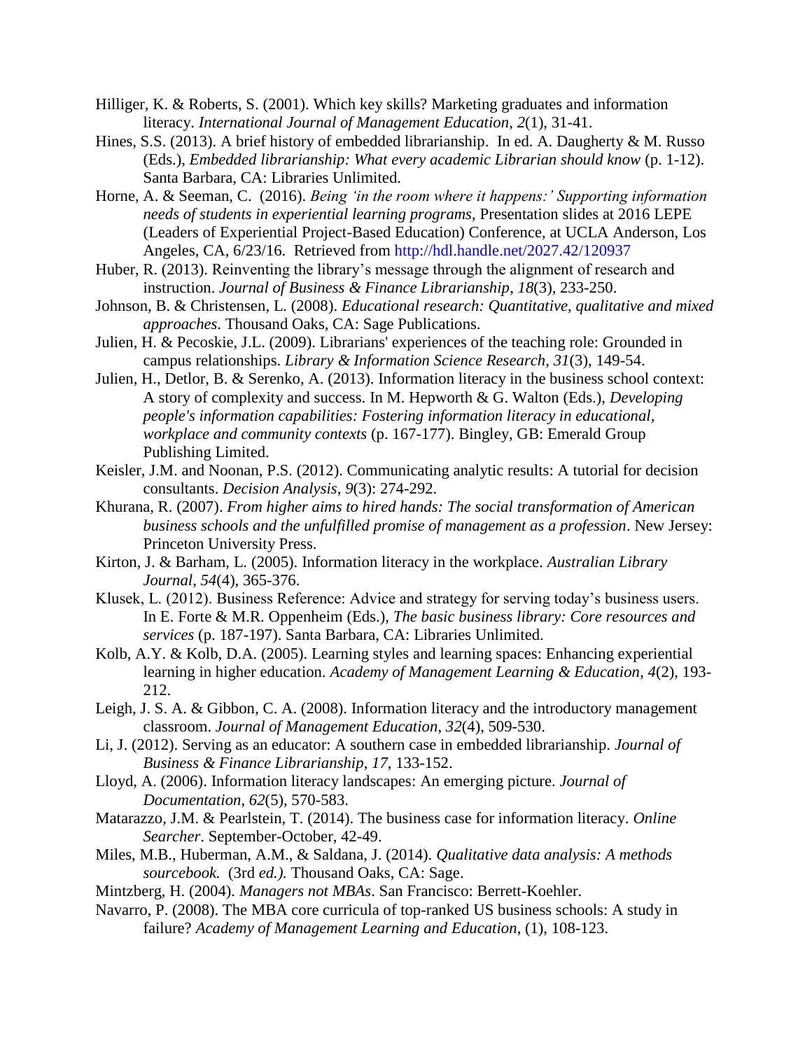Hilliger, K. & Roberts, S. (2001). Which key skills? Marketing graduates and information literacy. *International Journal of Management Education*, *2*(1), 31-41.

Hines, S.S. (2013). A brief history of embedded librarianship. In ed. A. Daugherty & M. Russo (Eds.), *Embedded librarianship: What every academic Librarian should know* (p. 1-12). Santa Barbara, CA: Libraries Unlimited.

Horne, A. & Seeman, C. (2016). *Being 'in the room where it happens:' Supporting information needs of students in experiential learning programs*, Presentation slides at 2016 LEPE (Leaders of Experiential Project-Based Education) Conference, at UCLA Anderson, Los Angeles, CA, 6/23/16. Retrieved from http://hdl.handle.net/2027.42/120937

Huber, R. (2013). Reinventing the library's message through the alignment of research and instruction. *Journal of Business & Finance Librarianship*, *18*(3), 233-250.

Johnson, B. & Christensen, L. (2008). *Educational research: Quantitative, qualitative and mixed approaches*. Thousand Oaks, CA: Sage Publications.

Julien, H. & Pecoskie, J.L. (2009). Librarians' experiences of the teaching role: Grounded in campus relationships. *Library & Information Science Research*, *31*(3), 149-54.

Julien, H., Detlor, B. & Serenko, A. (2013). Information literacy in the business school context: A story of complexity and success. In M. Hepworth & G. Walton (Eds.), *Developing people's information capabilities: Fostering information literacy in educational, workplace and community contexts* (p. 167-177). Bingley, GB: Emerald Group Publishing Limited.

Keisler, J.M. and Noonan, P.S. (2012). Communicating analytic results: A tutorial for decision consultants. *Decision Analysis*, *9*(3): 274-292.

Khurana, R. (2007). *From higher aims to hired hands: The social transformation of American business schools and the unfulfilled promise of management as a profession*. New Jersey: Princeton University Press.

Kirton, J. & Barham, L. (2005). Information literacy in the workplace. *Australian Library Journal*, *54*(4), 365-376.

Klusek, L. (2012). Business Reference: Advice and strategy for serving today's business users. In E. Forte & M.R. Oppenheim (Eds.), *The basic business library: Core resources and services* (p. 187-197). Santa Barbara, CA: Libraries Unlimited.

Kolb, A.Y. & Kolb, D.A. (2005). Learning styles and learning spaces: Enhancing experiential learning in higher education. *Academy of Management Learning & Education*, *4*(2), 193-212.

Leigh, J. S. A. & Gibbon, C. A. (2008). Information literacy and the introductory management classroom. *Journal of Management Education*, *32*(4), 509-530.

Li, J. (2012). Serving as an educator: A southern case in embedded librarianship. *Journal of Business & Finance Librarianship*, *17*, 133-152.

Lloyd, A. (2006). Information literacy landscapes: An emerging picture. *Journal of Documentation*, *62*(5), 570-583.

Matarazzo, J.M. & Pearlstein, T. (2014). The business case for information literacy. *Online Searcher*. September-October, 42-49.

Miles, M.B., Huberman, A.M., & Saldana, J. (2014). *Qualitative data analysis: A methods sourcebook.* (3rd *ed.).* Thousand Oaks, CA: Sage.

Mintzberg, H. (2004). *Managers not MBAs*. San Francisco: Berrett-Koehler.

Navarro, P. (2008). The MBA core curricula of top-ranked US business schools: A study in failure? *Academy of Management Learning and Education*, (1), 108-123.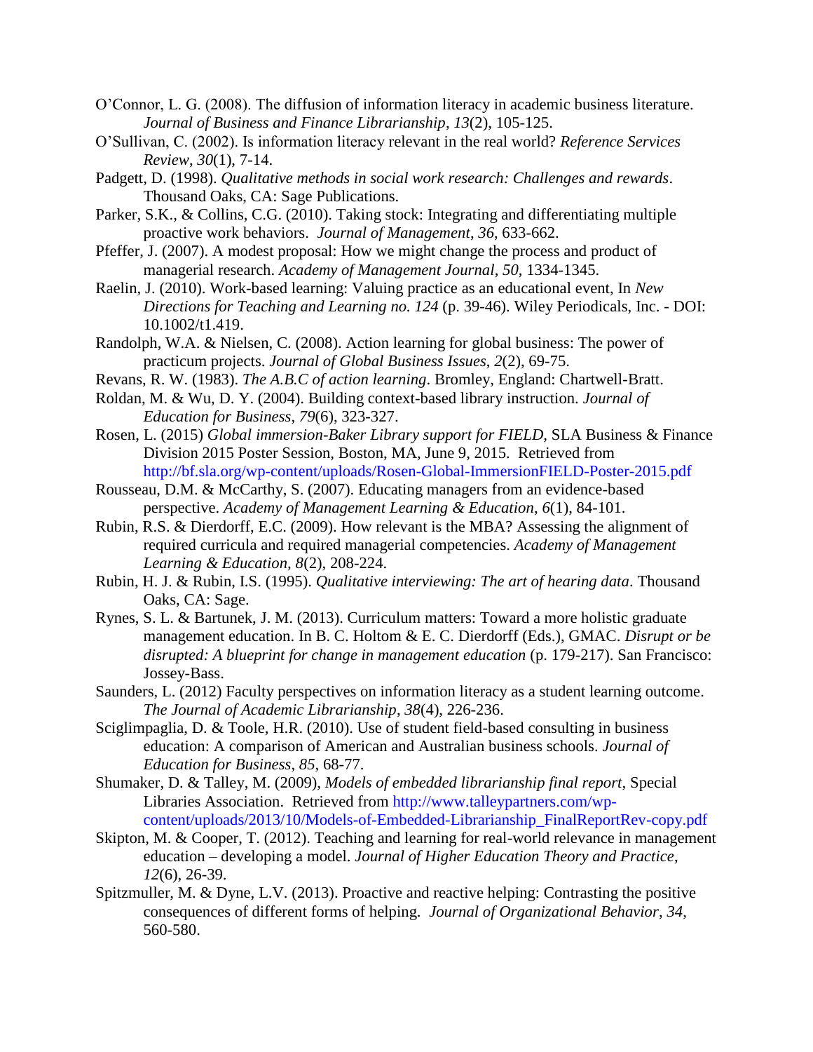O'Connor, L. G. (2008). The diffusion of information literacy in academic business literature. *Journal of Business and Finance Librarianship*, *13*(2), 105-125.

O'Sullivan, C. (2002). Is information literacy relevant in the real world? *Reference Services Review*, *30*(1), 7-14.

Padgett, D. (1998). *Qualitative methods in social work research: Challenges and rewards*. Thousand Oaks, CA: Sage Publications.

Parker, S.K., & Collins, C.G. (2010). Taking stock: Integrating and differentiating multiple proactive work behaviors. *Journal of Management*, *36*, 633-662.

Pfeffer, J. (2007). A modest proposal: How we might change the process and product of managerial research. *Academy of Management Journal*, *50*, 1334-1345.

Raelin, J. (2010). Work-based learning: Valuing practice as an educational event, In *New Directions for Teaching and Learning no. 124* (p. 39-46). Wiley Periodicals, Inc. - DOI: 10.1002/t1.419.

Randolph, W.A. & Nielsen, C. (2008). Action learning for global business: The power of practicum projects. *Journal of Global Business Issues*, *2*(2), 69-75.

Revans, R. W. (1983). *The A.B.C of action learning*. Bromley, England: Chartwell-Bratt.

Roldan, M. & Wu, D. Y. (2004). Building context-based library instruction. *Journal of Education for Business*, *79*(6), 323-327.

Rosen, L. (2015) *Global immersion-Baker Library support for FIELD*, SLA Business & Finance Division 2015 Poster Session, Boston, MA, June 9, 2015. Retrieved from http://bf.sla.org/wp-content/uploads/Rosen-Global-ImmersionFIELD-Poster-2015.pdf

Rousseau, D.M. & McCarthy, S. (2007). Educating managers from an evidence-based perspective. *Academy of Management Learning & Education*, *6*(1), 84-101.

Rubin, R.S. & Dierdorff, E.C. (2009). How relevant is the MBA? Assessing the alignment of required curricula and required managerial competencies. *Academy of Management Learning & Education, 8*(2), 208-224.

Rubin, H. J. & Rubin, I.S. (1995). *Qualitative interviewing: The art of hearing data*. Thousand Oaks, CA: Sage.

Rynes, S. L. & Bartunek, J. M. (2013). Curriculum matters: Toward a more holistic graduate management education. In B. C. Holtom & E. C. Dierdorff (Eds.), GMAC. *Disrupt or be disrupted: A blueprint for change in management education* (p. 179-217). San Francisco: Jossey-Bass.

Saunders, L. (2012) Faculty perspectives on information literacy as a student learning outcome. *The Journal of Academic Librarianship*, *38*(4), 226-236.

Sciglimpaglia, D. & Toole, H.R. (2010). Use of student field-based consulting in business education: A comparison of American and Australian business schools. *Journal of Education for Business*, *85*, 68-77.

Shumaker, D. & Talley, M. (2009), *Models of embedded librarianship final report*, Special Libraries Association. Retrieved from http://www.talleypartners.com/wp-content/uploads/2013/10/Models-of-Embedded-Librarianship_FinalReportRev-copy.pdf

Skipton, M. & Cooper, T. (2012). Teaching and learning for real-world relevance in management education – developing a model. *Journal of Higher Education Theory and Practice*, *12*(6), 26-39.

Spitzmuller, M. & Dyne, L.V. (2013). Proactive and reactive helping: Contrasting the positive consequences of different forms of helping. *Journal of Organizational Behavior*, *34*, 560-580.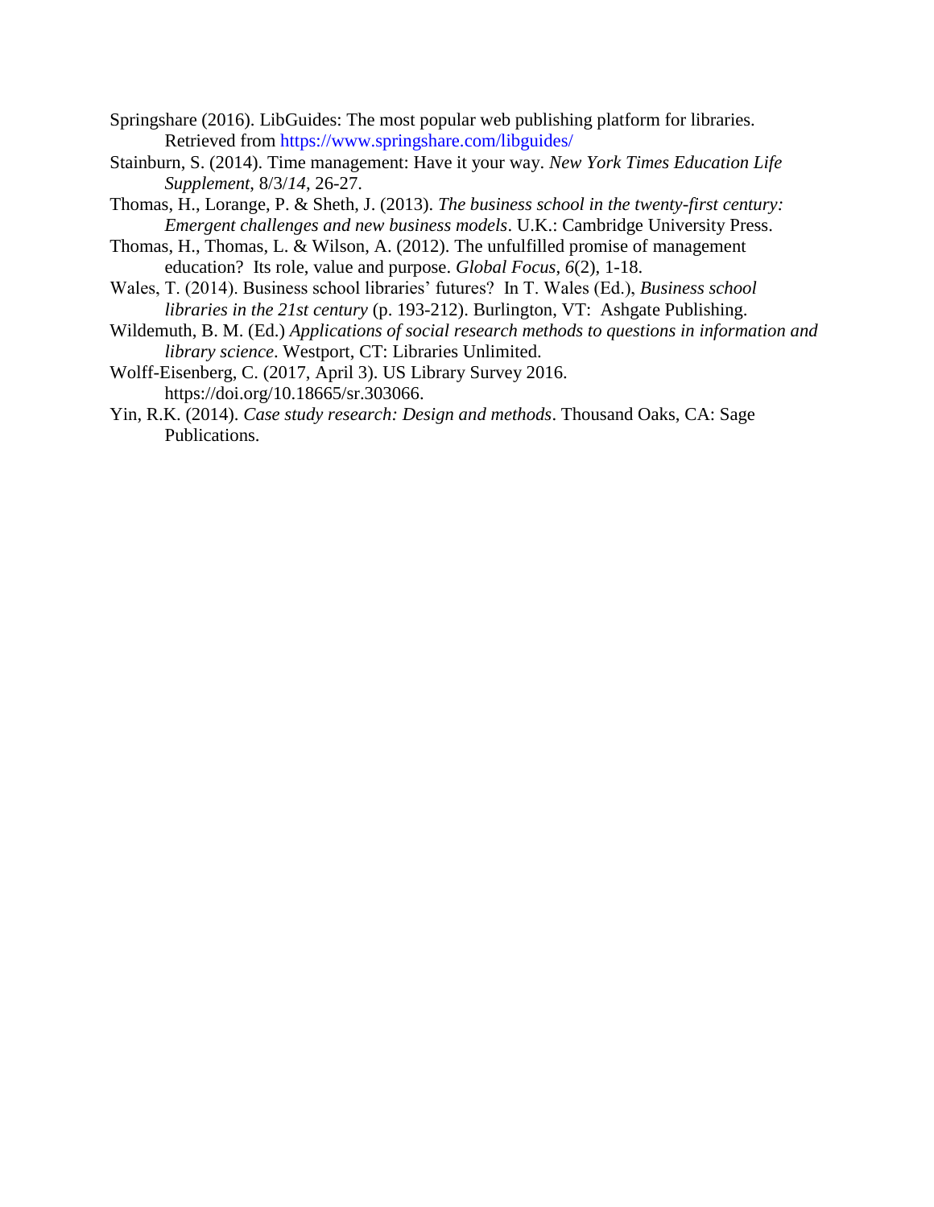Springshare (2016). LibGuides: The most popular web publishing platform for libraries. Retrieved from https://www.springshare.com/libguides/

Stainburn, S. (2014). Time management: Have it your way. *New York Times Education Life Supplement*, 8/3/*14*, 26-27.

Thomas, H., Lorange, P. & Sheth, J. (2013). *The business school in the twenty-first century: Emergent challenges and new business models*. U.K.: Cambridge University Press.

Thomas, H., Thomas, L. & Wilson, A. (2012). The unfulfilled promise of management education? Its role, value and purpose. *Global Focus*, *6*(2), 1-18.

Wales, T. (2014). Business school libraries' futures? In T. Wales (Ed.), *Business school libraries in the 21st century* (p. 193-212). Burlington, VT: Ashgate Publishing.

Wildemuth, B. M. (Ed.) *Applications of social research methods to questions in information and library science*. Westport, CT: Libraries Unlimited.

Wolff-Eisenberg, C. (2017, April 3). US Library Survey 2016. https://doi.org/10.18665/sr.303066.

Yin, R.K. (2014). *Case study research: Design and methods*. Thousand Oaks, CA: Sage Publications.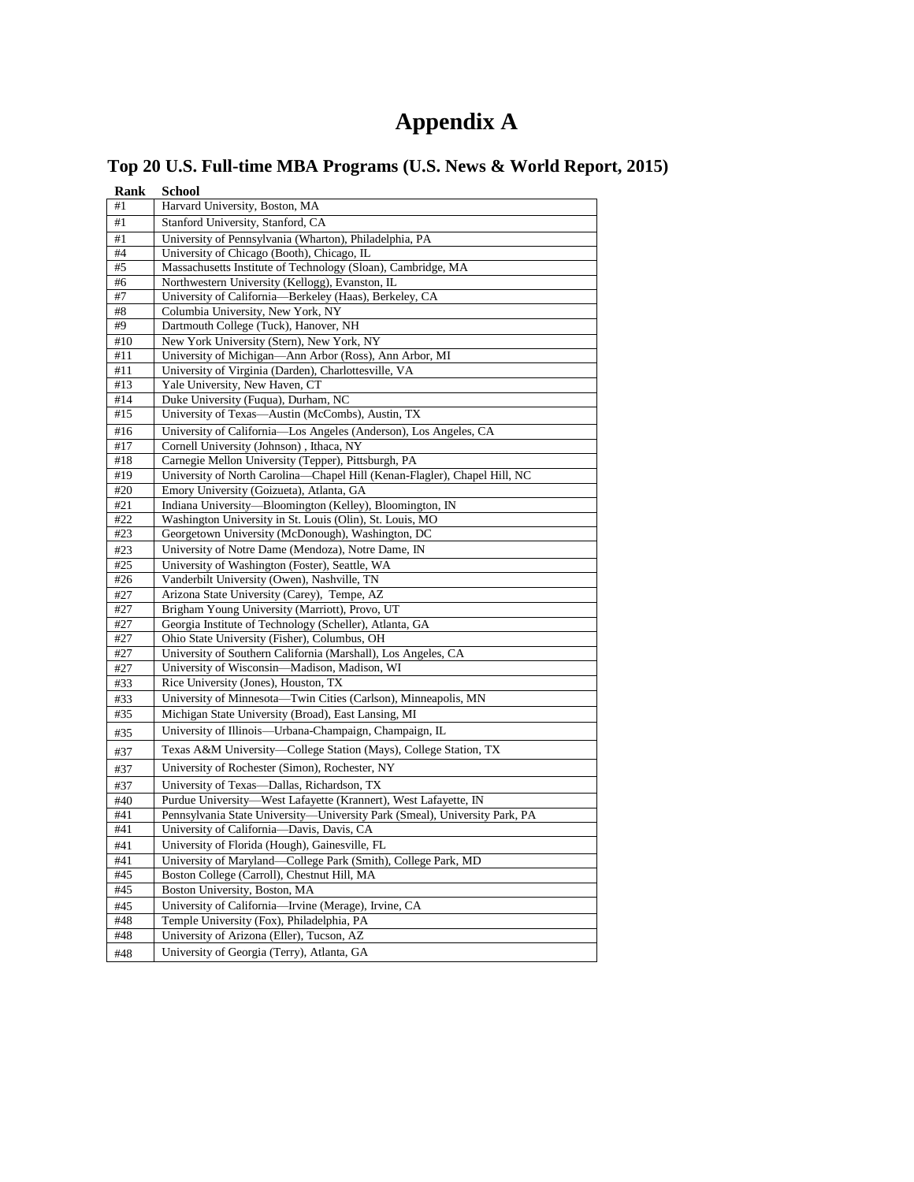# Appendix A

## Top 20 U.S. Full-time MBA Programs (U.S. News & World Report, 2015)

| Rank | School |
|---|---|
| #1 | Harvard University, Boston, MA |
| #1 | Stanford University, Stanford, CA |
| #1 | University of Pennsylvania (Wharton), Philadelphia, PA |
| #4 | University of Chicago (Booth), Chicago, IL |
| #5 | Massachusetts Institute of Technology (Sloan), Cambridge, MA |
| #6 | Northwestern University (Kellogg), Evanston, IL |
| #7 | University of California—Berkeley (Haas), Berkeley, CA |
| #8 | Columbia University, New York, NY |
| #9 | Dartmouth College (Tuck), Hanover, NH |
| #10 | New York University (Stern), New York, NY |
| #11 | University of Michigan—Ann Arbor (Ross), Ann Arbor, MI |
| #11 | University of Virginia (Darden), Charlottesville, VA |
| #13 | Yale University, New Haven, CT |
| #14 | Duke University (Fuqua), Durham, NC |
| #15 | University of Texas—Austin (McCombs), Austin, TX |
| #16 | University of California—Los Angeles (Anderson), Los Angeles, CA |
| #17 | Cornell University (Johnson) , Ithaca, NY |
| #18 | Carnegie Mellon University (Tepper), Pittsburgh, PA |
| #19 | University of North Carolina—Chapel Hill (Kenan-Flagler), Chapel Hill, NC |
| #20 | Emory University (Goizueta), Atlanta, GA |
| #21 | Indiana University—Bloomington (Kelley), Bloomington, IN |
| #22 | Washington University in St. Louis (Olin), St. Louis, MO |
| #23 | Georgetown University (McDonough), Washington, DC |
| #23 | University of Notre Dame (Mendoza), Notre Dame, IN |
| #25 | University of Washington (Foster), Seattle, WA |
| #26 | Vanderbilt University (Owen), Nashville, TN |
| #27 | Arizona State University (Carey), Tempe, AZ |
| #27 | Brigham Young University (Marriott), Provo, UT |
| #27 | Georgia Institute of Technology (Scheller), Atlanta, GA |
| #27 | Ohio State University (Fisher), Columbus, OH |
| #27 | University of Southern California (Marshall), Los Angeles, CA |
| #27 | University of Wisconsin—Madison, Madison, WI |
| #33 | Rice University (Jones), Houston, TX |
| #33 | University of Minnesota—Twin Cities (Carlson), Minneapolis, MN |
| #35 | Michigan State University (Broad), East Lansing, MI |
| #35 | University of Illinois—Urbana-Champaign, Champaign, IL |
| #37 | Texas A&M University—College Station (Mays), College Station, TX |
| #37 | University of Rochester (Simon), Rochester, NY |
| #37 | University of Texas—Dallas, Richardson, TX |
| #40 | Purdue University—West Lafayette (Krannert), West Lafayette, IN |
| #41 | Pennsylvania State University—University Park (Smeal), University Park, PA |
| #41 | University of California—Davis, Davis, CA |
| #41 | University of Florida (Hough), Gainesville, FL |
| #41 | University of Maryland—College Park (Smith), College Park, MD |
| #45 | Boston College (Carroll), Chestnut Hill, MA |
| #45 | Boston University, Boston, MA |
| #45 | University of California—Irvine (Merage), Irvine, CA |
| #48 | Temple University (Fox), Philadelphia, PA |
| #48 | University of Arizona (Eller), Tucson, AZ |
| #48 | University of Georgia (Terry), Atlanta, GA |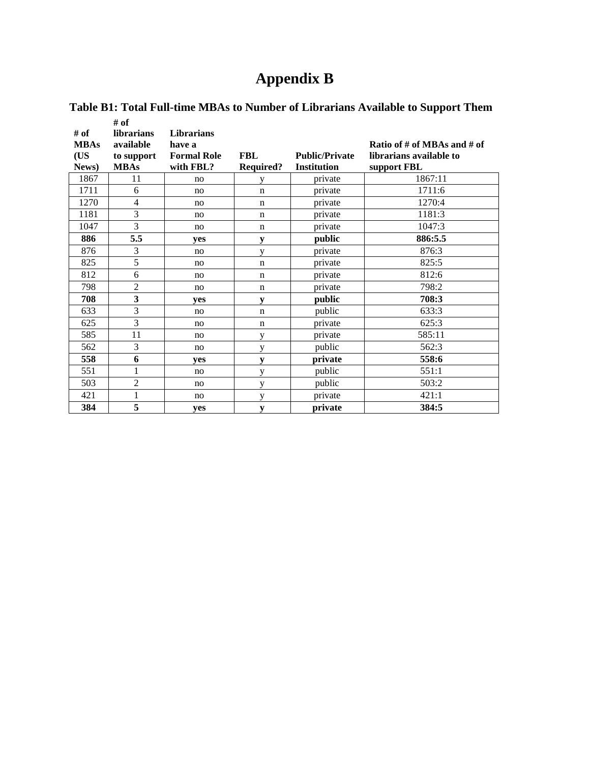# Appendix B

## Table B1: Total Full-time MBAs to Number of Librarians Available to Support Them

| # of MBAs (US News) | # of librarians available to support MBAs | Librarians have a Formal Role with FBL? | FBL Required? | Public/Private Institution | Ratio of # of MBAs and # of librarians available to support FBL |
|---|---|---|---|---|---|
| 1867 | 11 | no | y | private | 1867:11 |
| 1711 | 6 | no | n | private | 1711:6 |
| 1270 | 4 | no | n | private | 1270:4 |
| 1181 | 3 | no | n | private | 1181:3 |
| 1047 | 3 | no | n | private | 1047:3 |
| **886** | **5.5** | **yes** | **y** | **public** | **886:5.5** |
| 876 | 3 | no | y | private | 876:3 |
| 825 | 5 | no | n | private | 825:5 |
| 812 | 6 | no | n | private | 812:6 |
| 798 | 2 | no | n | private | 798:2 |
| **708** | **3** | **yes** | **y** | **public** | **708:3** |
| 633 | 3 | no | n | public | 633:3 |
| 625 | 3 | no | n | private | 625:3 |
| 585 | 11 | no | y | private | 585:11 |
| 562 | 3 | no | y | public | 562:3 |
| **558** | **6** | **yes** | **y** | **private** | **558:6** |
| 551 | 1 | no | y | public | 551:1 |
| 503 | 2 | no | y | public | 503:2 |
| 421 | 1 | no | y | private | 421:1 |
| **384** | **5** | **yes** | **y** | **private** | **384:5** |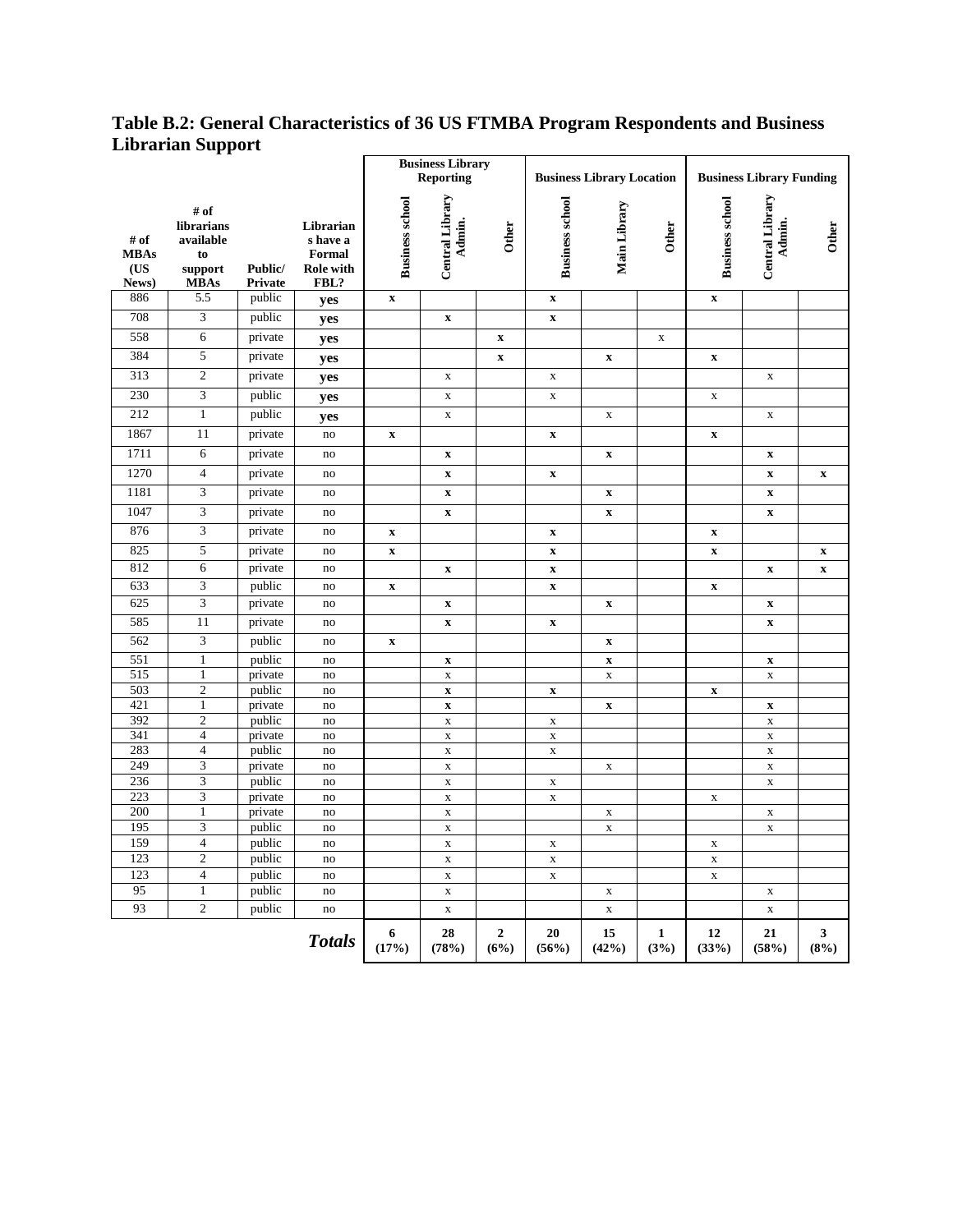## Table B.2: General Characteristics of 36 US FTMBA Program Respondents and Business Librarian Support

| # of MBAs (US News) | # of librarians available to support MBAs | Public/ Private | Librarians have a Formal Role with FBL? | Business Library Reporting | | | Business Library Location | | | Business Library Funding | | |
|---|---|---|---|---|---|---|---|---|---|---|---|---|
| | | | | Business school | Central Library Admin. | Other | Business school | Main Library | Other | Business school | Central Library Admin. | Other |
| 886 | 5.5 | public | **yes** | **x** | | | **x** | | | **x** | | |
| 708 | 3 | public | **yes** | | **x** | | **x** | | | | | |
| 558 | 6 | private | **yes** | | | **x** | | | x | | | |
| 384 | 5 | private | **yes** | | | **x** | | **x** | | **x** | | |
| 313 | 2 | private | **yes** | | x | | x | | | | x | |
| 230 | 3 | public | **yes** | | x | | x | | | x | | |
| 212 | 1 | public | **yes** | | x | | | x | | | x | |
| 1867 | 11 | private | no | **x** | | | **x** | | | **x** | | |
| 1711 | 6 | private | no | | **x** | | | **x** | | | **x** | |
| 1270 | 4 | private | no | | **x** | | **x** | | | | **x** | **x** |
| 1181 | 3 | private | no | | **x** | | | **x** | | | **x** | |
| 1047 | 3 | private | no | | **x** | | | **x** | | | **x** | |
| 876 | 3 | private | no | **x** | | | **x** | | | **x** | | |
| 825 | 5 | private | no | **x** | | | **x** | | | **x** | | **x** |
| 812 | 6 | private | no | | **x** | | **x** | | | | **x** | **x** |
| 633 | 3 | public | no | **x** | | | **x** | | | **x** | | |
| 625 | 3 | private | no | | **x** | | | **x** | | | **x** | |
| 585 | 11 | private | no | | **x** | | **x** | | | | **x** | |
| 562 | 3 | public | no | **x** | | | | **x** | | | | |
| 551 | 1 | public | no | | **x** | | | **x** | | | **x** | |
| 515 | 1 | private | no | | x | | | x | | | x | |
| 503 | 2 | public | no | | **x** | | **x** | | | **x** | | |
| 421 | 1 | private | no | | **x** | | | **x** | | | **x** | |
| 392 | 2 | public | no | | x | | x | | | | x | |
| 341 | 4 | private | no | | x | | x | | | | x | |
| 283 | 4 | public | no | | x | | x | | | | x | |
| 249 | 3 | private | no | | x | | | x | | | x | |
| 236 | 3 | public | no | | x | | x | | | | x | |
| 223 | 3 | private | no | | x | | x | | | x | | |
| 200 | 1 | private | no | | x | | | x | | | x | |
| 195 | 3 | public | no | | x | | | x | | | x | |
| 159 | 4 | public | no | | x | | x | | | x | | |
| 123 | 2 | public | no | | x | | x | | | x | | |
| 123 | 4 | public | no | | x | | x | | | x | | |
| 95 | 1 | public | no | | x | | | x | | | x | |
| 93 | 2 | public | no | | x | | | x | | | x | |
| | | | ***Totals*** | **6 (17%)** | **28 (78%)** | **2 (6%)** | **20 (56%)** | **15 (42%)** | **1 (3%)** | **12 (33%)** | **21 (58%)** | **3 (8%)** |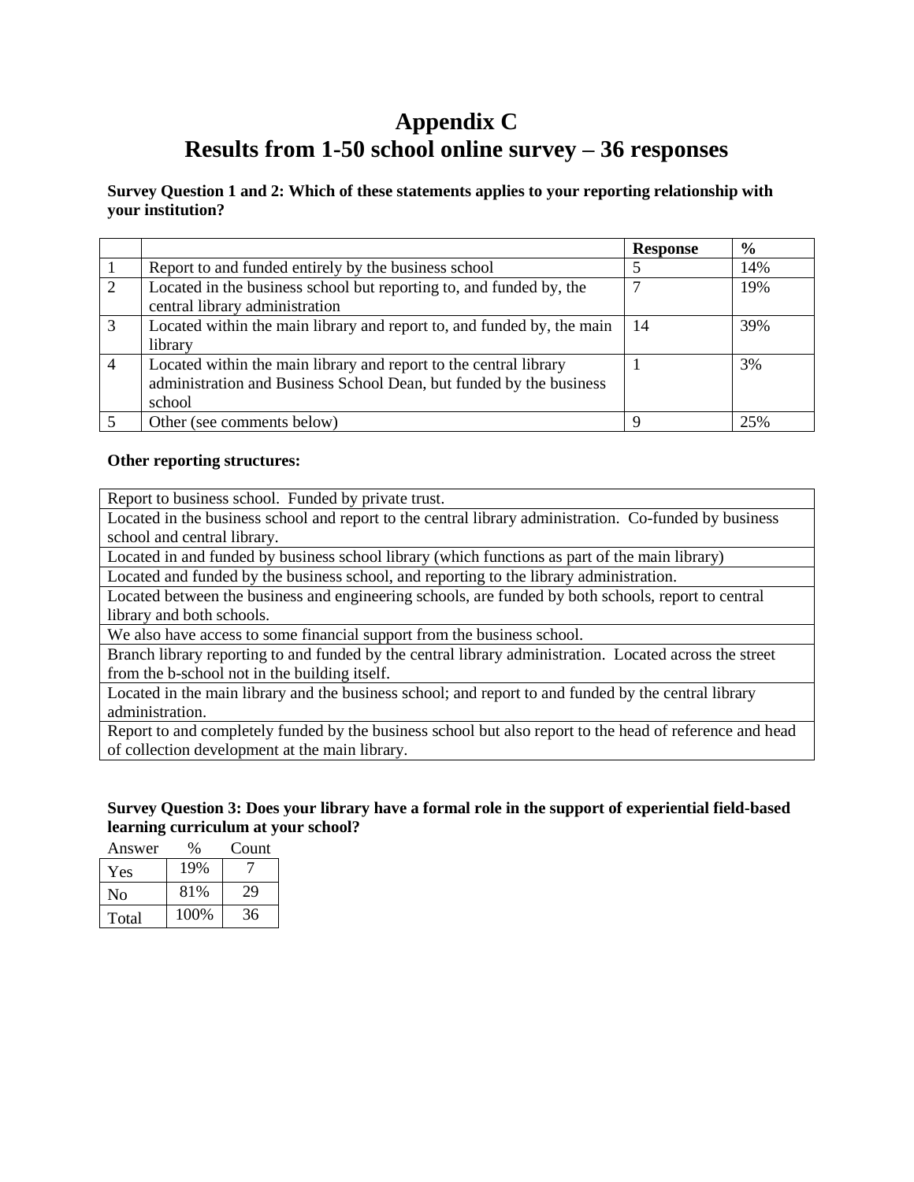# Appendix C
# Results from 1-50 school online survey – 36 responses

**Survey Question 1 and 2: Which of these statements applies to your reporting relationship with your institution?**

| | | Response | % |
|---|---|---|---|
| 1 | Report to and funded entirely by the business school | 5 | 14% |
| 2 | Located in the business school but reporting to, and funded by, the central library administration | 7 | 19% |
| 3 | Located within the main library and report to, and funded by, the main library | 14 | 39% |
| 4 | Located within the main library and report to the central library administration and Business School Dean, but funded by the business school | 1 | 3% |
| 5 | Other (see comments below) | 9 | 25% |

**Other reporting structures:**

| |
|---|
| Report to business school. Funded by private trust. |
| Located in the business school and report to the central library administration. Co-funded by business school and central library. |
| Located in and funded by business school library (which functions as part of the main library) |
| Located and funded by the business school, and reporting to the library administration. |
| Located between the business and engineering schools, are funded by both schools, report to central library and both schools. |
| We also have access to some financial support from the business school. |
| Branch library reporting to and funded by the central library administration. Located across the street from the b-school not in the building itself. |
| Located in the main library and the business school; and report to and funded by the central library administration. |
| Report to and completely funded by the business school but also report to the head of reference and head of collection development at the main library. |

**Survey Question 3: Does your library have a formal role in the support of experiential field-based learning curriculum at your school?**

| Answer | % | Count |
|---|---|---|
| Yes | 19% | 7 |
| No | 81% | 29 |
| Total | 100% | 36 |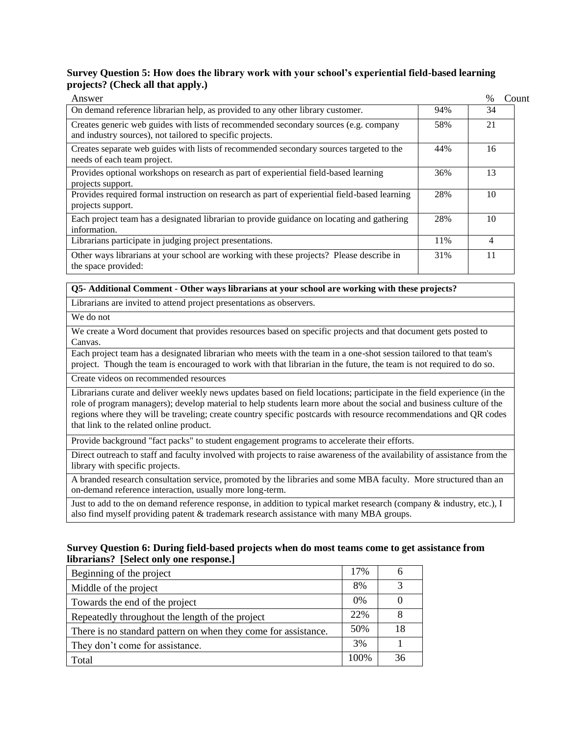**Survey Question 5: How does the library work with your school's experiential field-based learning projects? (Check all that apply.)**

| Answer | % | Count |
|---|---|---|
| On demand reference librarian help, as provided to any other library customer. | 94% | 34 |
| Creates generic web guides with lists of recommended secondary sources (e.g. company and industry sources), not tailored to specific projects. | 58% | 21 |
| Creates separate web guides with lists of recommended secondary sources targeted to the needs of each team project. | 44% | 16 |
| Provides optional workshops on research as part of experiential field-based learning projects support. | 36% | 13 |
| Provides required formal instruction on research as part of experiential field-based learning projects support. | 28% | 10 |
| Each project team has a designated librarian to provide guidance on locating and gathering information. | 28% | 10 |
| Librarians participate in judging project presentations. | 11% | 4 |
| Other ways librarians at your school are working with these projects? Please describe in the space provided: | 31% | 11 |

| Q5- Additional Comment - Other ways librarians at your school are working with these projects? |
|---|
| Librarians are invited to attend project presentations as observers. |
| We do not |
| We create a Word document that provides resources based on specific projects and that document gets posted to Canvas. |
| Each project team has a designated librarian who meets with the team in a one-shot session tailored to that team's project. Though the team is encouraged to work with that librarian in the future, the team is not required to do so. |
| Create videos on recommended resources |
| Librarians curate and deliver weekly news updates based on field locations; participate in the field experience (in the role of program managers); develop material to help students learn more about the social and business culture of the regions where they will be traveling; create country specific postcards with resource recommendations and QR codes that link to the related online product. |
| Provide background "fact packs" to student engagement programs to accelerate their efforts. |
| Direct outreach to staff and faculty involved with projects to raise awareness of the availability of assistance from the library with specific projects. |
| A branded research consultation service, promoted by the libraries and some MBA faculty. More structured than an on-demand reference interaction, usually more long-term. |
| Just to add to the on demand reference response, in addition to typical market research (company & industry, etc.), I also find myself providing patent & trademark research assistance with many MBA groups. |

**Survey Question 6: During field-based projects when do most teams come to get assistance from librarians? [Select only one response.]**

| | | |
|---|---|---|
| Beginning of the project | 17% | 6 |
| Middle of the project | 8% | 3 |
| Towards the end of the project | 0% | 0 |
| Repeatedly throughout the length of the project | 22% | 8 |
| There is no standard pattern on when they come for assistance. | 50% | 18 |
| They don't come for assistance. | 3% | 1 |
| Total | 100% | 36 |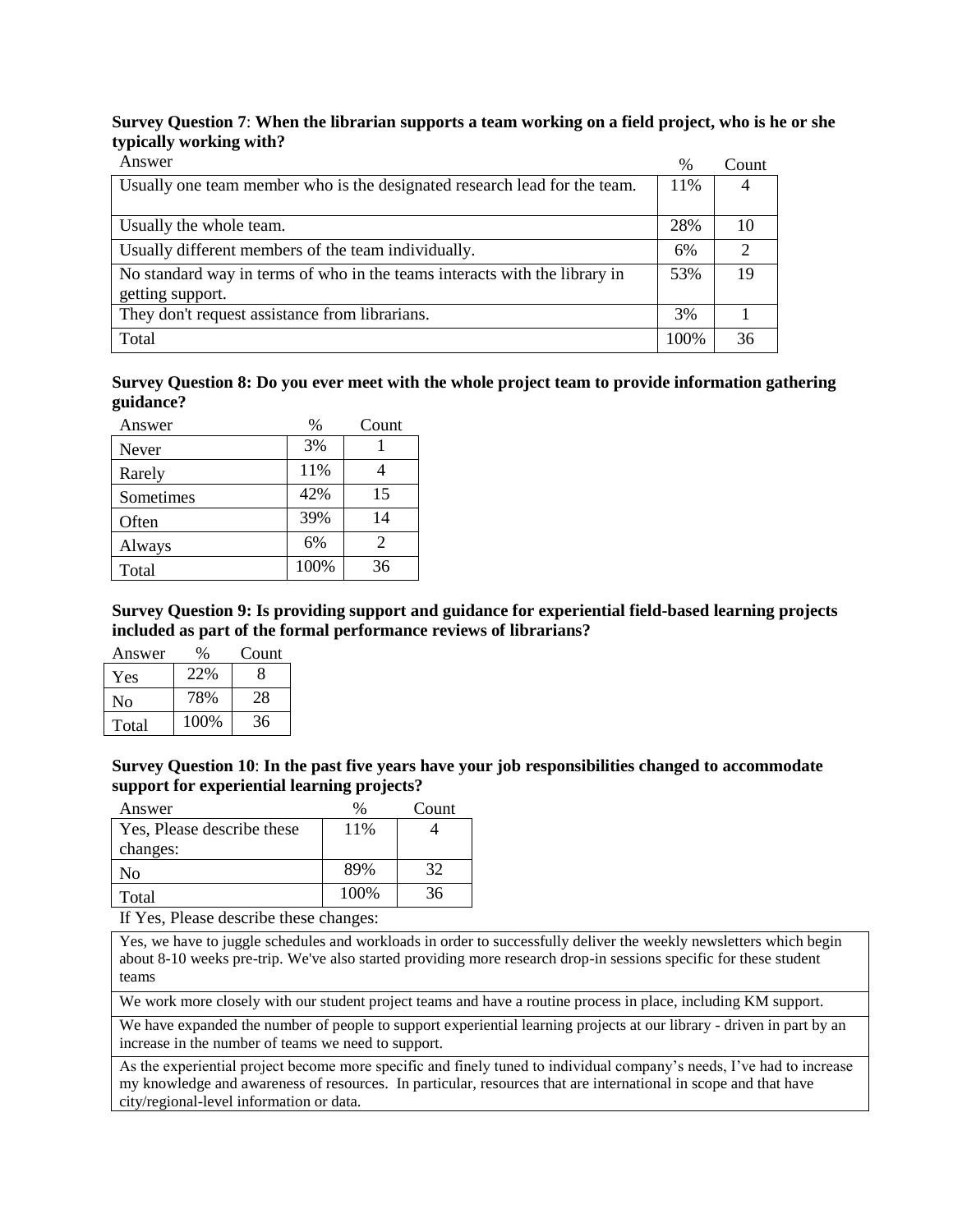**Survey Question 7**: **When the librarian supports a team working on a field project, who is he or she typically working with?**

| Answer | % | Count |
|---|---|---|
| Usually one team member who is the designated research lead for the team. | 11% | 4 |
| Usually the whole team. | 28% | 10 |
| Usually different members of the team individually. | 6% | 2 |
| No standard way in terms of who in the teams interacts with the library in getting support. | 53% | 19 |
| They don't request assistance from librarians. | 3% | 1 |
| Total | 100% | 36 |

**Survey Question 8: Do you ever meet with the whole project team to provide information gathering guidance?**

| Answer | % | Count |
|---|---|---|
| Never | 3% | 1 |
| Rarely | 11% | 4 |
| Sometimes | 42% | 15 |
| Often | 39% | 14 |
| Always | 6% | 2 |
| Total | 100% | 36 |

**Survey Question 9: Is providing support and guidance for experiential field-based learning projects included as part of the formal performance reviews of librarians?**

| Answer | % | Count |
|---|---|---|
| Yes | 22% | 8 |
| No | 78% | 28 |
| Total | 100% | 36 |

**Survey Question 10**: **In the past five years have your job responsibilities changed to accommodate support for experiential learning projects?**

| Answer | % | Count |
|---|---|---|
| Yes, Please describe these changes: | 11% | 4 |
| No | 89% | 32 |
| Total | 100% | 36 |

| If Yes, Please describe these changes: |
|---|
| Yes, we have to juggle schedules and workloads in order to successfully deliver the weekly newsletters which begin about 8-10 weeks pre-trip. We've also started providing more research drop-in sessions specific for these student teams |
| We work more closely with our student project teams and have a routine process in place, including KM support. |
| We have expanded the number of people to support experiential learning projects at our library - driven in part by an increase in the number of teams we need to support. |
| As the experiential project become more specific and finely tuned to individual company's needs, I've had to increase my knowledge and awareness of resources. In particular, resources that are international in scope and that have city/regional-level information or data. |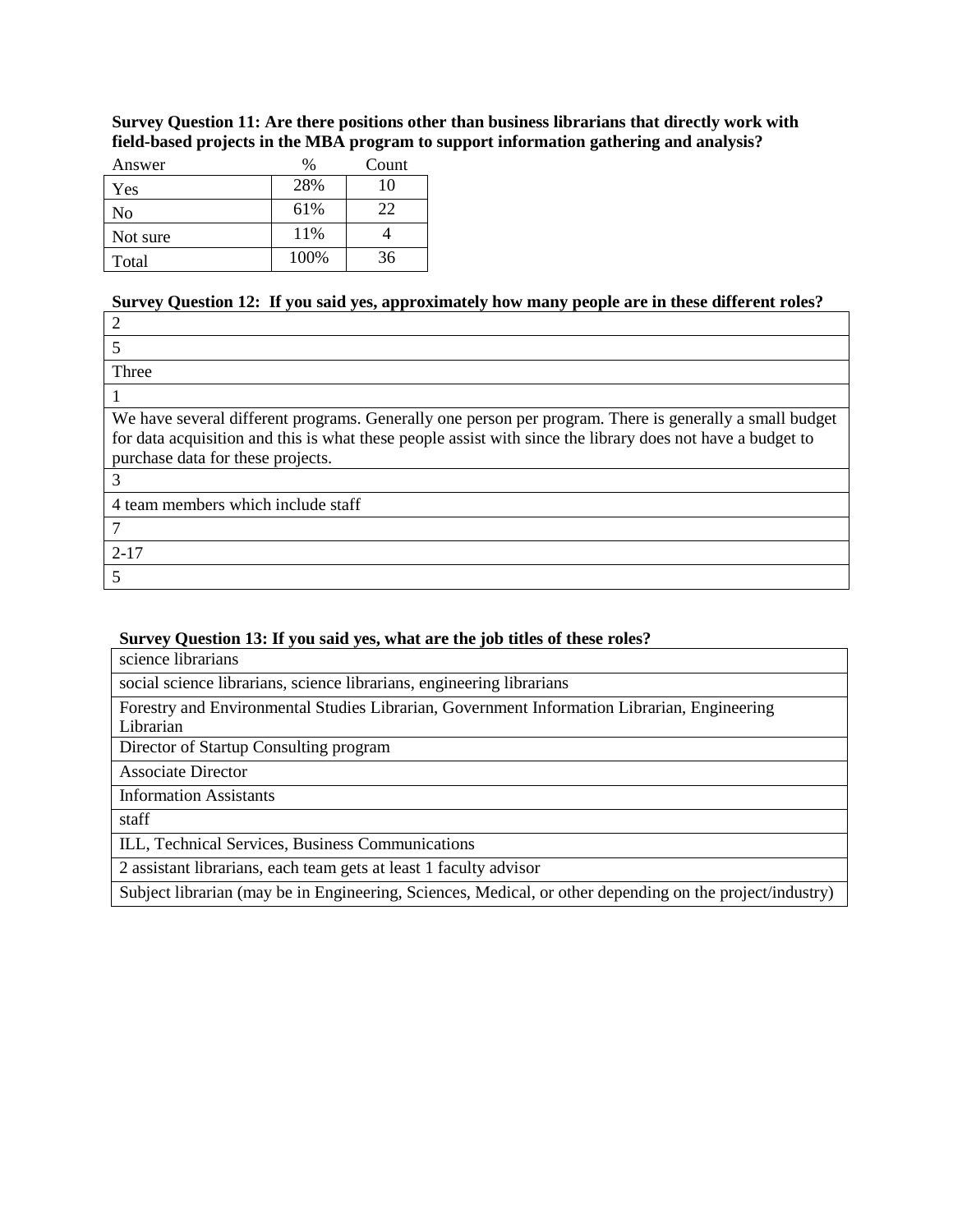**Survey Question 11: Are there positions other than business librarians that directly work with field-based projects in the MBA program to support information gathering and analysis?**

| Answer | % | Count |
|---|---|---|
| Yes | 28% | 10 |
| No | 61% | 22 |
| Not sure | 11% | 4 |
| Total | 100% | 36 |

**Survey Question 12: If you said yes, approximately how many people are in these different roles?**

| |
|---|
| 2 |
| 5 |
| Three |
| 1 |
| We have several different programs. Generally one person per program. There is generally a small budget for data acquisition and this is what these people assist with since the library does not have a budget to purchase data for these projects. |
| 3 |
| 4 team members which include staff |
| 7 |
| 2-17 |
| 5 |

**Survey Question 13: If you said yes, what are the job titles of these roles?**

| |
|---|
| science librarians |
| social science librarians, science librarians, engineering librarians |
| Forestry and Environmental Studies Librarian, Government Information Librarian, Engineering Librarian |
| Director of Startup Consulting program |
| Associate Director |
| Information Assistants |
| staff |
| ILL, Technical Services, Business Communications |
| 2 assistant librarians, each team gets at least 1 faculty advisor |
| Subject librarian (may be in Engineering, Sciences, Medical, or other depending on the project/industry) |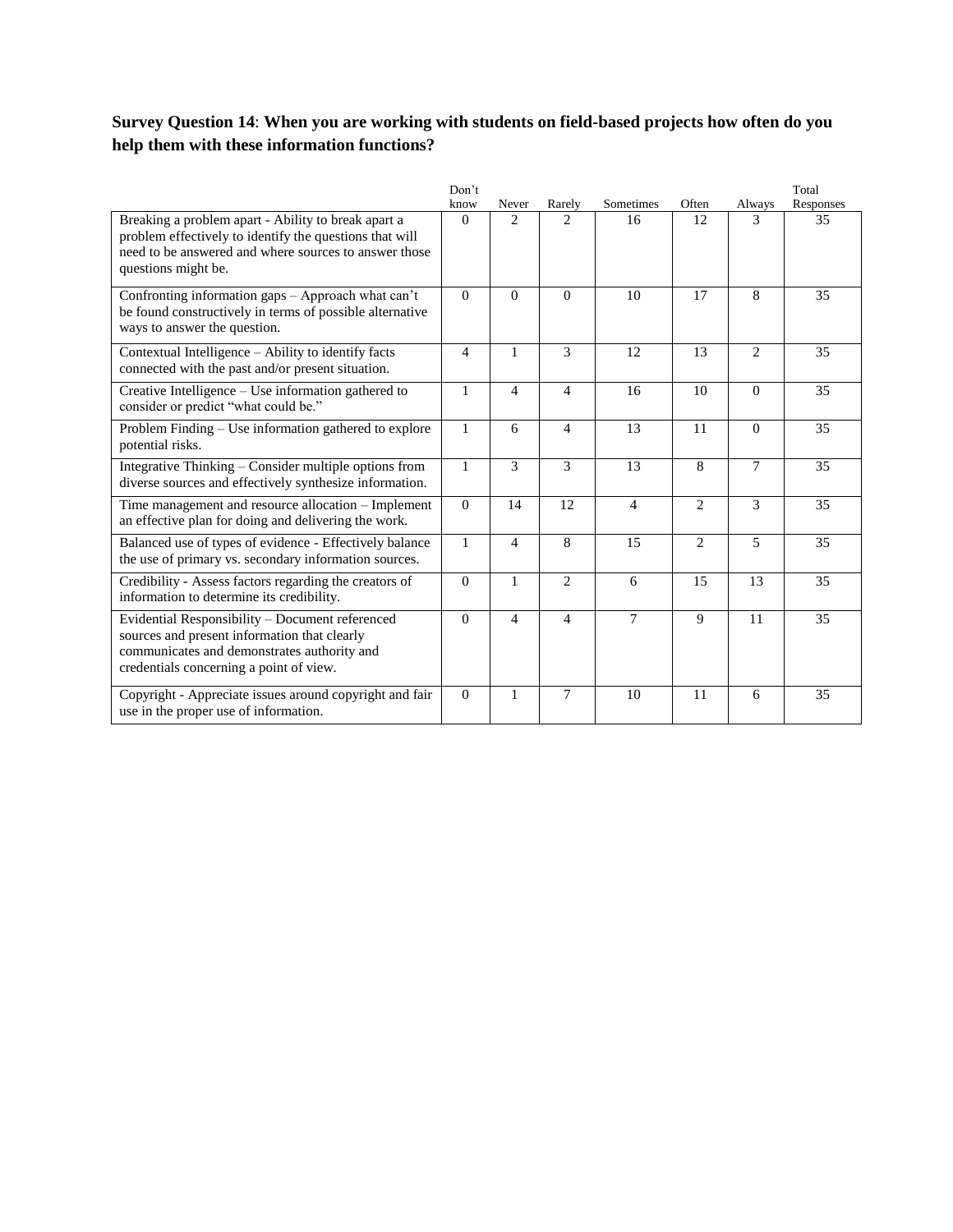**Survey Question 14**: **When you are working with students on field-based projects how often do you help them with these information functions?**

| | Don't know | Never | Rarely | Sometimes | Often | Always | Total Responses |
|---|---|---|---|---|---|---|---|
| Breaking a problem apart - Ability to break apart a problem effectively to identify the questions that will need to be answered and where sources to answer those questions might be. | 0 | 2 | 2 | 16 | 12 | 3 | 35 |
| Confronting information gaps – Approach what can't be found constructively in terms of possible alternative ways to answer the question. | 0 | 0 | 0 | 10 | 17 | 8 | 35 |
| Contextual Intelligence – Ability to identify facts connected with the past and/or present situation. | 4 | 1 | 3 | 12 | 13 | 2 | 35 |
| Creative Intelligence – Use information gathered to consider or predict "what could be." | 1 | 4 | 4 | 16 | 10 | 0 | 35 |
| Problem Finding – Use information gathered to explore potential risks. | 1 | 6 | 4 | 13 | 11 | 0 | 35 |
| Integrative Thinking – Consider multiple options from diverse sources and effectively synthesize information. | 1 | 3 | 3 | 13 | 8 | 7 | 35 |
| Time management and resource allocation – Implement an effective plan for doing and delivering the work. | 0 | 14 | 12 | 4 | 2 | 3 | 35 |
| Balanced use of types of evidence - Effectively balance the use of primary vs. secondary information sources. | 1 | 4 | 8 | 15 | 2 | 5 | 35 |
| Credibility - Assess factors regarding the creators of information to determine its credibility. | 0 | 1 | 2 | 6 | 15 | 13 | 35 |
| Evidential Responsibility – Document referenced sources and present information that clearly communicates and demonstrates authority and credentials concerning a point of view. | 0 | 4 | 4 | 7 | 9 | 11 | 35 |
| Copyright - Appreciate issues around copyright and fair use in the proper use of information. | 0 | 1 | 7 | 10 | 11 | 6 | 35 |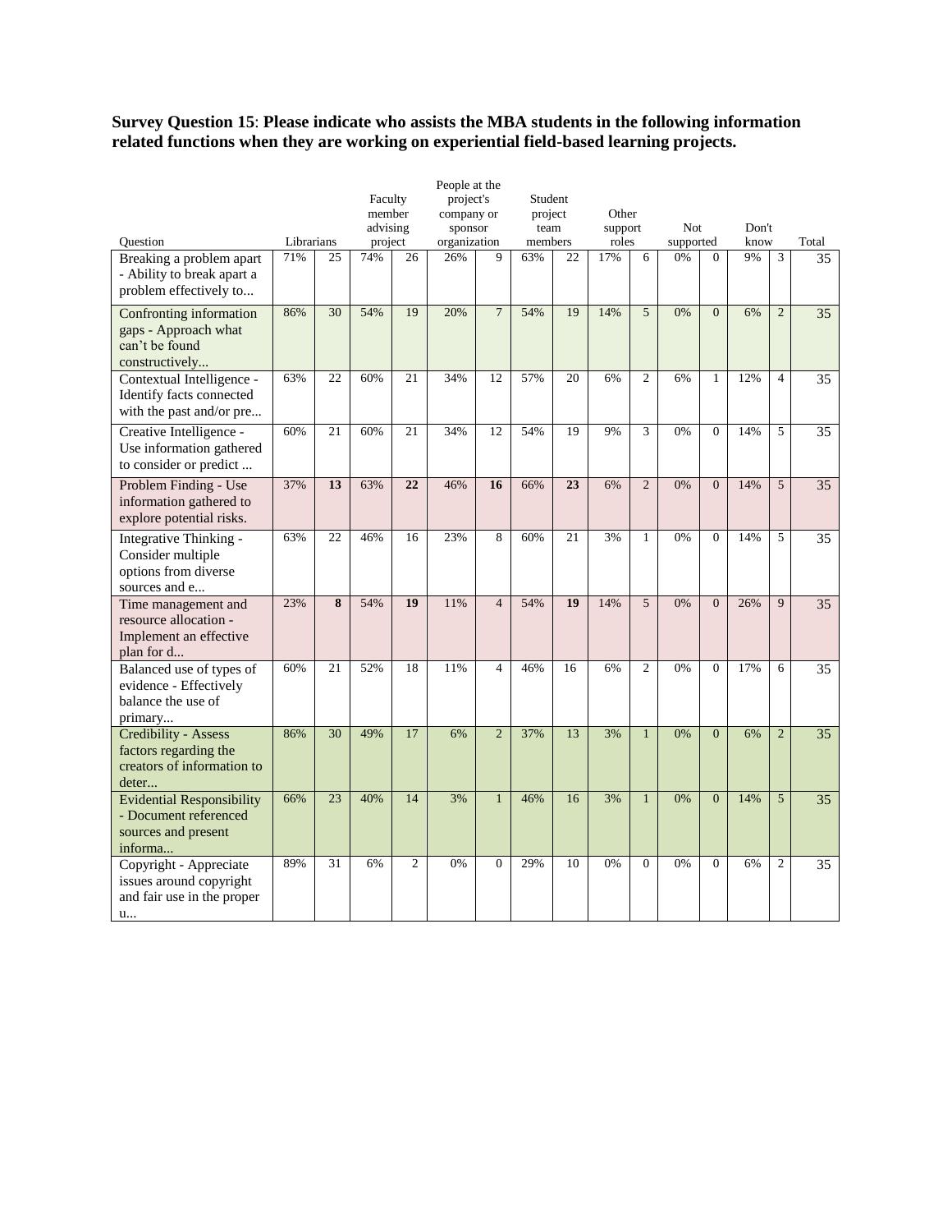**Survey Question 15**: **Please indicate who assists the MBA students in the following information related functions when they are working on experiential field-based learning projects.**

| Question | Librarians | | Faculty member advising project | | People at the project's company or sponsor organization | | Student project team members | | Other support roles | | Not supported | | Don't know | | Total |
|---|---|---|---|---|---|---|---|---|---|---|---|---|---|---|---|
| Breaking a problem apart - Ability to break apart a problem effectively to... | 71% | 25 | 74% | 26 | 26% | 9 | 63% | 22 | 17% | 6 | 0% | 0 | 9% | 3 | 35 |
| Confronting information gaps - Approach what can't be found constructively... | 86% | 30 | 54% | 19 | 20% | 7 | 54% | 19 | 14% | 5 | 0% | 0 | 6% | 2 | 35 |
| Contextual Intelligence - Identify facts connected with the past and/or pre... | 63% | 22 | 60% | 21 | 34% | 12 | 57% | 20 | 6% | 2 | 6% | 1 | 12% | 4 | 35 |
| Creative Intelligence - Use information gathered to consider or predict ... | 60% | 21 | 60% | 21 | 34% | 12 | 54% | 19 | 9% | 3 | 0% | 0 | 14% | 5 | 35 |
| Problem Finding - Use information gathered to explore potential risks. | 37% | **13** | 63% | **22** | 46% | **16** | 66% | **23** | 6% | 2 | 0% | 0 | 14% | 5 | 35 |
| Integrative Thinking - Consider multiple options from diverse sources and e... | 63% | 22 | 46% | 16 | 23% | 8 | 60% | 21 | 3% | 1 | 0% | 0 | 14% | 5 | 35 |
| Time management and resource allocation - Implement an effective plan for d... | 23% | **8** | 54% | **19** | 11% | 4 | 54% | **19** | 14% | 5 | 0% | 0 | 26% | 9 | 35 |
| Balanced use of types of evidence - Effectively balance the use of primary... | 60% | 21 | 52% | 18 | 11% | 4 | 46% | 16 | 6% | 2 | 0% | 0 | 17% | 6 | 35 |
| Credibility - Assess factors regarding the creators of information to deter... | 86% | 30 | 49% | 17 | 6% | 2 | 37% | 13 | 3% | 1 | 0% | 0 | 6% | 2 | 35 |
| Evidential Responsibility - Document referenced sources and present informa... | 66% | 23 | 40% | 14 | 3% | 1 | 46% | 16 | 3% | 1 | 0% | 0 | 14% | 5 | 35 |
| Copyright - Appreciate issues around copyright and fair use in the proper u... | 89% | 31 | 6% | 2 | 0% | 0 | 29% | 10 | 0% | 0 | 0% | 0 | 6% | 2 | 35 |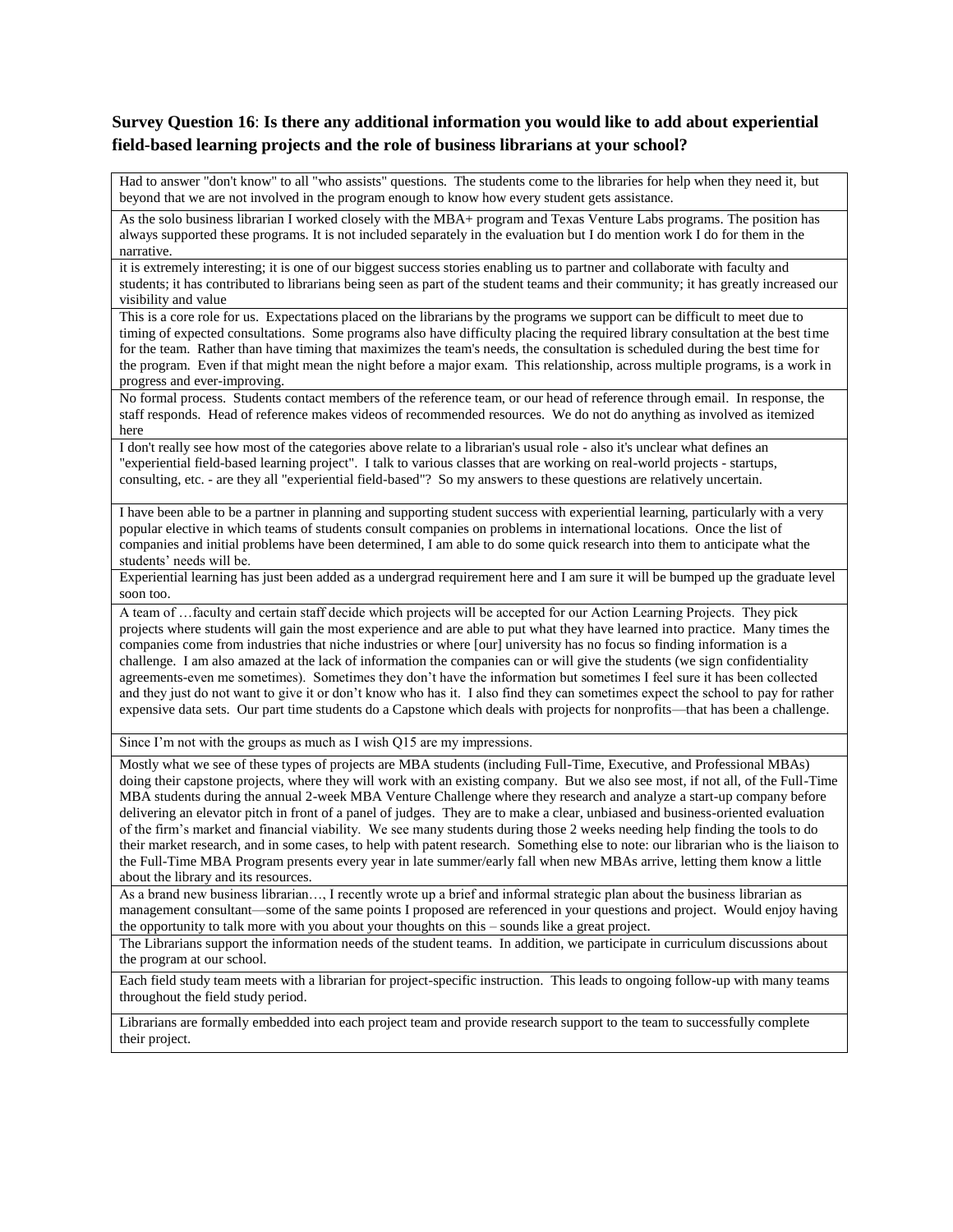**Survey Question 16**: **Is there any additional information you would like to add about experiential field-based learning projects and the role of business librarians at your school?**

| |
|---|
| Had to answer "don't know" to all "who assists" questions. The students come to the libraries for help when they need it, but beyond that we are not involved in the program enough to know how every student gets assistance. |
| As the solo business librarian I worked closely with the MBA+ program and Texas Venture Labs programs. The position has always supported these programs. It is not included separately in the evaluation but I do mention work I do for them in the narrative. |
| it is extremely interesting; it is one of our biggest success stories enabling us to partner and collaborate with faculty and students; it has contributed to librarians being seen as part of the student teams and their community; it has greatly increased our visibility and value |
| This is a core role for us. Expectations placed on the librarians by the programs we support can be difficult to meet due to timing of expected consultations. Some programs also have difficulty placing the required library consultation at the best time for the team. Rather than have timing that maximizes the team's needs, the consultation is scheduled during the best time for the program. Even if that might mean the night before a major exam. This relationship, across multiple programs, is a work in progress and ever-improving. |
| No formal process. Students contact members of the reference team, or our head of reference through email. In response, the staff responds. Head of reference makes videos of recommended resources. We do not do anything as involved as itemized here |
| I don't really see how most of the categories above relate to a librarian's usual role - also it's unclear what defines an "experiential field-based learning project". I talk to various classes that are working on real-world projects - startups, consulting, etc. - are they all "experiential field-based"? So my answers to these questions are relatively uncertain. |
| I have been able to be a partner in planning and supporting student success with experiential learning, particularly with a very popular elective in which teams of students consult companies on problems in international locations. Once the list of companies and initial problems have been determined, I am able to do some quick research into them to anticipate what the students' needs will be. |
| Experiential learning has just been added as a undergrad requirement here and I am sure it will be bumped up the graduate level soon too. |
| A team of …faculty and certain staff decide which projects will be accepted for our Action Learning Projects. They pick projects where students will gain the most experience and are able to put what they have learned into practice. Many times the companies come from industries that niche industries or where [our] university has no focus so finding information is a challenge. I am also amazed at the lack of information the companies can or will give the students (we sign confidentiality agreements-even me sometimes). Sometimes they don't have the information but sometimes I feel sure it has been collected and they just do not want to give it or don't know who has it. I also find they can sometimes expect the school to pay for rather expensive data sets. Our part time students do a Capstone which deals with projects for nonprofits—that has been a challenge. |
| Since I'm not with the groups as much as I wish Q15 are my impressions. |
| Mostly what we see of these types of projects are MBA students (including Full-Time, Executive, and Professional MBAs) doing their capstone projects, where they will work with an existing company. But we also see most, if not all, of the Full-Time MBA students during the annual 2-week MBA Venture Challenge where they research and analyze a start-up company before delivering an elevator pitch in front of a panel of judges. They are to make a clear, unbiased and business-oriented evaluation of the firm's market and financial viability. We see many students during those 2 weeks needing help finding the tools to do their market research, and in some cases, to help with patent research. Something else to note: our librarian who is the liaison to the Full-Time MBA Program presents every year in late summer/early fall when new MBAs arrive, letting them know a little about the library and its resources. |
| As a brand new business librarian…, I recently wrote up a brief and informal strategic plan about the business librarian as management consultant—some of the same points I proposed are referenced in your questions and project. Would enjoy having the opportunity to talk more with you about your thoughts on this – sounds like a great project. |
| The Librarians support the information needs of the student teams. In addition, we participate in curriculum discussions about the program at our school. |
| Each field study team meets with a librarian for project-specific instruction. This leads to ongoing follow-up with many teams throughout the field study period. |
| Librarians are formally embedded into each project team and provide research support to the team to successfully complete their project. |